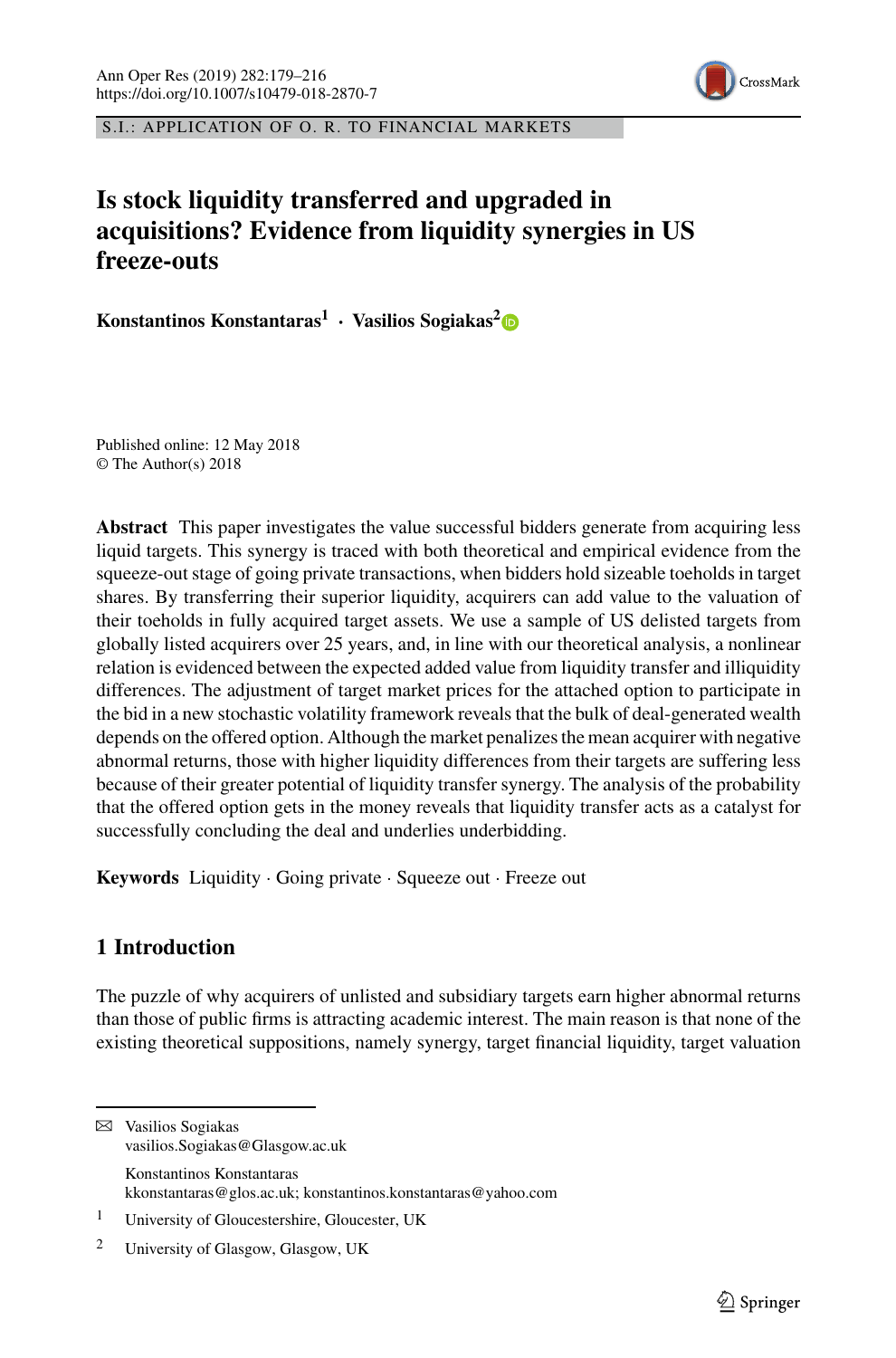S.I.: APPLICATION OF O. R. TO FINANCIAL MARKETS

# Is stock liquidity transferred and upgraded in acquisitions? Evidence from liquidity synergies in US freeze-outs

**Konstantinos Konstantaras**[1] · **Vasilios Sogiakas**[2]

Published online: 12 May 2018
© The Author(s) 2018

**Abstract** This paper investigates the value successful bidders generate from acquiring less liquid targets. This synergy is traced with both theoretical and empirical evidence from the squeeze-out stage of going private transactions, when bidders hold sizeable toeholds in target shares. By transferring their superior liquidity, acquirers can add value to the valuation of their toeholds in fully acquired target assets. We use a sample of US delisted targets from globally listed acquirers over 25 years, and, in line with our theoretical analysis, a nonlinear relation is evidenced between the expected added value from liquidity transfer and illiquidity differences. The adjustment of target market prices for the attached option to participate in the bid in a new stochastic volatility framework reveals that the bulk of deal-generated wealth depends on the offered option. Although the market penalizes the mean acquirer with negative abnormal returns, those with higher liquidity differences from their targets are suffering less because of their greater potential of liquidity transfer synergy. The analysis of the probability that the offered option gets in the money reveals that liquidity transfer acts as a catalyst for successfully concluding the deal and underlies underbidding.

**Keywords** Liquidity · Going private · Squeeze out · Freeze out

## 1 Introduction

The puzzle of why acquirers of unlisted and subsidiary targets earn higher abnormal returns than those of public firms is attracting academic interest. The main reason is that none of the existing theoretical suppositions, namely synergy, target financial liquidity, target valuation

---

✉ Vasilios Sogiakas
vasilios.Sogiakas@Glasgow.ac.uk

Konstantinos Konstantaras
kkonstantaras@glos.ac.uk; konstantinos.konstantaras@yahoo.com

[1] University of Gloucestershire, Gloucester, UK

[2] University of Glasgow, Glasgow, UK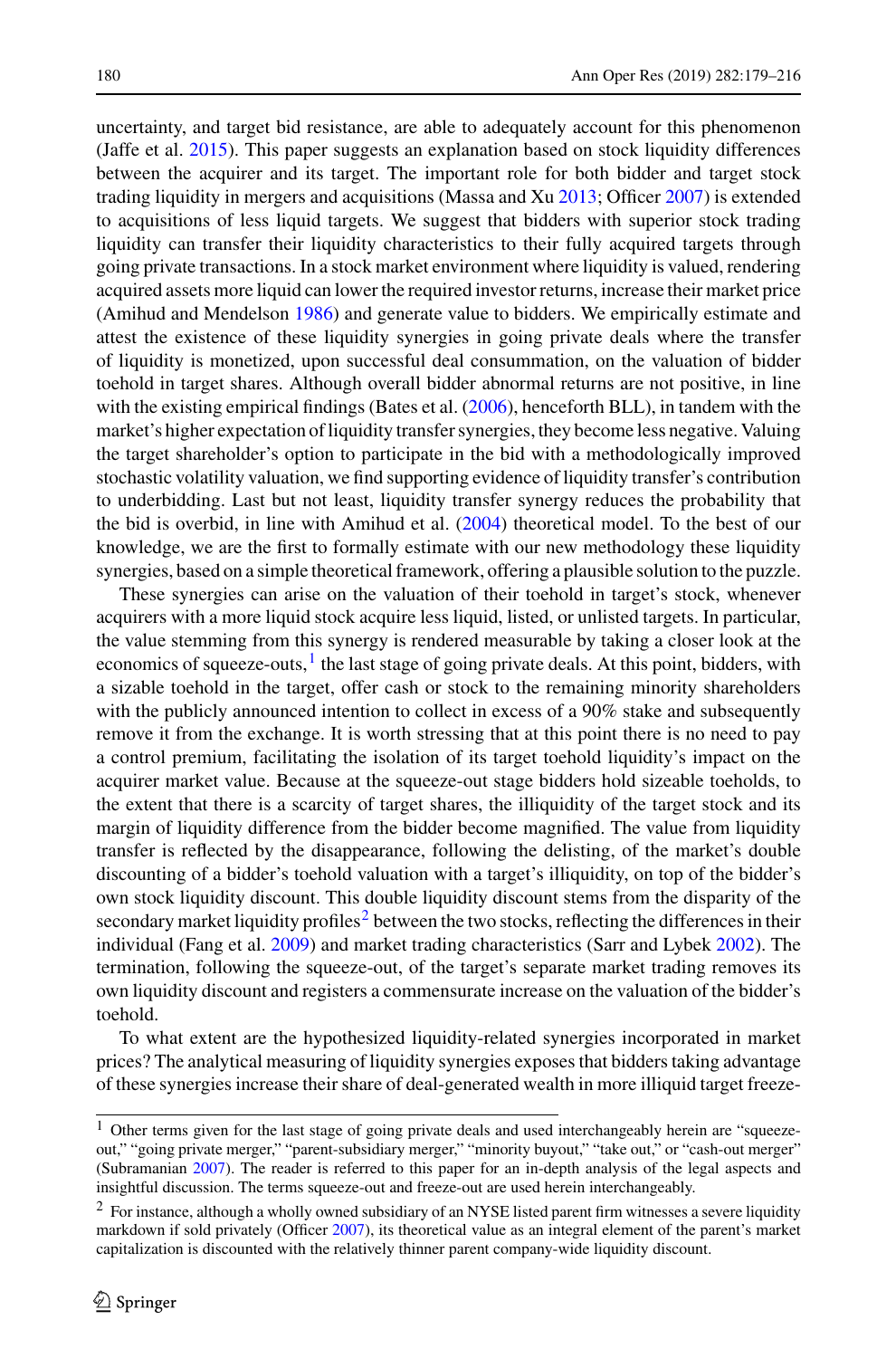uncertainty, and target bid resistance, are able to adequately account for this phenomenon (Jaffe et al. 2015). This paper suggests an explanation based on stock liquidity differences between the acquirer and its target. The important role for both bidder and target stock trading liquidity in mergers and acquisitions (Massa and Xu 2013; Officer 2007) is extended to acquisitions of less liquid targets. We suggest that bidders with superior stock trading liquidity can transfer their liquidity characteristics to their fully acquired targets through going private transactions. In a stock market environment where liquidity is valued, rendering acquired assets more liquid can lower the required investor returns, increase their market price (Amihud and Mendelson 1986) and generate value to bidders. We empirically estimate and attest the existence of these liquidity synergies in going private deals where the transfer of liquidity is monetized, upon successful deal consummation, on the valuation of bidder toehold in target shares. Although overall bidder abnormal returns are not positive, in line with the existing empirical findings (Bates et al. (2006), henceforth BLL), in tandem with the market's higher expectation of liquidity transfer synergies, they become less negative. Valuing the target shareholder's option to participate in the bid with a methodologically improved stochastic volatility valuation, we find supporting evidence of liquidity transfer's contribution to underbidding. Last but not least, liquidity transfer synergy reduces the probability that the bid is overbid, in line with Amihud et al. (2004) theoretical model. To the best of our knowledge, we are the first to formally estimate with our new methodology these liquidity synergies, based on a simple theoretical framework, offering a plausible solution to the puzzle.

These synergies can arise on the valuation of their toehold in target's stock, whenever acquirers with a more liquid stock acquire less liquid, listed, or unlisted targets. In particular, the value stemming from this synergy is rendered measurable by taking a closer look at the economics of squeeze-outs,[1] the last stage of going private deals. At this point, bidders, with a sizable toehold in the target, offer cash or stock to the remaining minority shareholders with the publicly announced intention to collect in excess of a 90% stake and subsequently remove it from the exchange. It is worth stressing that at this point there is no need to pay a control premium, facilitating the isolation of its target toehold liquidity's impact on the acquirer market value. Because at the squeeze-out stage bidders hold sizeable toeholds, to the extent that there is a scarcity of target shares, the illiquidity of the target stock and its margin of liquidity difference from the bidder become magnified. The value from liquidity transfer is reflected by the disappearance, following the delisting, of the market's double discounting of a bidder's toehold valuation with a target's illiquidity, on top of the bidder's own stock liquidity discount. This double liquidity discount stems from the disparity of the secondary market liquidity profiles[2] between the two stocks, reflecting the differences in their individual (Fang et al. 2009) and market trading characteristics (Sarr and Lybek 2002). The termination, following the squeeze-out, of the target's separate market trading removes its own liquidity discount and registers a commensurate increase on the valuation of the bidder's toehold.

To what extent are the hypothesized liquidity-related synergies incorporated in market prices? The analytical measuring of liquidity synergies exposes that bidders taking advantage of these synergies increase their share of deal-generated wealth in more illiquid target freeze-

[1] Other terms given for the last stage of going private deals and used interchangeably herein are "squeeze-out," "going private merger," "parent-subsidiary merger," "minority buyout," "take out," or "cash-out merger" (Subramanian 2007). The reader is referred to this paper for an in-depth analysis of the legal aspects and insightful discussion. The terms squeeze-out and freeze-out are used herein interchangeably.

[2] For instance, although a wholly owned subsidiary of an NYSE listed parent firm witnesses a severe liquidity markdown if sold privately (Officer 2007), its theoretical value as an integral element of the parent's market capitalization is discounted with the relatively thinner parent company-wide liquidity discount.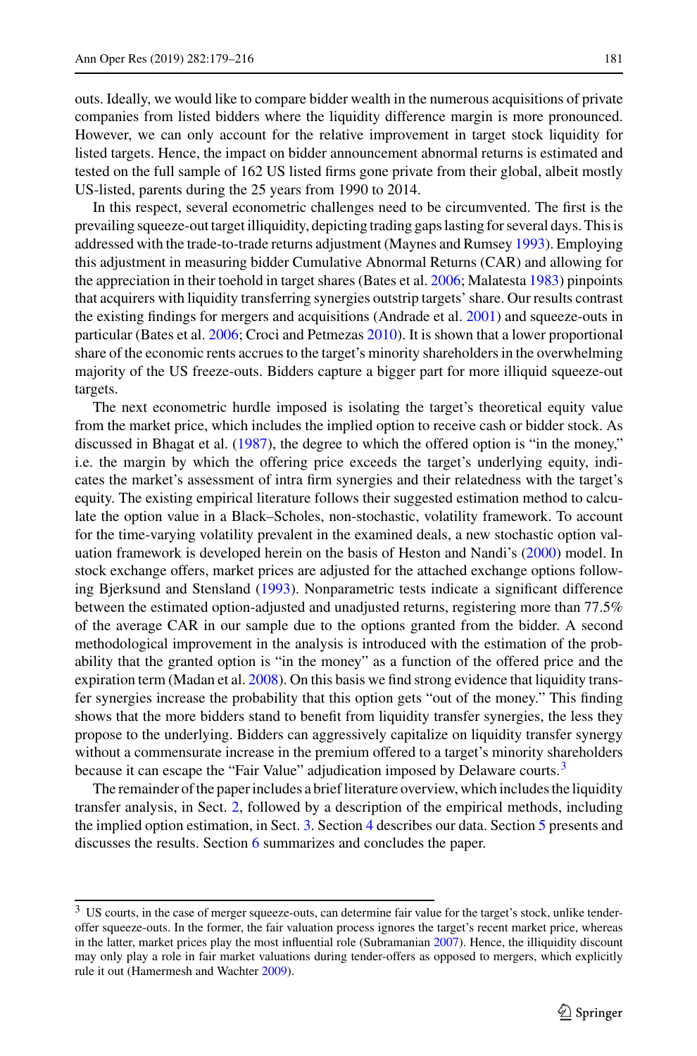outs. Ideally, we would like to compare bidder wealth in the numerous acquisitions of private companies from listed bidders where the liquidity difference margin is more pronounced. However, we can only account for the relative improvement in target stock liquidity for listed targets. Hence, the impact on bidder announcement abnormal returns is estimated and tested on the full sample of 162 US listed firms gone private from their global, albeit mostly US-listed, parents during the 25 years from 1990 to 2014.

In this respect, several econometric challenges need to be circumvented. The first is the prevailing squeeze-out target illiquidity, depicting trading gaps lasting for several days. This is addressed with the trade-to-trade returns adjustment (Maynes and Rumsey 1993). Employing this adjustment in measuring bidder Cumulative Abnormal Returns (CAR) and allowing for the appreciation in their toehold in target shares (Bates et al. 2006; Malatesta 1983) pinpoints that acquirers with liquidity transferring synergies outstrip targets' share. Our results contrast the existing findings for mergers and acquisitions (Andrade et al. 2001) and squeeze-outs in particular (Bates et al. 2006; Croci and Petmezas 2010). It is shown that a lower proportional share of the economic rents accrues to the target's minority shareholders in the overwhelming majority of the US freeze-outs. Bidders capture a bigger part for more illiquid squeeze-out targets.

The next econometric hurdle imposed is isolating the target's theoretical equity value from the market price, which includes the implied option to receive cash or bidder stock. As discussed in Bhagat et al. (1987), the degree to which the offered option is "in the money," i.e. the margin by which the offering price exceeds the target's underlying equity, indicates the market's assessment of intra firm synergies and their relatedness with the target's equity. The existing empirical literature follows their suggested estimation method to calculate the option value in a Black–Scholes, non-stochastic, volatility framework. To account for the time-varying volatility prevalent in the examined deals, a new stochastic option valuation framework is developed herein on the basis of Heston and Nandi's (2000) model. In stock exchange offers, market prices are adjusted for the attached exchange options following Bjerksund and Stensland (1993). Nonparametric tests indicate a significant difference between the estimated option-adjusted and unadjusted returns, registering more than 77.5% of the average CAR in our sample due to the options granted from the bidder. A second methodological improvement in the analysis is introduced with the estimation of the probability that the granted option is "in the money" as a function of the offered price and the expiration term (Madan et al. 2008). On this basis we find strong evidence that liquidity transfer synergies increase the probability that this option gets "out of the money." This finding shows that the more bidders stand to benefit from liquidity transfer synergies, the less they propose to the underlying. Bidders can aggressively capitalize on liquidity transfer synergy without a commensurate increase in the premium offered to a target's minority shareholders because it can escape the "Fair Value" adjudication imposed by Delaware courts.[3]

The remainder of the paper includes a brief literature overview, which includes the liquidity transfer analysis, in Sect. 2, followed by a description of the empirical methods, including the implied option estimation, in Sect. 3. Section 4 describes our data. Section 5 presents and discusses the results. Section 6 summarizes and concludes the paper.

[3] US courts, in the case of merger squeeze-outs, can determine fair value for the target's stock, unlike tender-offer squeeze-outs. In the former, the fair valuation process ignores the target's recent market price, whereas in the latter, market prices play the most influential role (Subramanian 2007). Hence, the illiquidity discount may only play a role in fair market valuations during tender-offers as opposed to mergers, which explicitly rule it out (Hamermesh and Wachter 2009).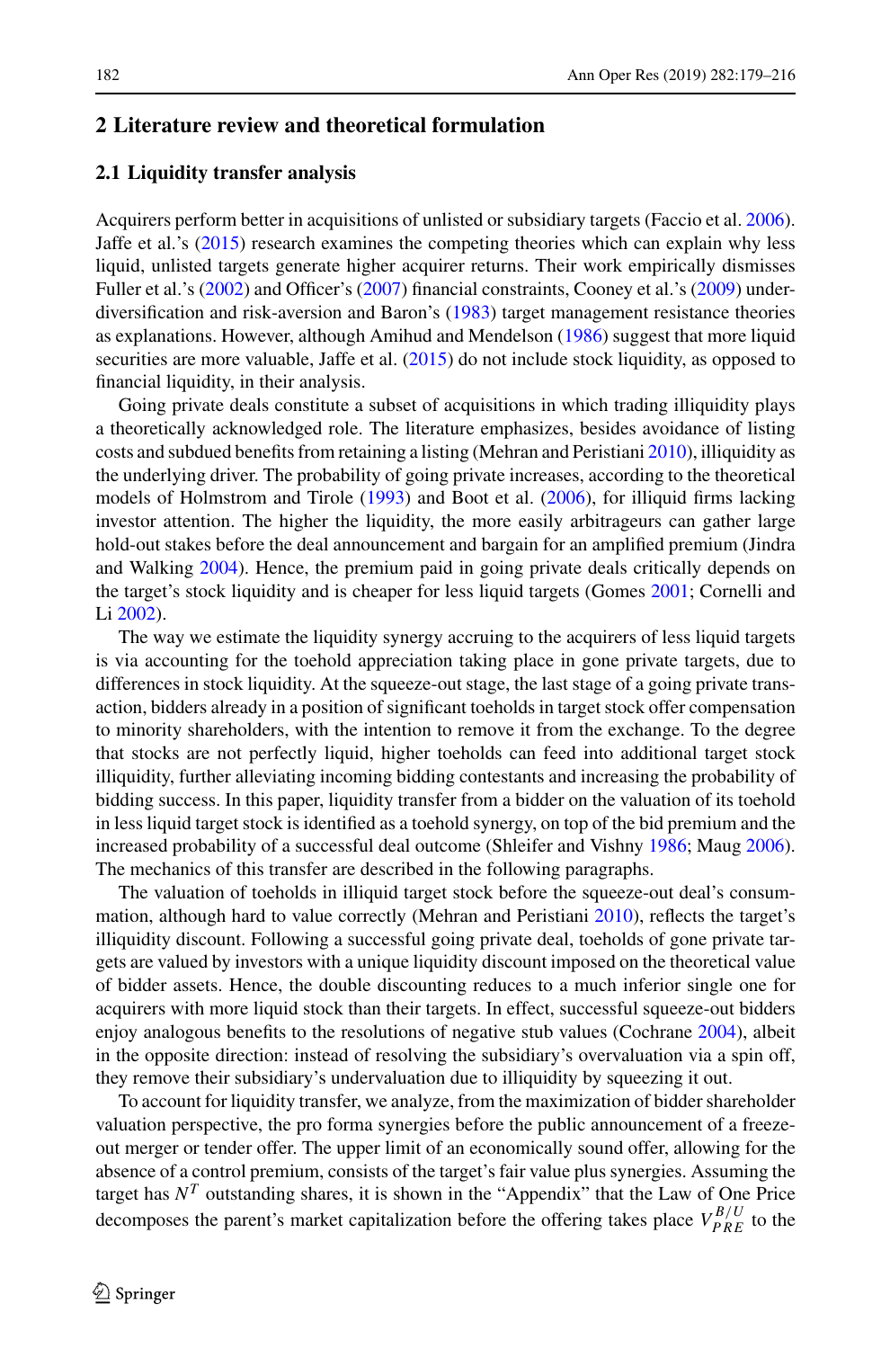## 2 Literature review and theoretical formulation

### 2.1 Liquidity transfer analysis

Acquirers perform better in acquisitions of unlisted or subsidiary targets (Faccio et al. 2006). Jaffe et al.'s (2015) research examines the competing theories which can explain why less liquid, unlisted targets generate higher acquirer returns. Their work empirically dismisses Fuller et al.'s (2002) and Officer's (2007) financial constraints, Cooney et al.'s (2009) under-diversification and risk-aversion and Baron's (1983) target management resistance theories as explanations. However, although Amihud and Mendelson (1986) suggest that more liquid securities are more valuable, Jaffe et al. (2015) do not include stock liquidity, as opposed to financial liquidity, in their analysis.

Going private deals constitute a subset of acquisitions in which trading illiquidity plays a theoretically acknowledged role. The literature emphasizes, besides avoidance of listing costs and subdued benefits from retaining a listing (Mehran and Peristiani 2010), illiquidity as the underlying driver. The probability of going private increases, according to the theoretical models of Holmstrom and Tirole (1993) and Boot et al. (2006), for illiquid firms lacking investor attention. The higher the liquidity, the more easily arbitrageurs can gather large hold-out stakes before the deal announcement and bargain for an amplified premium (Jindra and Walking 2004). Hence, the premium paid in going private deals critically depends on the target's stock liquidity and is cheaper for less liquid targets (Gomes 2001; Cornelli and Li 2002).

The way we estimate the liquidity synergy accruing to the acquirers of less liquid targets is via accounting for the toehold appreciation taking place in gone private targets, due to differences in stock liquidity. At the squeeze-out stage, the last stage of a going private transaction, bidders already in a position of significant toeholds in target stock offer compensation to minority shareholders, with the intention to remove it from the exchange. To the degree that stocks are not perfectly liquid, higher toeholds can feed into additional target stock illiquidity, further alleviating incoming bidding contestants and increasing the probability of bidding success. In this paper, liquidity transfer from a bidder on the valuation of its toehold in less liquid target stock is identified as a toehold synergy, on top of the bid premium and the increased probability of a successful deal outcome (Shleifer and Vishny 1986; Maug 2006). The mechanics of this transfer are described in the following paragraphs.

The valuation of toeholds in illiquid target stock before the squeeze-out deal's consummation, although hard to value correctly (Mehran and Peristiani 2010), reflects the target's illiquidity discount. Following a successful going private deal, toeholds of gone private targets are valued by investors with a unique liquidity discount imposed on the theoretical value of bidder assets. Hence, the double discounting reduces to a much inferior single one for acquirers with more liquid stock than their targets. In effect, successful squeeze-out bidders enjoy analogous benefits to the resolutions of negative stub values (Cochrane 2004), albeit in the opposite direction: instead of resolving the subsidiary's overvaluation via a spin off, they remove their subsidiary's undervaluation due to illiquidity by squeezing it out.

To account for liquidity transfer, we analyze, from the maximization of bidder shareholder valuation perspective, the pro forma synergies before the public announcement of a freeze-out merger or tender offer. The upper limit of an economically sound offer, allowing for the absence of a control premium, consists of the target's fair value plus synergies. Assuming the target has $N^T$ outstanding shares, it is shown in the "Appendix" that the Law of One Price decomposes the parent's market capitalization before the offering takes place $V_{PRE}^{B/U}$ to the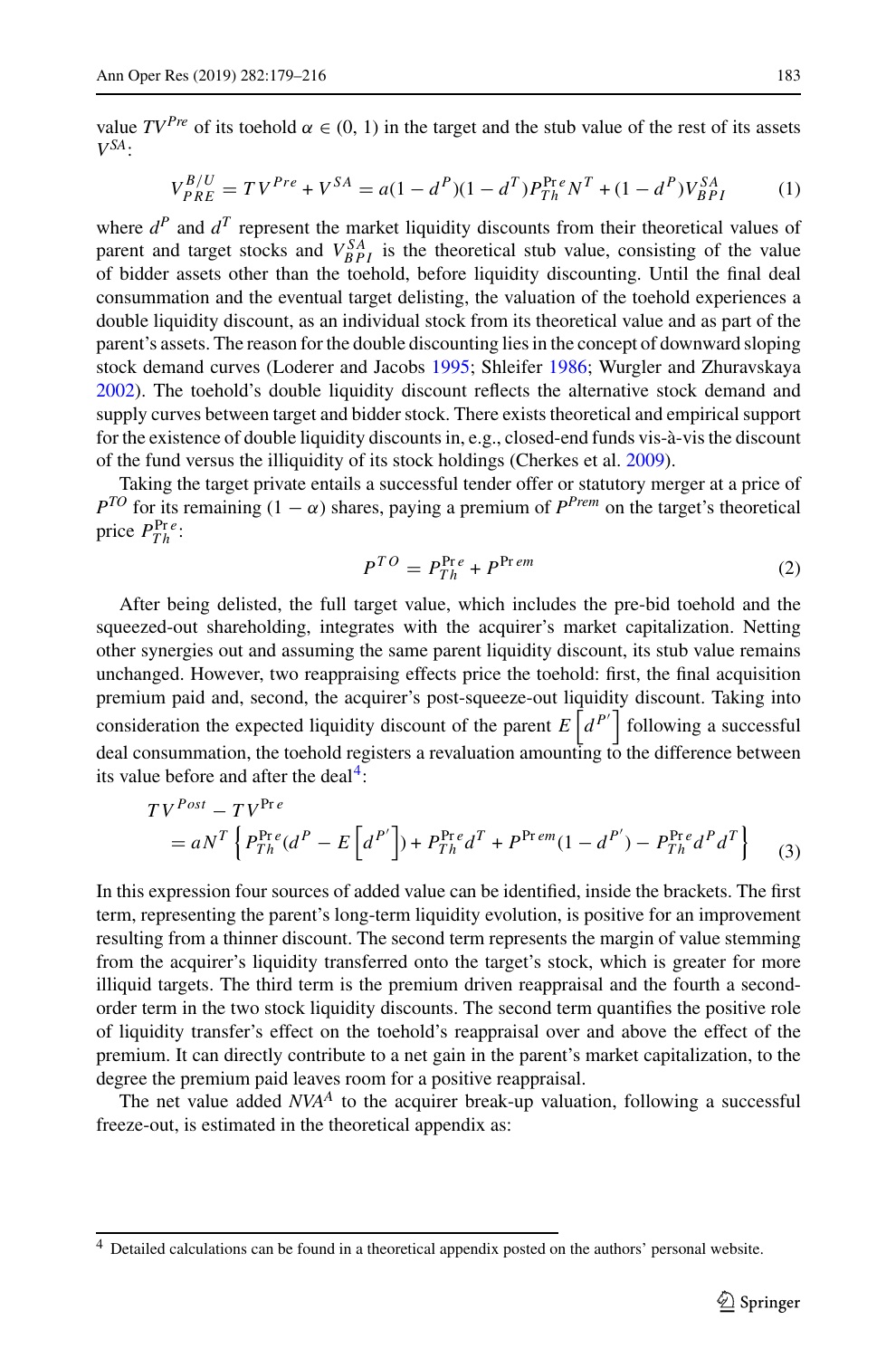value $TV^{Pre}$ of its toehold $\alpha \in (0, 1)$ in the target and the stub value of the rest of its assets $V^{SA}$:

$$V_{PRE}^{B/U} = TV^{Pre} + V^{SA} = a(1-d^P)(1-d^T)P_{Th}^{\mathrm{Pr}\,e}N^T + (1-d^P)V_{BPI}^{SA} \tag{1}$$

where $d^P$ and $d^T$ represent the market liquidity discounts from their theoretical values of parent and target stocks and $V_{BPI}^{SA}$ is the theoretical stub value, consisting of the value of bidder assets other than the toehold, before liquidity discounting. Until the final deal consummation and the eventual target delisting, the valuation of the toehold experiences a double liquidity discount, as an individual stock from its theoretical value and as part of the parent's assets. The reason for the double discounting lies in the concept of downward sloping stock demand curves (Loderer and Jacobs 1995; Shleifer 1986; Wurgler and Zhuravskaya 2002). The toehold's double liquidity discount reflects the alternative stock demand and supply curves between target and bidder stock. There exists theoretical and empirical support for the existence of double liquidity discounts in, e.g., closed-end funds vis-à-vis the discount of the fund versus the illiquidity of its stock holdings (Cherkes et al. 2009).

Taking the target private entails a successful tender offer or statutory merger at a price of $P^{TO}$ for its remaining $(1-\alpha)$ shares, paying a premium of $P^{Prem}$ on the target's theoretical price $P_{Th}^{\mathrm{Pr}\,e}$:

$$P^{TO} = P_{Th}^{\mathrm{Pr}\,e} + P^{\mathrm{Pr}\,em} \tag{2}$$

After being delisted, the full target value, which includes the pre-bid toehold and the squeezed-out shareholding, integrates with the acquirer's market capitalization. Netting other synergies out and assuming the same parent liquidity discount, its stub value remains unchanged. However, two reappraising effects price the toehold: first, the final acquisition premium paid and, second, the acquirer's post-squeeze-out liquidity discount. Taking into consideration the expected liquidity discount of the parent $E\left[d^{P'}\right]$ following a successful deal consummation, the toehold registers a revaluation amounting to the difference between its value before and after the deal[4]:

$$\begin{aligned} &TV^{Post} - TV^{\mathrm{Pr}\,e} \\ &= aN^T\left\{P_{Th}^{\mathrm{Pr}\,e}(d^P - E\left[d^{P'}\right]) + P_{Th}^{\mathrm{Pr}\,e}d^T + P^{\mathrm{Pr}\,em}(1-d^{P'}) - P_{Th}^{\mathrm{Pr}\,e}d^P d^T\right\} \end{aligned} \tag{3}$$

In this expression four sources of added value can be identified, inside the brackets. The first term, representing the parent's long-term liquidity evolution, is positive for an improvement resulting from a thinner discount. The second term represents the margin of value stemming from the acquirer's liquidity transferred onto the target's stock, which is greater for more illiquid targets. The third term is the premium driven reappraisal and the fourth a second-order term in the two stock liquidity discounts. The second term quantifies the positive role of liquidity transfer's effect on the toehold's reappraisal over and above the effect of the premium. It can directly contribute to a net gain in the parent's market capitalization, to the degree the premium paid leaves room for a positive reappraisal.

The net value added $NVA^A$ to the acquirer break-up valuation, following a successful freeze-out, is estimated in the theoretical appendix as:

[4] Detailed calculations can be found in a theoretical appendix posted on the authors' personal website.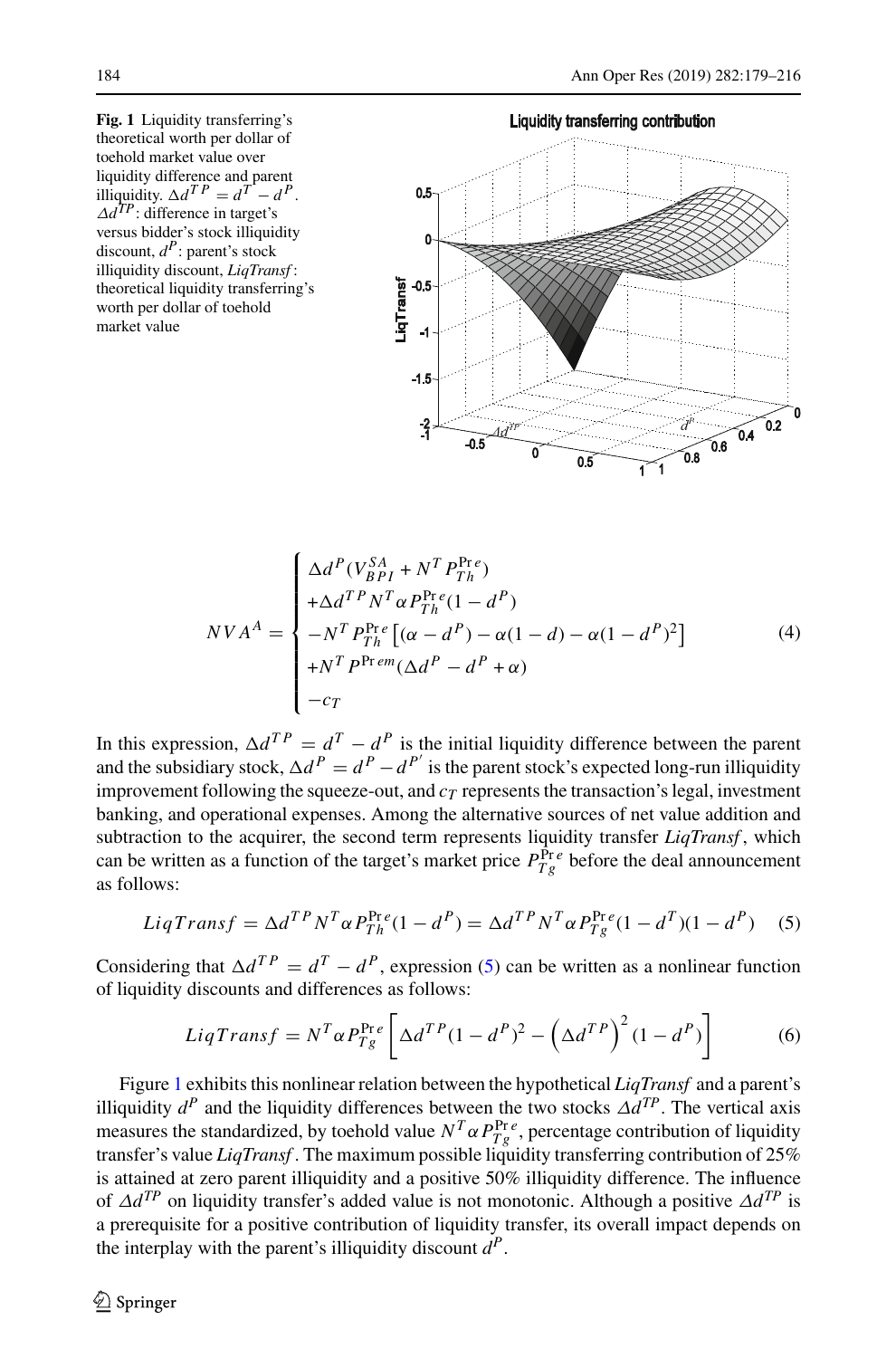**Fig. 1** Liquidity transferring's theoretical worth per dollar of toehold market value over liquidity difference and parent illiquidity. $\Delta d^{TP} = d^T - d^P$. $\Delta d^{TP}$: difference in target's versus bidder's stock illiquidity discount, $d^P$: parent's stock illiquidity discount, *LiqTransf*: theoretical liquidity transferring's worth per dollar of toehold market value

$$
NVA^A = \begin{cases}
\Delta d^P (V_{BPI}^{SA} + N^T P_{Th}^{\Pr e}) \\
+\Delta d^{TP} N^T \alpha P_{Th}^{\Pr e}(1 - d^P) \\
-N^T P_{Th}^{\Pr e}\left[(\alpha - d^P) - \alpha(1 - d) - \alpha(1 - d^P)^2\right] \\
+N^T P^{\Pr em}(\Delta d^P - d^P + \alpha) \\
-c_T
\end{cases} \tag{4}
$$

In this expression, $\Delta d^{TP} = d^T - d^P$ is the initial liquidity difference between the parent and the subsidiary stock, $\Delta d^P = d^P - d^{P'}$ is the parent stock's expected long-run illiquidity improvement following the squeeze-out, and $c_T$ represents the transaction's legal, investment banking, and operational expenses. Among the alternative sources of net value addition and subtraction to the acquirer, the second term represents liquidity transfer *LiqTransf*, which can be written as a function of the target's market price $P_{Tg}^{\Pr e}$ before the deal announcement as follows:

$$
LiqTransf = \Delta d^{TP} N^T \alpha P_{Th}^{\Pr e}(1 - d^P) = \Delta d^{TP} N^T \alpha P_{Tg}^{\Pr e}(1 - d^T)(1 - d^P) \tag{5}
$$

Considering that $\Delta d^{TP} = d^T - d^P$, expression (5) can be written as a nonlinear function of liquidity discounts and differences as follows:

$$
LiqTransf = N^T \alpha P_{Tg}^{\Pr e}\left[\Delta d^{TP}(1 - d^P)^2 - \left(\Delta d^{TP}\right)^2 (1 - d^P)\right] \tag{6}
$$

Figure 1 exhibits this nonlinear relation between the hypothetical *LiqTransf* and a parent's illiquidity $d^P$ and the liquidity differences between the two stocks $\Delta d^{TP}$. The vertical axis measures the standardized, by toehold value $N^T \alpha P_{Tg}^{\Pr e}$, percentage contribution of liquidity transfer's value *LiqTransf*. The maximum possible liquidity transferring contribution of 25% is attained at zero parent illiquidity and a positive 50% illiquidity difference. The influence of $\Delta d^{TP}$ on liquidity transfer's added value is not monotonic. Although a positive $\Delta d^{TP}$ is a prerequisite for a positive contribution of liquidity transfer, its overall impact depends on the interplay with the parent's illiquidity discount $d^P$.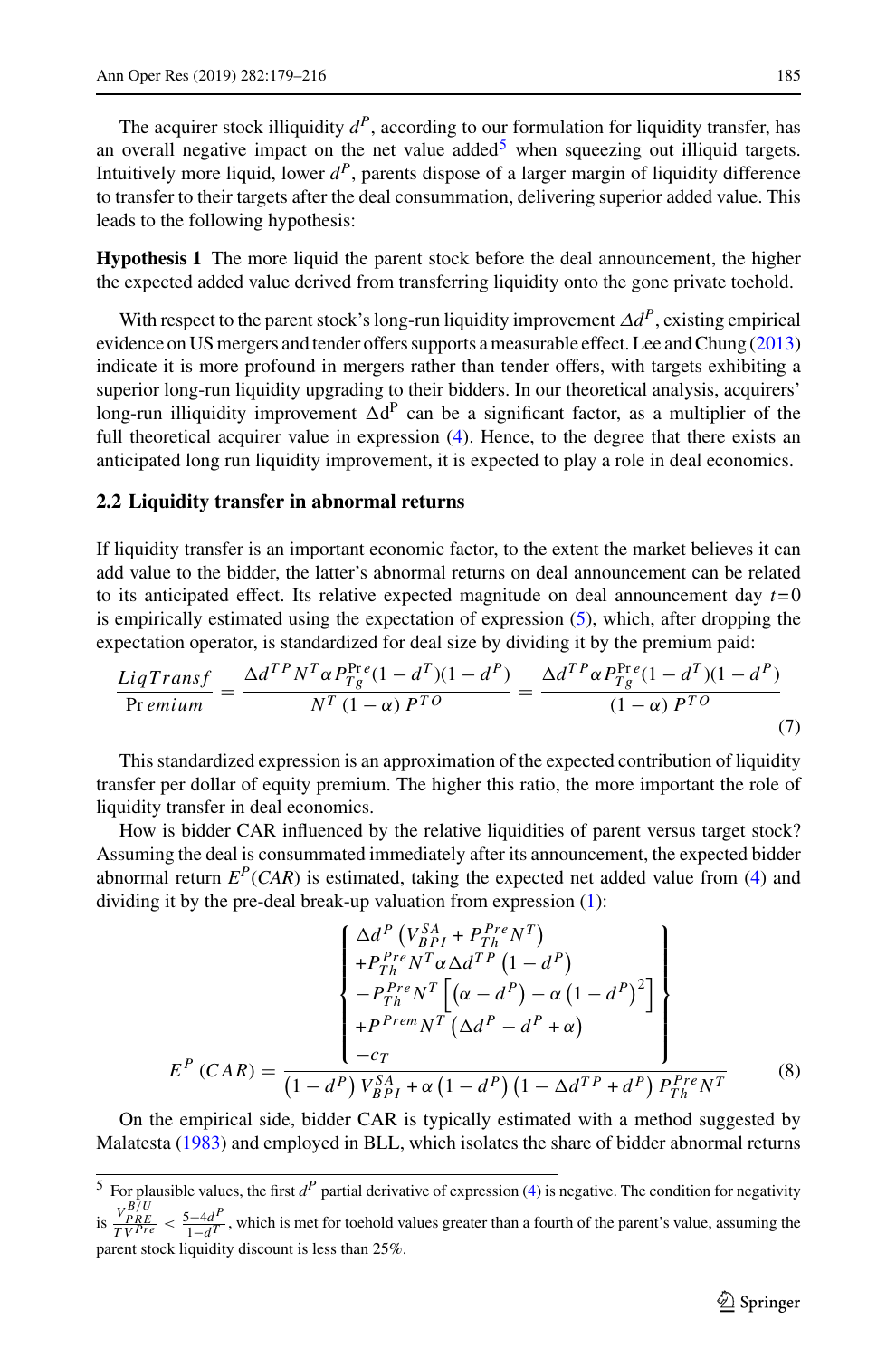The acquirer stock illiquidity $d^P$, according to our formulation for liquidity transfer, has an overall negative impact on the net value added[5] when squeezing out illiquid targets. Intuitively more liquid, lower $d^P$, parents dispose of a larger margin of liquidity difference to transfer to their targets after the deal consummation, delivering superior added value. This leads to the following hypothesis:

**Hypothesis 1** The more liquid the parent stock before the deal announcement, the higher the expected added value derived from transferring liquidity onto the gone private toehold.

With respect to the parent stock's long-run liquidity improvement $\Delta d^P$, existing empirical evidence on US mergers and tender offers supports a measurable effect. Lee and Chung (2013) indicate it is more profound in mergers rather than tender offers, with targets exhibiting a superior long-run liquidity upgrading to their bidders. In our theoretical analysis, acquirers' long-run illiquidity improvement $\Delta d^P$ can be a significant factor, as a multiplier of the full theoretical acquirer value in expression (4). Hence, to the degree that there exists an anticipated long run liquidity improvement, it is expected to play a role in deal economics.

### 2.2 Liquidity transfer in abnormal returns

If liquidity transfer is an important economic factor, to the extent the market believes it can add value to the bidder, the latter's abnormal returns on deal announcement can be related to its anticipated effect. Its relative expected magnitude on deal announcement day $t=0$ is empirically estimated using the expectation of expression (5), which, after dropping the expectation operator, is standardized for deal size by dividing it by the premium paid:

$$\frac{LiqTransf}{Premium} = \frac{\Delta d^{TP} N^T \alpha P_{Tg}^{Pre}(1-d^T)(1-d^P)}{N^T\,(1-\alpha)\,P^{TO}} = \frac{\Delta d^{TP} \alpha P_{Tg}^{Pre}(1-d^T)(1-d^P)}{(1-\alpha)\,P^{TO}} \tag{7}$$

This standardized expression is an approximation of the expected contribution of liquidity transfer per dollar of equity premium. The higher this ratio, the more important the role of liquidity transfer in deal economics.

How is bidder CAR influenced by the relative liquidities of parent versus target stock? Assuming the deal is consummated immediately after its announcement, the expected bidder abnormal return $E^P(CAR)$ is estimated, taking the expected net added value from (4) and dividing it by the pre-deal break-up valuation from expression (1):

$$E^P\left(CAR\right) = \frac{\left\{\begin{array}{l} \Delta d^P\left(V_{BPI}^{SA} + P_{Th}^{Pre} N^T\right) \\ +P_{Th}^{Pre} N^T \alpha \Delta d^{TP}\left(1-d^P\right) \\ -P_{Th}^{Pre} N^T\left[\left(\alpha - d^P\right) - \alpha\left(1-d^P\right)^2\right] \\ +P^{Prem} N^T\left(\Delta d^P - d^P + \alpha\right) \\ -c_T \end{array}\right\}}{\left(1-d^P\right) V_{BPI}^{SA} + \alpha\left(1-d^P\right)\left(1-\Delta d^{TP} + d^P\right) P_{Th}^{Pre} N^T} \tag{8}$$

On the empirical side, bidder CAR is typically estimated with a method suggested by Malatesta (1983) and employed in BLL, which isolates the share of bidder abnormal returns

[5] For plausible values, the first $d^P$ partial derivative of expression (4) is negative. The condition for negativity is $\frac{V_{PRE}^{B/U}}{TV^{Pre}} < \frac{5-4d^P}{1-d^T}$, which is met for toehold values greater than a fourth of the parent's value, assuming the parent stock liquidity discount is less than 25%.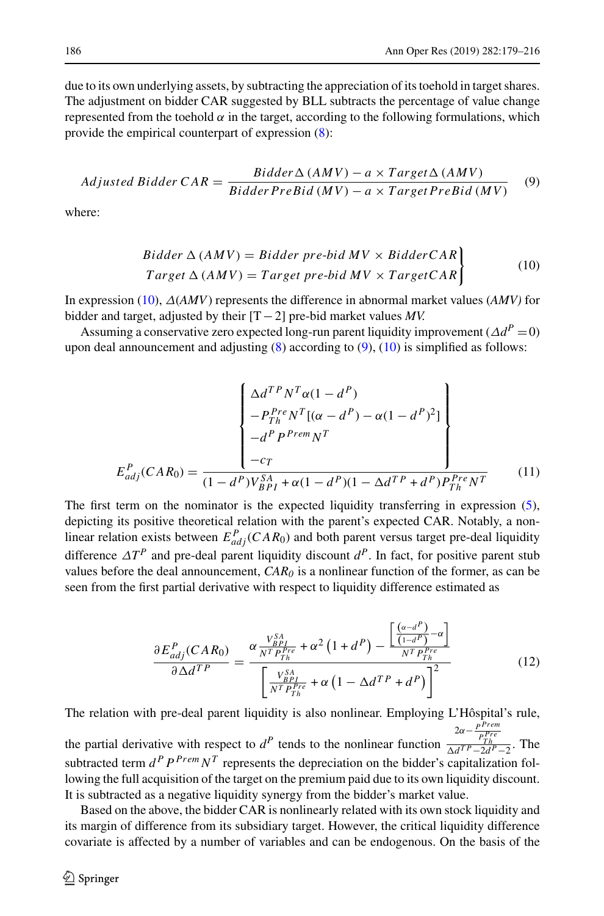due to its own underlying assets, by subtracting the appreciation of its toehold in target shares. The adjustment on bidder CAR suggested by BLL subtracts the percentage of value change represented from the toehold $\alpha$ in the target, according to the following formulations, which provide the empirical counterpart of expression (8):

$$Adjusted\ Bidder\ CAR = \frac{Bidder\,\Delta\,(AMV) - a \times Target\,\Delta\,(AMV)}{Bidder\,PreBid\,(MV) - a \times Target\,PreBid\,(MV)} \tag{9}$$

where:

$$\left.\begin{aligned} Bidder\ \Delta\,(AMV) &= Bidder\ pre\text{-}bid\ MV \times BidderCAR \\ Target\ \Delta\,(AMV) &= Target\ pre\text{-}bid\ MV \times TargetCAR \end{aligned}\right\} \tag{10}$$

In expression (10), $\Delta(AMV)$ represents the difference in abnormal market values (*AMV)* for bidder and target, adjusted by their [T − 2] pre-bid market values *MV.*

Assuming a conservative zero expected long-run parent liquidity improvement ($\Delta d^P = 0$) upon deal announcement and adjusting (8) according to (9), (10) is simplified as follows:

$$E^P_{adj}(CAR_0) = \frac{\left\{\begin{array}{l} \Delta d^{TP} N^T \alpha (1-d^P) \\ -P^{Pre}_{Th} N^T [(\alpha - d^P) - \alpha(1-d^P)^2] \\ -d^P P^{Prem} N^T \\ -c_T \end{array}\right\}}{(1-d^P)V^{SA}_{BPI} + \alpha(1-d^P)(1-\Delta d^{TP} + d^P)P^{Pre}_{Th} N^T} \tag{11}$$

The first term on the nominator is the expected liquidity transferring in expression (5), depicting its positive theoretical relation with the parent's expected CAR. Notably, a nonlinear relation exists between $E^P_{adj}(CAR_0)$ and both parent versus target pre-deal liquidity difference $\Delta T^P$ and pre-deal parent liquidity discount $d^P$. In fact, for positive parent stub values before the deal announcement, $CAR_0$ is a nonlinear function of the former, as can be seen from the first partial derivative with respect to liquidity difference estimated as

$$\frac{\partial E^P_{adj}(CAR_0)}{\partial \Delta d^{TP}} = \frac{\alpha \frac{V^{SA}_{BPI}}{N^T P^{Pre}_{Th}} + \alpha^2\left(1 + d^P\right) - \frac{\left[\frac{(\alpha - d^P)}{(1-d^P)} - \alpha\right]}{N^T P^{Pre}_{Th}}}{\left[\frac{V^{SA}_{BPI}}{N^T P^{Pre}_{Th}} + \alpha\left(1 - \Delta d^{TP} + d^P\right)\right]^2} \tag{12}$$

The relation with pre-deal parent liquidity is also nonlinear. Employing L'Hôspital's rule, the partial derivative with respect to $d^P$ tends to the nonlinear function $\frac{2\alpha - \frac{P^{Prem}}{P^{Pre}_{Th}}}{\Delta d^{TP} - 2d^P - 2}$. The subtracted term $d^P P^{Prem} N^T$ represents the depreciation on the bidder's capitalization following the full acquisition of the target on the premium paid due to its own liquidity discount. It is subtracted as a negative liquidity synergy from the bidder's market value.

Based on the above, the bidder CAR is nonlinearly related with its own stock liquidity and its margin of difference from its subsidiary target. However, the critical liquidity difference covariate is affected by a number of variables and can be endogenous. On the basis of the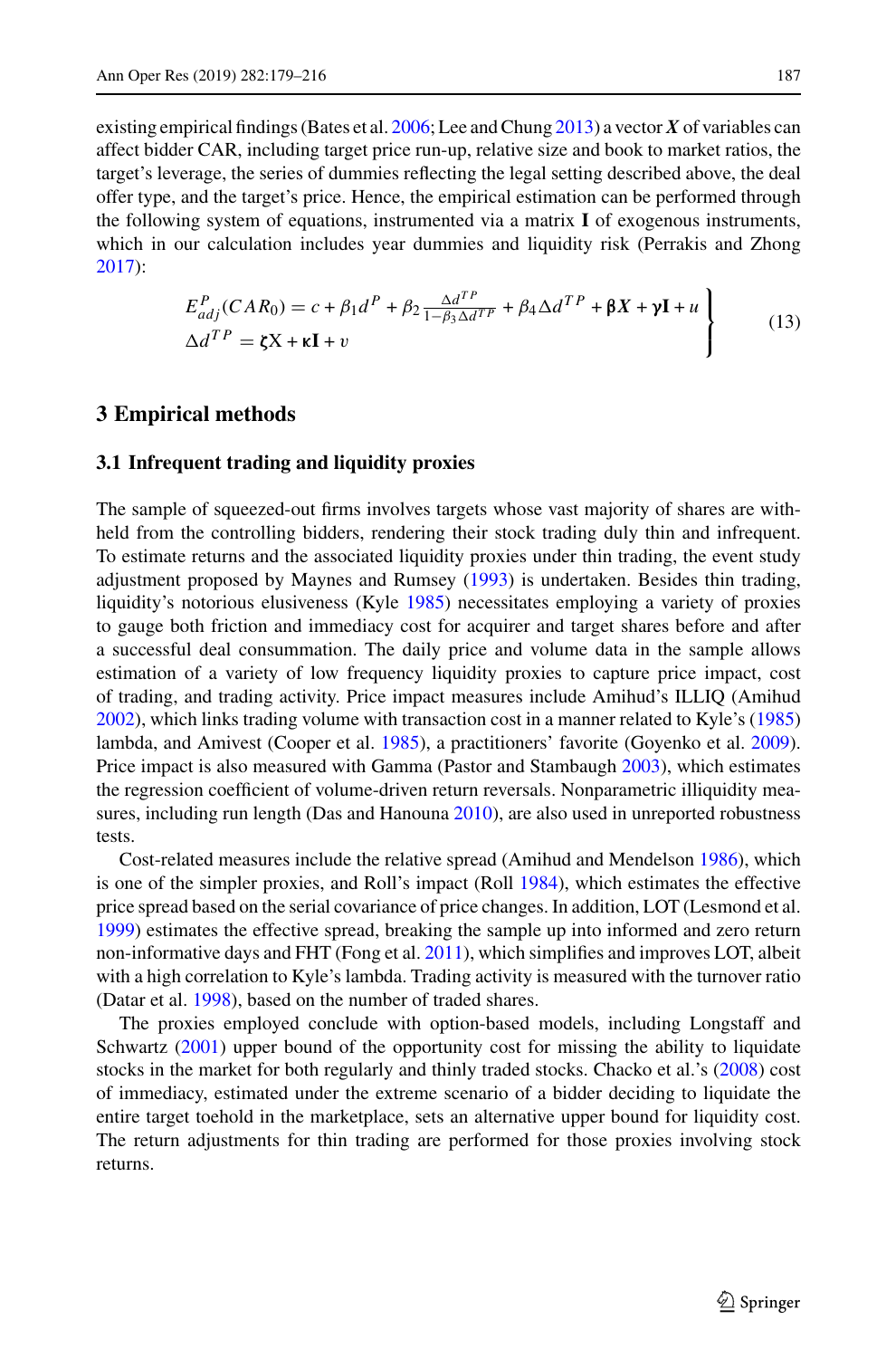existing empirical findings (Bates et al. 2006; Lee and Chung 2013) a vector $\boldsymbol{X}$ of variables can affect bidder CAR, including target price run-up, relative size and book to market ratios, the target's leverage, the series of dummies reflecting the legal setting described above, the deal offer type, and the target's price. Hence, the empirical estimation can be performed through the following system of equations, instrumented via a matrix $\mathbf{I}$ of exogenous instruments, which in our calculation includes year dummies and liquidity risk (Perrakis and Zhong 2017):

$$\left.\begin{array}{l} E_{adj}^{P}(CAR_0) = c + \beta_1 d^P + \beta_2 \frac{\Delta d^{TP}}{1-\beta_3 \Delta d^{TP}} + \beta_4 \Delta d^{TP} + \boldsymbol{\beta X} + \boldsymbol{\gamma}\mathbf{I} + u \\ \Delta d^{TP} = \boldsymbol{\zeta}\mathrm{X} + \boldsymbol{\kappa}\mathbf{I} + v \end{array}\right\} \tag{13}$$

## 3 Empirical methods

### 3.1 Infrequent trading and liquidity proxies

The sample of squeezed-out firms involves targets whose vast majority of shares are withheld from the controlling bidders, rendering their stock trading duly thin and infrequent. To estimate returns and the associated liquidity proxies under thin trading, the event study adjustment proposed by Maynes and Rumsey (1993) is undertaken. Besides thin trading, liquidity's notorious elusiveness (Kyle 1985) necessitates employing a variety of proxies to gauge both friction and immediacy cost for acquirer and target shares before and after a successful deal consummation. The daily price and volume data in the sample allows estimation of a variety of low frequency liquidity proxies to capture price impact, cost of trading, and trading activity. Price impact measures include Amihud's ILLIQ (Amihud 2002), which links trading volume with transaction cost in a manner related to Kyle's (1985) lambda, and Amivest (Cooper et al. 1985), a practitioners' favorite (Goyenko et al. 2009). Price impact is also measured with Gamma (Pastor and Stambaugh 2003), which estimates the regression coefficient of volume-driven return reversals. Nonparametric illiquidity measures, including run length (Das and Hanouna 2010), are also used in unreported robustness tests.

Cost-related measures include the relative spread (Amihud and Mendelson 1986), which is one of the simpler proxies, and Roll's impact (Roll 1984), which estimates the effective price spread based on the serial covariance of price changes. In addition, LOT (Lesmond et al. 1999) estimates the effective spread, breaking the sample up into informed and zero return non-informative days and FHT (Fong et al. 2011), which simplifies and improves LOT, albeit with a high correlation to Kyle's lambda. Trading activity is measured with the turnover ratio (Datar et al. 1998), based on the number of traded shares.

The proxies employed conclude with option-based models, including Longstaff and Schwartz (2001) upper bound of the opportunity cost for missing the ability to liquidate stocks in the market for both regularly and thinly traded stocks. Chacko et al.'s (2008) cost of immediacy, estimated under the extreme scenario of a bidder deciding to liquidate the entire target toehold in the marketplace, sets an alternative upper bound for liquidity cost. The return adjustments for thin trading are performed for those proxies involving stock returns.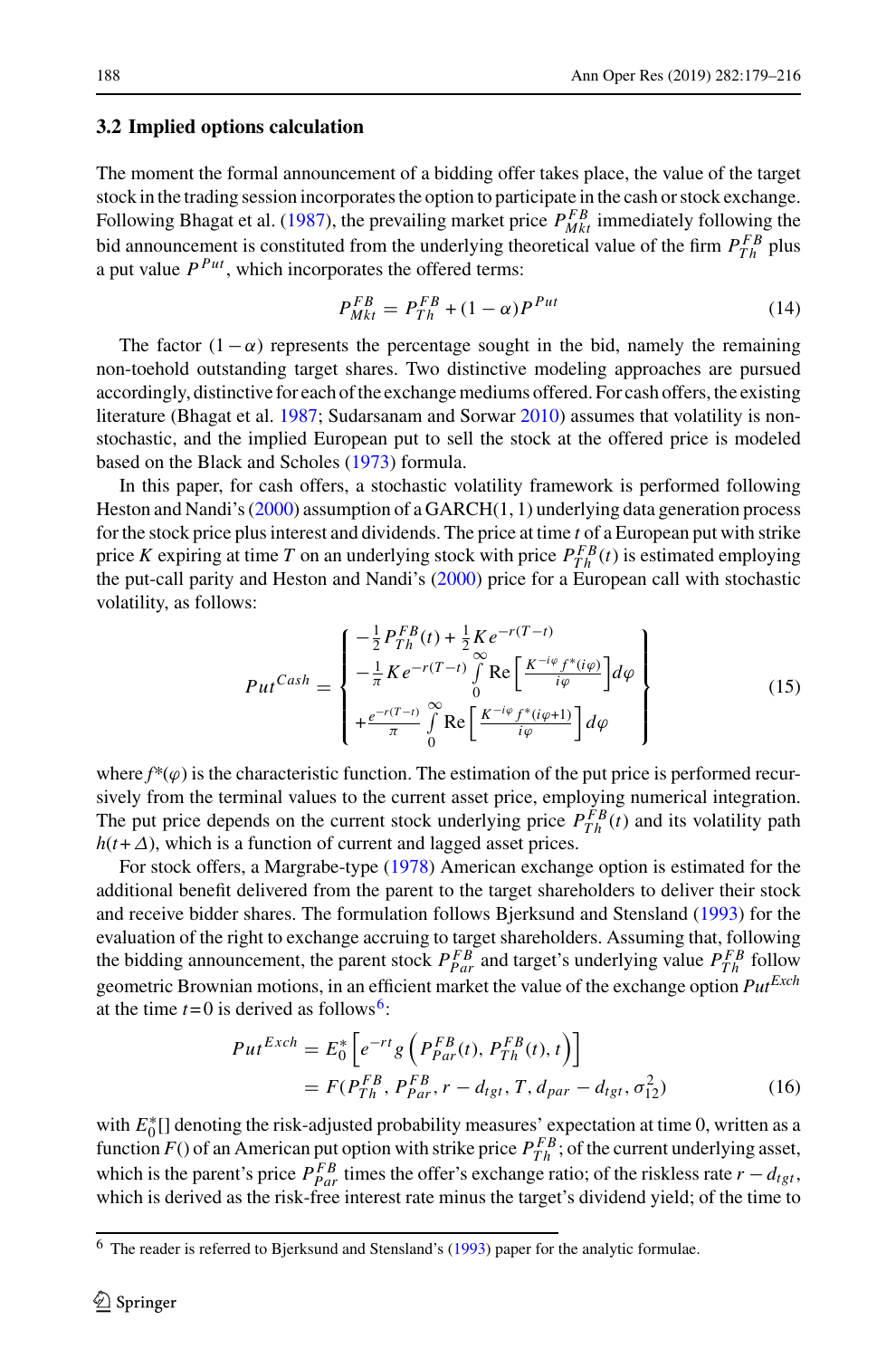### 3.2 Implied options calculation

The moment the formal announcement of a bidding offer takes place, the value of the target stock in the trading session incorporates the option to participate in the cash or stock exchange. Following Bhagat et al. (1987), the prevailing market price $P_{Mkt}^{FB}$ immediately following the bid announcement is constituted from the underlying theoretical value of the firm $P_{Th}^{FB}$ plus a put value $P^{Put}$, which incorporates the offered terms:

$$P_{Mkt}^{FB} = P_{Th}^{FB} + (1-\alpha)P^{Put} \tag{14}$$

The factor $(1-\alpha)$ represents the percentage sought in the bid, namely the remaining non-toehold outstanding target shares. Two distinctive modeling approaches are pursued accordingly, distinctive for each of the exchange mediums offered. For cash offers, the existing literature (Bhagat et al. 1987; Sudarsanam and Sorwar 2010) assumes that volatility is non-stochastic, and the implied European put to sell the stock at the offered price is modeled based on the Black and Scholes (1973) formula.

In this paper, for cash offers, a stochastic volatility framework is performed following Heston and Nandi's (2000) assumption of a GARCH(1, 1) underlying data generation process for the stock price plus interest and dividends. The price at time $t$ of a European put with strike price $K$ expiring at time $T$ on an underlying stock with price $P_{Th}^{FB}(t)$ is estimated employing the put-call parity and Heston and Nandi's (2000) price for a European call with stochastic volatility, as follows:

$$Put^{Cash} = \left\{ \begin{array}{l} -\frac{1}{2}P_{Th}^{FB}(t) + \frac{1}{2}Ke^{-r(T-t)} \\ -\frac{1}{\pi}Ke^{-r(T-t)}\int\limits_{0}^{\infty}\mathrm{Re}\left[\frac{K^{-i\varphi}f^{*}(i\varphi)}{i\varphi}\right]d\varphi \\ +\frac{e^{-r(T-t)}}{\pi}\int\limits_{0}^{\infty}\mathrm{Re}\left[\frac{K^{-i\varphi}f^{*}(i\varphi+1)}{i\varphi}\right]d\varphi \end{array} \right\} \tag{15}$$

where $f^{*}(\varphi)$ is the characteristic function. The estimation of the put price is performed recursively from the terminal values to the current asset price, employing numerical integration. The put price depends on the current stock underlying price $P_{Th}^{FB}(t)$ and its volatility path $h(t+\Delta)$, which is a function of current and lagged asset prices.

For stock offers, a Margrabe-type (1978) American exchange option is estimated for the additional benefit delivered from the parent to the target shareholders to deliver their stock and receive bidder shares. The formulation follows Bjerksund and Stensland (1993) for the evaluation of the right to exchange accruing to target shareholders. Assuming that, following the bidding announcement, the parent stock $P_{Par}^{FB}$ and target's underlying value $P_{Th}^{FB}$ follow geometric Brownian motions, in an efficient market the value of the exchange option $Put^{Exch}$ at the time $t=0$ is derived as follows[6]:

$$\begin{aligned} Put^{Exch} &= E_0^{*}\left[e^{-rt}g\left(P_{Par}^{FB}(t), P_{Th}^{FB}(t), t\right)\right] \\ &= F(P_{Th}^{FB}, P_{Par}^{FB}, r-d_{tgt}, T, d_{par}-d_{tgt}, \sigma_{12}^{2}) \end{aligned} \tag{16}$$

with $E_0^{*}[]$ denoting the risk-adjusted probability measures' expectation at time 0, written as a function $F()$ of an American put option with strike price $P_{Th}^{FB}$; of the current underlying asset, which is the parent's price $P_{Par}^{FB}$ times the offer's exchange ratio; of the riskless rate $r-d_{tgt}$, which is derived as the risk-free interest rate minus the target's dividend yield; of the time to

[6] The reader is referred to Bjerksund and Stensland's (1993) paper for the analytic formulae.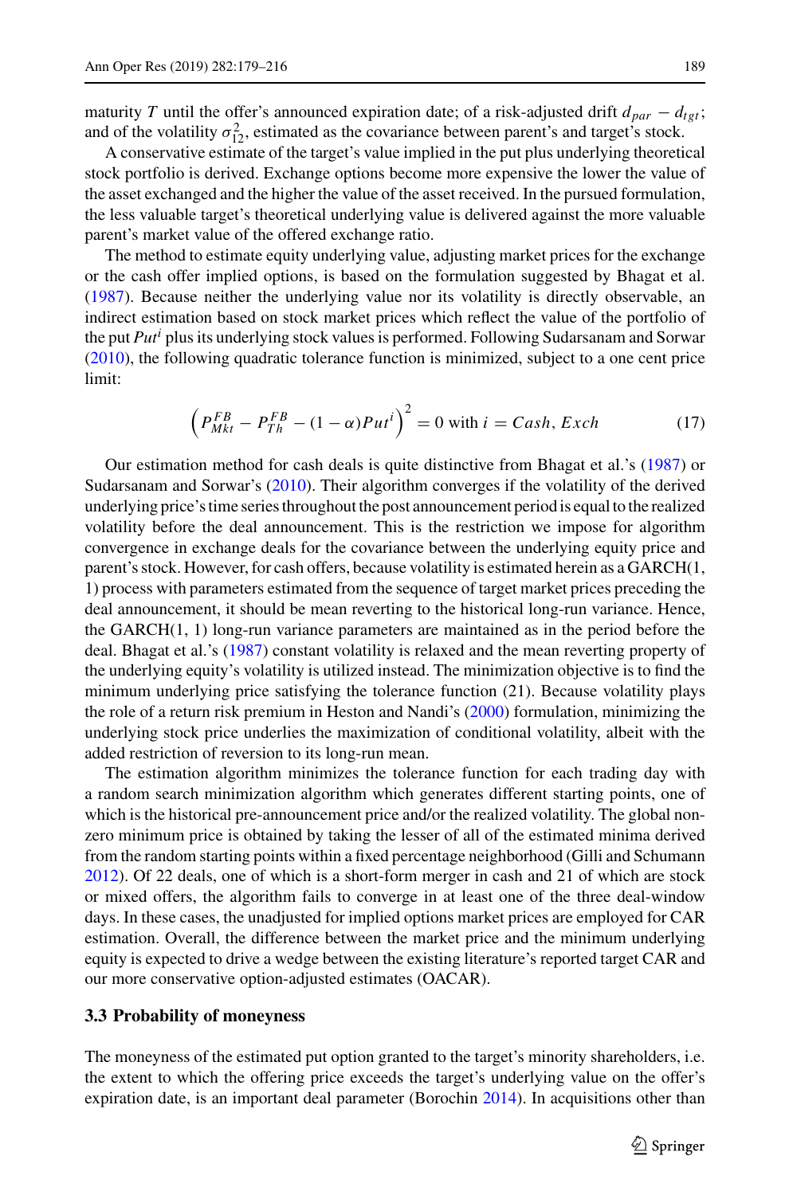maturity $T$ until the offer's announced expiration date; of a risk-adjusted drift $d_{par} - d_{tgt}$; and of the volatility $\sigma_{12}^2$, estimated as the covariance between parent's and target's stock.

A conservative estimate of the target's value implied in the put plus underlying theoretical stock portfolio is derived. Exchange options become more expensive the lower the value of the asset exchanged and the higher the value of the asset received. In the pursued formulation, the less valuable target's theoretical underlying value is delivered against the more valuable parent's market value of the offered exchange ratio.

The method to estimate equity underlying value, adjusting market prices for the exchange or the cash offer implied options, is based on the formulation suggested by Bhagat et al. (1987). Because neither the underlying value nor its volatility is directly observable, an indirect estimation based on stock market prices which reflect the value of the portfolio of the put $Put^i$ plus its underlying stock values is performed. Following Sudarsanam and Sorwar (2010), the following quadratic tolerance function is minimized, subject to a one cent price limit:

$$\left(P_{Mkt}^{FB} - P_{Th}^{FB} - (1-\alpha)Put^i\right)^2 = 0 \text{ with } i = Cash, Exch \tag{17}$$

Our estimation method for cash deals is quite distinctive from Bhagat et al.'s (1987) or Sudarsanam and Sorwar's (2010). Their algorithm converges if the volatility of the derived underlying price's time series throughout the post announcement period is equal to the realized volatility before the deal announcement. This is the restriction we impose for algorithm convergence in exchange deals for the covariance between the underlying equity price and parent's stock. However, for cash offers, because volatility is estimated herein as a GARCH(1, 1) process with parameters estimated from the sequence of target market prices preceding the deal announcement, it should be mean reverting to the historical long-run variance. Hence, the GARCH(1, 1) long-run variance parameters are maintained as in the period before the deal. Bhagat et al.'s (1987) constant volatility is relaxed and the mean reverting property of the underlying equity's volatility is utilized instead. The minimization objective is to find the minimum underlying price satisfying the tolerance function (21). Because volatility plays the role of a return risk premium in Heston and Nandi's (2000) formulation, minimizing the underlying stock price underlies the maximization of conditional volatility, albeit with the added restriction of reversion to its long-run mean.

The estimation algorithm minimizes the tolerance function for each trading day with a random search minimization algorithm which generates different starting points, one of which is the historical pre-announcement price and/or the realized volatility. The global non-zero minimum price is obtained by taking the lesser of all of the estimated minima derived from the random starting points within a fixed percentage neighborhood (Gilli and Schumann 2012). Of 22 deals, one of which is a short-form merger in cash and 21 of which are stock or mixed offers, the algorithm fails to converge in at least one of the three deal-window days. In these cases, the unadjusted for implied options market prices are employed for CAR estimation. Overall, the difference between the market price and the minimum underlying equity is expected to drive a wedge between the existing literature's reported target CAR and our more conservative option-adjusted estimates (OACAR).

### 3.3 Probability of moneyness

The moneyness of the estimated put option granted to the target's minority shareholders, i.e. the extent to which the offering price exceeds the target's underlying value on the offer's expiration date, is an important deal parameter (Borochin 2014). In acquisitions other than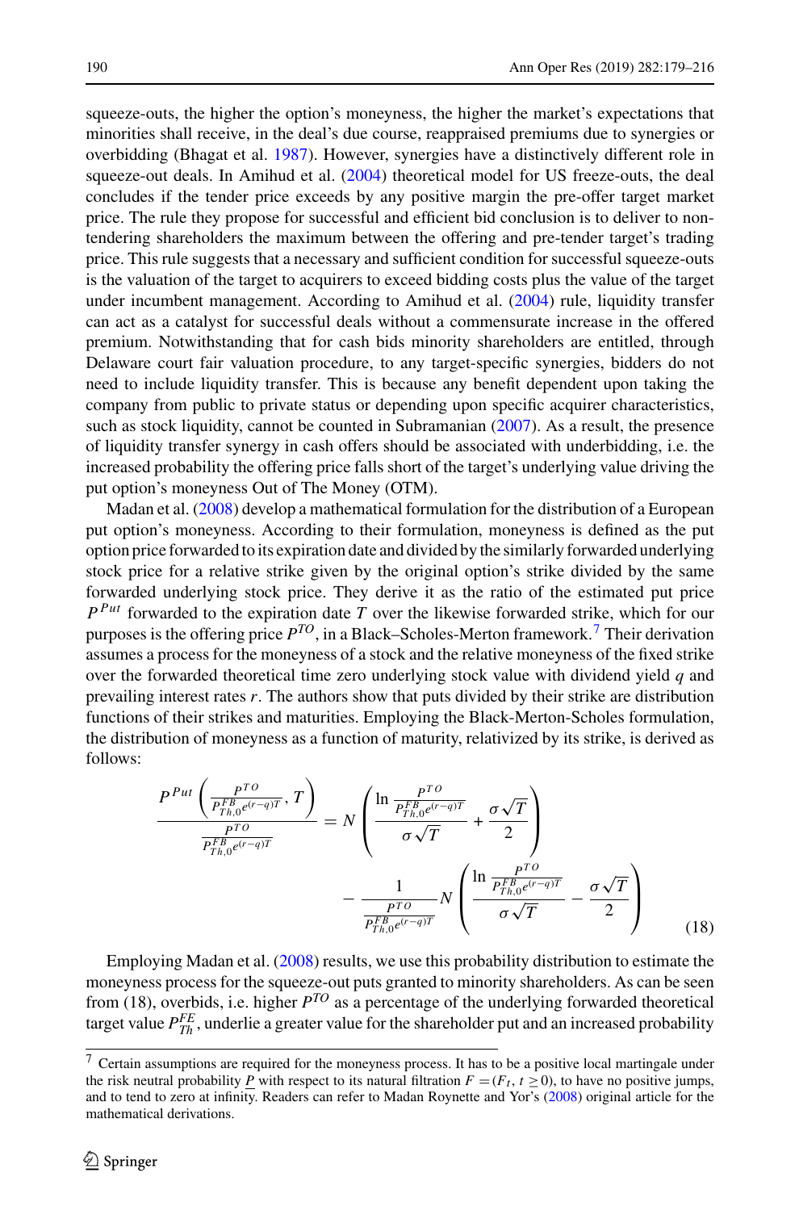squeeze-outs, the higher the option's moneyness, the higher the market's expectations that minorities shall receive, in the deal's due course, reappraised premiums due to synergies or overbidding (Bhagat et al. 1987). However, synergies have a distinctively different role in squeeze-out deals. In Amihud et al. (2004) theoretical model for US freeze-outs, the deal concludes if the tender price exceeds by any positive margin the pre-offer target market price. The rule they propose for successful and efficient bid conclusion is to deliver to non-tendering shareholders the maximum between the offering and pre-tender target's trading price. This rule suggests that a necessary and sufficient condition for successful squeeze-outs is the valuation of the target to acquirers to exceed bidding costs plus the value of the target under incumbent management. According to Amihud et al. (2004) rule, liquidity transfer can act as a catalyst for successful deals without a commensurate increase in the offered premium. Notwithstanding that for cash bids minority shareholders are entitled, through Delaware court fair valuation procedure, to any target-specific synergies, bidders do not need to include liquidity transfer. This is because any benefit dependent upon taking the company from public to private status or depending upon specific acquirer characteristics, such as stock liquidity, cannot be counted in Subramanian (2007). As a result, the presence of liquidity transfer synergy in cash offers should be associated with underbidding, i.e. the increased probability the offering price falls short of the target's underlying value driving the put option's moneyness Out of The Money (OTM).

Madan et al. (2008) develop a mathematical formulation for the distribution of a European put option's moneyness. According to their formulation, moneyness is defined as the put option price forwarded to its expiration date and divided by the similarly forwarded underlying stock price for a relative strike given by the original option's strike divided by the same forwarded underlying stock price. They derive it as the ratio of the estimated put price $P^{Put}$ forwarded to the expiration date $T$ over the likewise forwarded strike, which for our purposes is the offering price $P^{TO}$, in a Black–Scholes-Merton framework.[7] Their derivation assumes a process for the moneyness of a stock and the relative moneyness of the fixed strike over the forwarded theoretical time zero underlying stock value with dividend yield $q$ and prevailing interest rates $r$. The authors show that puts divided by their strike are distribution functions of their strikes and maturities. Employing the Black-Merton-Scholes formulation, the distribution of moneyness as a function of maturity, relativized by its strike, is derived as follows:

$$
\frac{P^{Put}\left(\frac{P^{TO}}{P^{FB}_{Th,0}e^{(r-q)T}}, T\right)}{\frac{P^{TO}}{P^{FB}_{Th,0}e^{(r-q)T}}} = N\left(\frac{\ln \frac{P^{TO}}{P^{FB}_{Th,0}e^{(r-q)T}}}{\sigma\sqrt{T}} + \frac{\sigma\sqrt{T}}{2}\right) - \frac{1}{\frac{P^{TO}}{P^{FB}_{Th,0}e^{(r-q)T}}} N\left(\frac{\ln \frac{P^{TO}}{P^{FB}_{Th,0}e^{(r-q)T}}}{\sigma\sqrt{T}} - \frac{\sigma\sqrt{T}}{2}\right) \tag{18}
$$

Employing Madan et al. (2008) results, we use this probability distribution to estimate the moneyness process for the squeeze-out puts granted to minority shareholders. As can be seen from (18), overbids, i.e. higher $P^{TO}$ as a percentage of the underlying forwarded theoretical target value $P^{FE}_{Th}$, underlie a greater value for the shareholder put and an increased probability

[7] Certain assumptions are required for the moneyness process. It has to be a positive local martingale under the risk neutral probability $\underline{P}$ with respect to its natural filtration $F = (F_t, t \geq 0)$, to have no positive jumps, and to tend to zero at infinity. Readers can refer to Madan Roynette and Yor's (2008) original article for the mathematical derivations.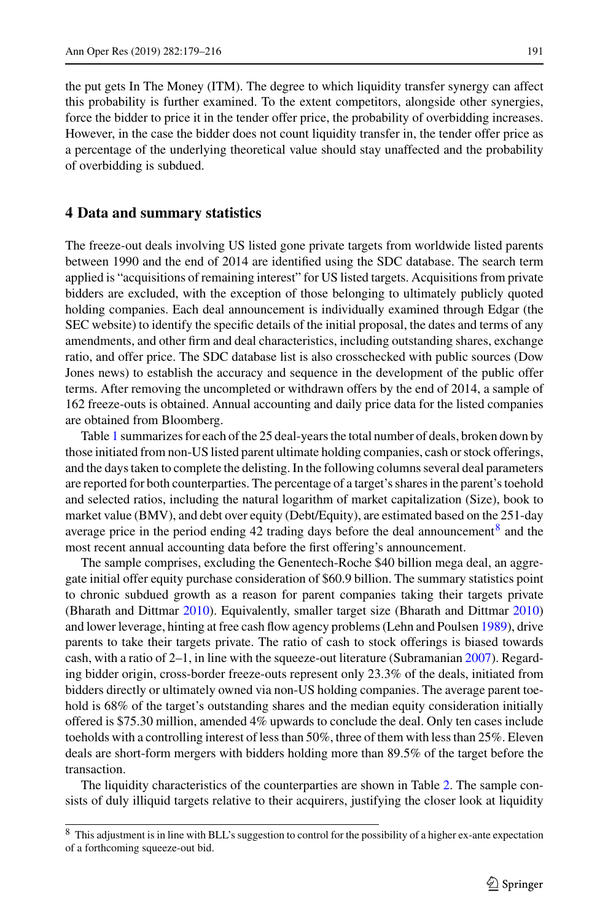the put gets In The Money (ITM). The degree to which liquidity transfer synergy can affect this probability is further examined. To the extent competitors, alongside other synergies, force the bidder to price it in the tender offer price, the probability of overbidding increases. However, in the case the bidder does not count liquidity transfer in, the tender offer price as a percentage of the underlying theoretical value should stay unaffected and the probability of overbidding is subdued.

## 4 Data and summary statistics

The freeze-out deals involving US listed gone private targets from worldwide listed parents between 1990 and the end of 2014 are identified using the SDC database. The search term applied is "acquisitions of remaining interest" for US listed targets. Acquisitions from private bidders are excluded, with the exception of those belonging to ultimately publicly quoted holding companies. Each deal announcement is individually examined through Edgar (the SEC website) to identify the specific details of the initial proposal, the dates and terms of any amendments, and other firm and deal characteristics, including outstanding shares, exchange ratio, and offer price. The SDC database list is also crosschecked with public sources (Dow Jones news) to establish the accuracy and sequence in the development of the public offer terms. After removing the uncompleted or withdrawn offers by the end of 2014, a sample of 162 freeze-outs is obtained. Annual accounting and daily price data for the listed companies are obtained from Bloomberg.

Table 1 summarizes for each of the 25 deal-years the total number of deals, broken down by those initiated from non-US listed parent ultimate holding companies, cash or stock offerings, and the days taken to complete the delisting. In the following columns several deal parameters are reported for both counterparties. The percentage of a target's shares in the parent's toehold and selected ratios, including the natural logarithm of market capitalization (Size), book to market value (BMV), and debt over equity (Debt/Equity), are estimated based on the 251-day average price in the period ending 42 trading days before the deal announcement[8] and the most recent annual accounting data before the first offering's announcement.

The sample comprises, excluding the Genentech-Roche $40 billion mega deal, an aggregate initial offer equity purchase consideration of $60.9 billion. The summary statistics point to chronic subdued growth as a reason for parent companies taking their targets private (Bharath and Dittmar 2010). Equivalently, smaller target size (Bharath and Dittmar 2010) and lower leverage, hinting at free cash flow agency problems (Lehn and Poulsen 1989), drive parents to take their targets private. The ratio of cash to stock offerings is biased towards cash, with a ratio of 2–1, in line with the squeeze-out literature (Subramanian 2007). Regarding bidder origin, cross-border freeze-outs represent only 23.3% of the deals, initiated from bidders directly or ultimately owned via non-US holding companies. The average parent toehold is 68% of the target's outstanding shares and the median equity consideration initially offered is $75.30 million, amended 4% upwards to conclude the deal. Only ten cases include toeholds with a controlling interest of less than 50%, three of them with less than 25%. Eleven deals are short-form mergers with bidders holding more than 89.5% of the target before the transaction.

The liquidity characteristics of the counterparties are shown in Table 2. The sample consists of duly illiquid targets relative to their acquirers, justifying the closer look at liquidity

[8] This adjustment is in line with BLL's suggestion to control for the possibility of a higher ex-ante expectation of a forthcoming squeeze-out bid.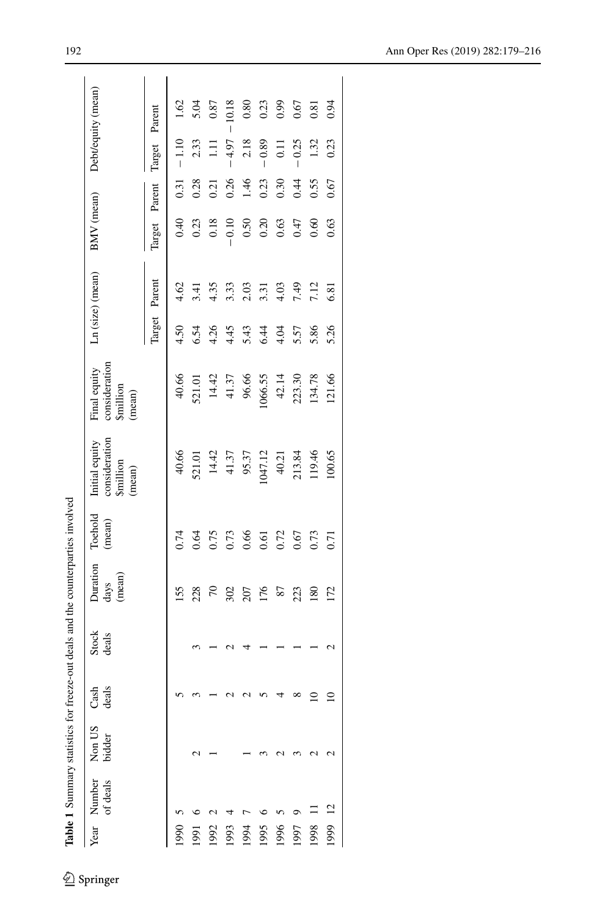**Table 1** Summary statistics for freeze-out deals and the counterparties involved

| Year | Number of deals | Non US bidder | Cash deals | Stock deals | Duration days (mean) | Toehold (mean) | Initial equity consideration $million (mean) | Final equity consideration $million (mean) | Ln (size) (mean) | | BMV (mean) | | Debt/equity (mean) | |
|---|---|---|---|---|---|---|---|---|---|---|---|---|---|---|
| | | | | | | | | | Target | Parent | Target | Parent | Target | Parent |
| 1990 | 5 | | 5 | | 155 | 0.74 | 40.66 | 40.66 | 4.50 | 4.62 | 0.40 | 0.31 | −1.10 | 1.62 |
| 1991 | 6 | 2 | 3 | 3 | 228 | 0.64 | 521.01 | 521.01 | 6.54 | 3.41 | 0.23 | 0.28 | 2.33 | 5.04 |
| 1992 | 2 | 1 | 1 | 1 | 70 | 0.75 | 14.42 | 14.42 | 4.26 | 4.35 | 0.18 | 0.21 | 1.11 | 0.87 |
| 1993 | 4 | | 2 | 2 | 302 | 0.73 | 41.37 | 41.37 | 4.45 | 3.33 | −0.10 | 0.26 | −4.97 | −10.18 |
| 1994 | 7 | 1 | 2 | 4 | 207 | 0.66 | 95.37 | 96.66 | 5.43 | 2.03 | 0.50 | 1.46 | 2.18 | 0.80 |
| 1995 | 6 | 3 | 5 | 1 | 176 | 0.61 | 1047.12 | 1066.55 | 6.44 | 3.31 | 0.20 | 0.23 | −0.89 | 0.23 |
| 1996 | 5 | 2 | 4 | 1 | 87 | 0.72 | 40.21 | 42.14 | 4.04 | 4.03 | 0.63 | 0.30 | 0.11 | 0.99 |
| 1997 | 9 | 3 | 8 | 1 | 223 | 0.67 | 213.84 | 223.30 | 5.57 | 7.49 | 0.47 | 0.44 | −0.25 | 0.67 |
| 1998 | 11 | 2 | 10 | 1 | 180 | 0.73 | 119.46 | 134.78 | 5.86 | 7.12 | 0.60 | 0.55 | 1.32 | 0.81 |
| 1999 | 12 | 2 | 10 | 2 | 172 | 0.71 | 100.65 | 121.66 | 5.26 | 6.81 | 0.63 | 0.67 | 0.23 | 0.94 |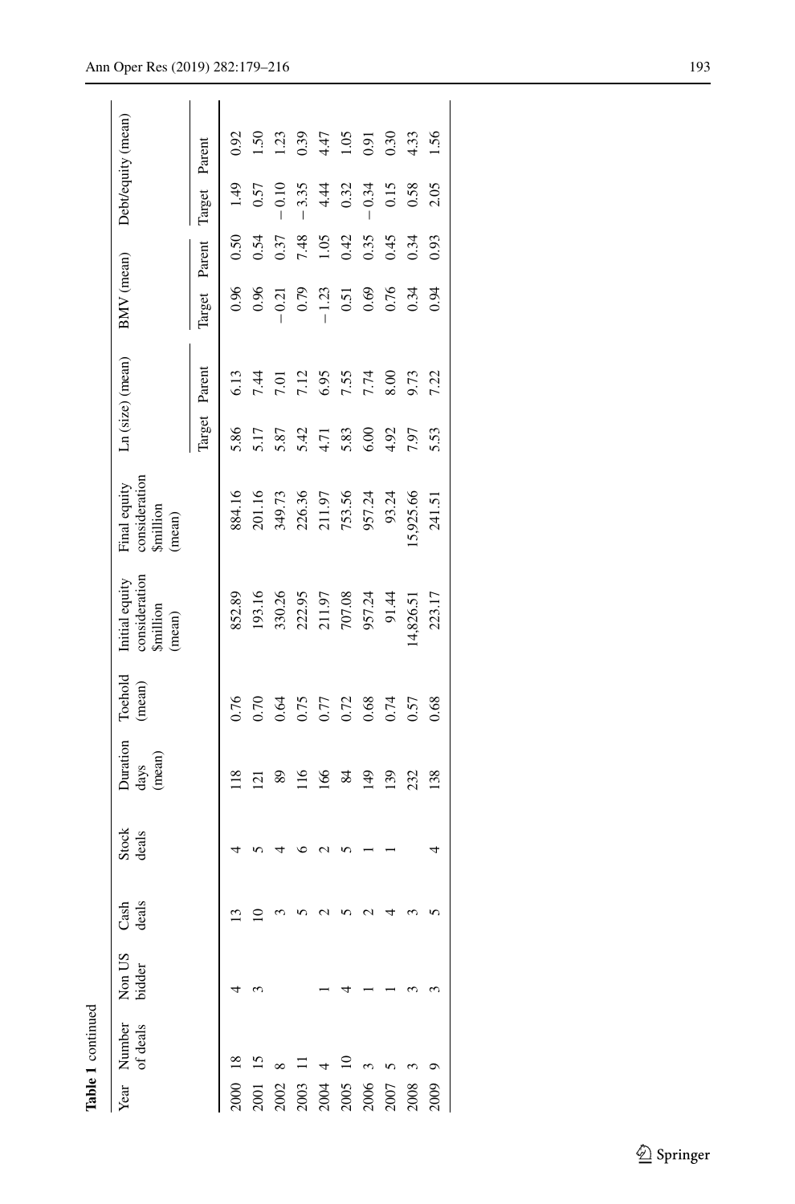**Table 1** continued

| Year | Number of deals | Non US bidder | Cash deals | Stock deals | Duration days (mean) | Toehold (mean) | Initial equity consideration $million (mean) | Final equity consideration $million (mean) | Ln (size) (mean) | | BMV (mean) | | Debt/equity (mean) | |
|---|---|---|---|---|---|---|---|---|---|---|---|---|---|---|
| | | | | | | | | | Target | Parent | Target | Parent | Target | Parent |
| 2000 | 18 | 4 | 13 | 4 | 118 | 0.76 | 852.89 | 884.16 | 5.86 | 6.13 | 0.96 | 0.50 | 1.49 | 0.92 |
| 2001 | 15 | 3 | 10 | 5 | 121 | 0.70 | 193.16 | 201.16 | 5.17 | 7.44 | 0.96 | 0.54 | 0.57 | 1.50 |
| 2002 | 8 | | 3 | 4 | 89 | 0.64 | 330.26 | 349.73 | 5.87 | 7.01 | −0.21 | 0.37 | −0.10 | 1.23 |
| 2003 | 11 | | 5 | 6 | 116 | 0.75 | 222.95 | 226.36 | 5.42 | 7.12 | 0.79 | 7.48 | −3.35 | 0.39 |
| 2004 | 4 | 1 | 2 | 2 | 166 | 0.77 | 211.97 | 211.97 | 4.71 | 6.95 | −1.23 | 1.05 | 4.44 | 4.47 |
| 2005 | 10 | 4 | 5 | 5 | 84 | 0.72 | 707.08 | 753.56 | 5.83 | 7.55 | 0.51 | 0.42 | 0.32 | 1.05 |
| 2006 | 3 | 1 | 2 | 1 | 149 | 0.68 | 957.24 | 957.24 | 6.00 | 7.74 | 0.69 | 0.35 | −0.34 | 0.91 |
| 2007 | 5 | 1 | 4 | 1 | 139 | 0.74 | 91.44 | 93.24 | 4.92 | 8.00 | 0.76 | 0.45 | 0.15 | 0.30 |
| 2008 | 3 | 3 | 3 | | 232 | 0.57 | 14,826.51 | 15,925.66 | 7.97 | 9.73 | 0.34 | 0.34 | 0.58 | 4.33 |
| 2009 | 9 | 3 | 5 | 4 | 138 | 0.68 | 223.17 | 241.51 | 5.53 | 7.22 | 0.94 | 0.93 | 2.05 | 1.56 |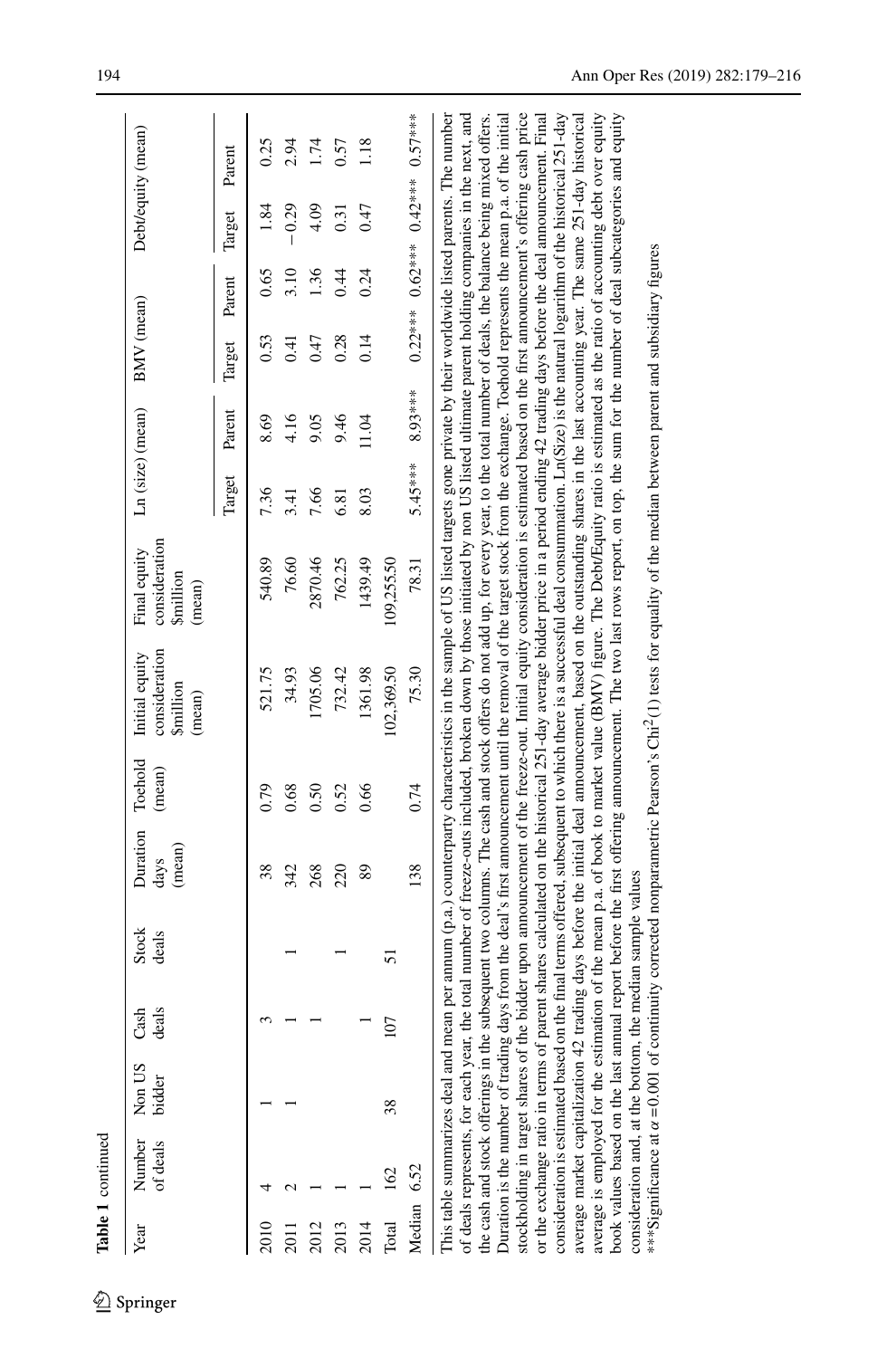**Table 1** continued

| Year | Number of deals | Non US bidder | Cash deals | Stock deals | Duration days (mean) | Toehold (mean) | Initial equity consideration $million (mean) | Final equity consideration $million (mean) | Ln (size) (mean) | | BMV (mean) | | Debt/equity (mean) | |
|---|---|---|---|---|---|---|---|---|---|---|---|---|---|---|
| | | | | | | | | | Target | Parent | Target | Parent | Target | Parent |
| 2010 | 4 | 1 | 3 | | 38 | 0.79 | 521.75 | 540.89 | 7.36 | 8.69 | 0.53 | 0.65 | 1.84 | 0.25 |
| 2011 | 2 | 1 | 1 | 1 | 342 | 0.68 | 34.93 | 76.60 | 3.41 | 4.16 | 0.41 | 3.10 | −0.29 | 2.94 |
| 2012 | 1 | | 1 | | 268 | 0.50 | 1705.06 | 2870.46 | 7.66 | 9.05 | 0.47 | 1.36 | 4.09 | 1.74 |
| 2013 | 1 | | | 1 | 220 | 0.52 | 732.42 | 762.25 | 6.81 | 9.46 | 0.28 | 0.44 | 0.31 | 0.57 |
| 2014 | 1 | | 1 | | 89 | 0.66 | 1361.98 | 1439.49 | 8.03 | 11.04 | 0.14 | 0.24 | 0.47 | 1.18 |
| Total | 162 | 38 | 107 | 51 | | | 102,369.50 | 109,255.50 | | | | | | |
| Median | 6.52 | | | | 138 | 0.74 | 75.30 | 78.31 | 5.45*** | 8.93*** | 0.22*** | 0.62*** | 0.42*** | 0.57*** |

This table summarizes deal and mean per annum (p.a.) counterparty characteristics in the sample of US listed targets gone private by their worldwide listed parents. The number of deals represents, for each year, the total number of freeze-outs included, broken down by those initiated by non US listed ultimate parent holding companies in the next, and the cash and stock offerings in the subsequent two columns. The cash and stock offers do not add up, for every year, to the total number of deals, the balance being mixed offers. Duration is the number of trading days from the deal's first announcement until the removal of the target stock from the exchange. Toehold represents the mean p.a. of the initial stockholding in target shares of the bidder upon announcement of the freeze-out. Initial equity consideration is estimated based on the first announcement's offering cash price or the exchange ratio in terms of parent shares calculated on the historical 251-day average bidder price in a period ending 42 trading days before the deal announcement. Final consideration is estimated based on the final terms offered, subsequent to which there is a successful deal consummation. Ln(Size) is the natural logarithm of the historical 251-day average market capitalization 42 trading days before the initial deal announcement, based on the outstanding shares in the last accounting year. The same 251-day historical average is employed for the estimation of the mean p.a. of book to market value (BMV) figure. The Debt/Equity ratio is estimated as the ratio of accounting debt over equity book values based on the last annual report before the first offering announcement. The two last rows report, on top, the sum for the number of deal subcategories and equity consideration and, at the bottom, the median sample values

***Significance at $\alpha = 0.001$ of continuity corrected nonparametric Pearson's $\text{Chi}^2(1)$ tests for equality of the median between parent and subsidiary figures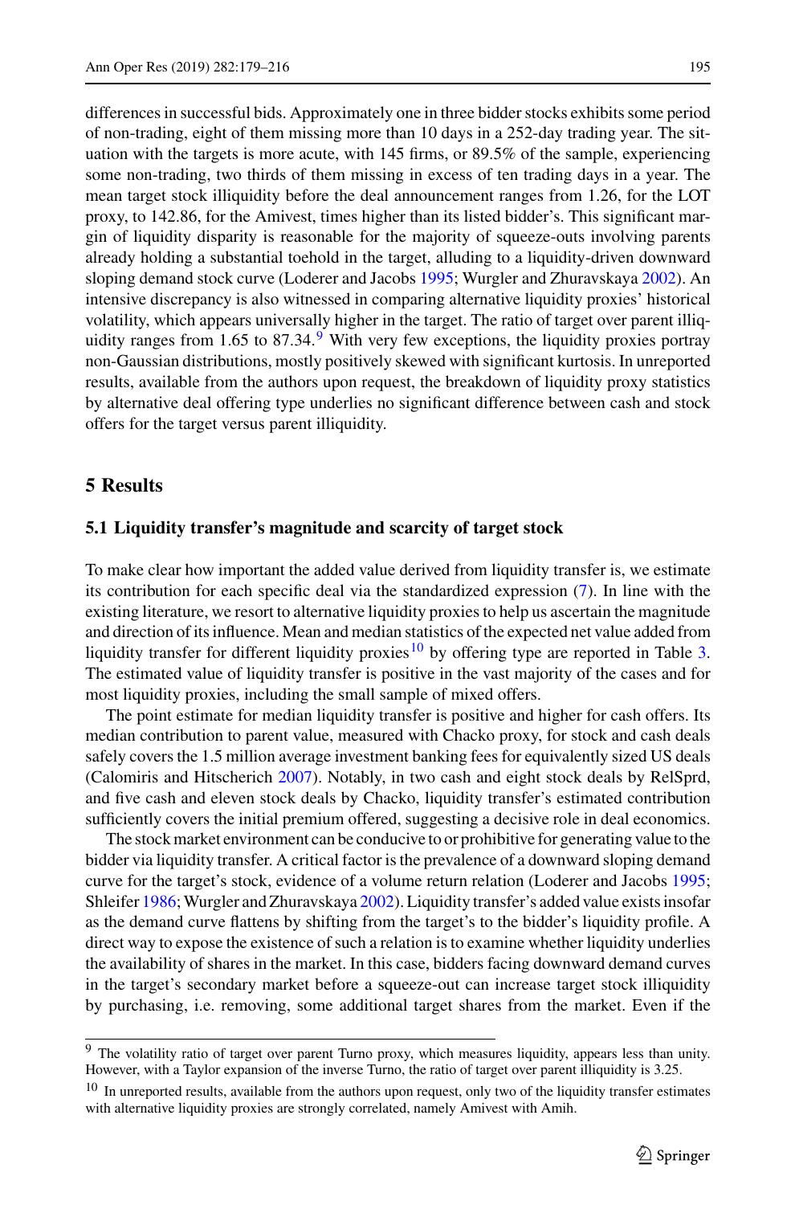differences in successful bids. Approximately one in three bidder stocks exhibits some period of non-trading, eight of them missing more than 10 days in a 252-day trading year. The situation with the targets is more acute, with 145 firms, or 89.5% of the sample, experiencing some non-trading, two thirds of them missing in excess of ten trading days in a year. The mean target stock illiquidity before the deal announcement ranges from 1.26, for the LOT proxy, to 142.86, for the Amivest, times higher than its listed bidder's. This significant margin of liquidity disparity is reasonable for the majority of squeeze-outs involving parents already holding a substantial toehold in the target, alluding to a liquidity-driven downward sloping demand stock curve (Loderer and Jacobs 1995; Wurgler and Zhuravskaya 2002). An intensive discrepancy is also witnessed in comparing alternative liquidity proxies' historical volatility, which appears universally higher in the target. The ratio of target over parent illiquidity ranges from 1.65 to 87.34.[9] With very few exceptions, the liquidity proxies portray non-Gaussian distributions, mostly positively skewed with significant kurtosis. In unreported results, available from the authors upon request, the breakdown of liquidity proxy statistics by alternative deal offering type underlies no significant difference between cash and stock offers for the target versus parent illiquidity.

# 5 Results

## 5.1 Liquidity transfer's magnitude and scarcity of target stock

To make clear how important the added value derived from liquidity transfer is, we estimate its contribution for each specific deal via the standardized expression (7). In line with the existing literature, we resort to alternative liquidity proxies to help us ascertain the magnitude and direction of its influence. Mean and median statistics of the expected net value added from liquidity transfer for different liquidity proxies[10] by offering type are reported in Table 3. The estimated value of liquidity transfer is positive in the vast majority of the cases and for most liquidity proxies, including the small sample of mixed offers.

The point estimate for median liquidity transfer is positive and higher for cash offers. Its median contribution to parent value, measured with Chacko proxy, for stock and cash deals safely covers the 1.5 million average investment banking fees for equivalently sized US deals (Calomiris and Hitscherich 2007). Notably, in two cash and eight stock deals by RelSprd, and five cash and eleven stock deals by Chacko, liquidity transfer's estimated contribution sufficiently covers the initial premium offered, suggesting a decisive role in deal economics.

The stock market environment can be conducive to or prohibitive for generating value to the bidder via liquidity transfer. A critical factor is the prevalence of a downward sloping demand curve for the target's stock, evidence of a volume return relation (Loderer and Jacobs 1995; Shleifer 1986; Wurgler and Zhuravskaya 2002). Liquidity transfer's added value exists insofar as the demand curve flattens by shifting from the target's to the bidder's liquidity profile. A direct way to expose the existence of such a relation is to examine whether liquidity underlies the availability of shares in the market. In this case, bidders facing downward demand curves in the target's secondary market before a squeeze-out can increase target stock illiquidity by purchasing, i.e. removing, some additional target shares from the market. Even if the

---

[9] The volatility ratio of target over parent Turno proxy, which measures liquidity, appears less than unity. However, with a Taylor expansion of the inverse Turno, the ratio of target over parent illiquidity is 3.25.

[10] In unreported results, available from the authors upon request, only two of the liquidity transfer estimates with alternative liquidity proxies are strongly correlated, namely Amivest with Amih.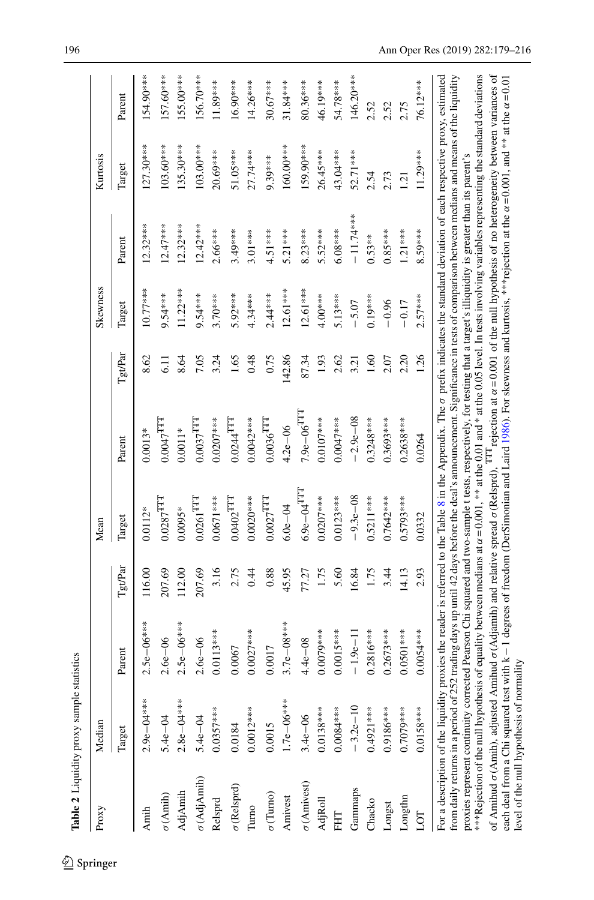**Table 2** Liquidity proxy sample statistics

| Proxy | Median | | | Mean | | | Skewness | | Kurtosis | |
|---|---|---|---|---|---|---|---|---|---|---|
| | Target | Parent | Tgt/Par | Target | Parent | Tgt/Par | Target | Parent | Target | Parent |
| Amih | 2.9e−04*** | 2.5e−06*** | 116.00 | 0.0112* | 0.0013* | 8.62 | 10.77*** | 12.32*** | 127.30*** | 154.90*** |
| σ(Amih) | 5.4e−04 | 2.6e−06 | 207.69 | 0.0287$^{\dagger\dagger\dagger}$ | 0.0047$^{\dagger\dagger\dagger}$ | 6.11 | 9.54*** | 12.47*** | 103.60*** | 157.60*** |
| AdjAmih | 2.8e−04*** | 2.5e−06*** | 112.00 | 0.0095* | 0.0011* | 8.64 | 11.22*** | 12.32*** | 135.30*** | 155.00*** |
| σ(AdjAmih) | 5.4e−04 | 2.6e−06 | 207.69 | 0.0261$^{\dagger\dagger\dagger}$ | 0.0037$^{\dagger\dagger\dagger}$ | 7.05 | 9.54*** | 12.42*** | 103.00*** | 156.70*** |
| Relsprd | 0.0357*** | 0.0113*** | 3.16 | 0.0671*** | 0.0207*** | 3.24 | 3.70*** | 2.66*** | 20.69*** | 11.89*** |
| σ(Relsprd) | 0.0184 | 0.0067 | 2.75 | 0.0402$^{\dagger\dagger\dagger}$ | 0.0244$^{\dagger\dagger\dagger}$ | 1.65 | 5.92*** | 3.49*** | 51.05*** | 16.90*** |
| Turno | 0.0012*** | 0.0027*** | 0.44 | 0.0020*** | 0.0042*** | 0.48 | 4.34*** | 3.01*** | 27.74*** | 14.26*** |
| σ(Turno) | 0.0015 | 0.0017 | 0.88 | 0.0027$^{\dagger\dagger\dagger}$ | 0.0036$^{\dagger\dagger\dagger}$ | 0.75 | 2.44*** | 4.51*** | 9.39*** | 30.67*** |
| Amivest | 1.7e−06*** | 3.7e−08*** | 45.95 | 6.0e−04 | 4.2e−06 | 142.86 | 12.61*** | 5.21*** | 160.00*** | 31.84*** |
| σ(Amivest) | 3.4e−06 | 4.4e−08 | 77.27 | 6.9e−04$^{\dagger\dagger\dagger}$ | 7.9e−06$^{\dagger\dagger\dagger}$ | 87.34 | 12.61*** | 8.23*** | 159.90*** | 80.36*** |
| AdjRoll | 0.0138*** | 0.0079*** | 1.75 | 0.0207*** | 0.0107*** | 1.93 | 4.00*** | 5.52*** | 26.45*** | 46.19*** |
| FHT | 0.0084*** | 0.0015*** | 5.60 | 0.0123*** | 0.0047*** | 2.62 | 5.13*** | 6.08*** | 43.04*** | 54.78*** |
| Gammaps | −3.2e−10 | −1.9e−11 | 16.84 | −9.3e−08 | −2.9e−08 | 3.21 | −5.07 | −11.74*** | 52.71*** | 146.20*** |
| Chacko | 0.4921*** | 0.2816*** | 1.75 | 0.5211*** | 0.3248*** | 1.60 | 0.19*** | 0.53** | 2.54 | 2.52 |
| Longst | 0.9186*** | 0.2673*** | 3.44 | 0.7642*** | 0.3693*** | 2.07 | −0.96 | 0.85*** | 2.73 | 2.52 |
| Longthn | 0.7079*** | 0.0501*** | 14.13 | 0.5793*** | 0.2638*** | 2.20 | −0.17 | 1.21*** | 1.21 | 2.75 |
| LOT | 0.0158*** | 0.0054*** | 2.93 | 0.0332 | 0.0264 | 1.26 | 2.57*** | 8.59*** | 11.29*** | 76.12*** |

For a description of the liquidity proxies the reader is referred to the Table 8 in the Appendix. The σ prefix indicates the standard deviation of each respective proxy, estimated from daily returns in a period of 252 trading days up until 42 days before the deal's announcement. Significance in tests of comparison between medians and means of the liquidity proxies represent continuity corrected Pearson Chi squared and two-sample t tests, respectively, for testing that a target's illiquidity is greater than its parent's

***Rejection of the null hypothesis of equality between medians at $\alpha = 0.001$, ** at the 0.01 and * at the 0.05 level. In tests involving variables representing the standard deviations of Amihud σ(Amih), adjusted Amihud σ(Adjamih) and relative spread σ(Relsprd), $^{\dagger\dagger\dagger}$rejection at $\alpha = 0.001$ of the null hypothesis of no heterogeneity between variances of each deal from a Chi squared test with $k - 1$ degrees of freedom (DerSimonian and Laird 1986). For skewness and kurtosis, ***rejection at the $\alpha = 0.001$, and ** at the $\alpha = 0.01$ level of the null hypothesis of normality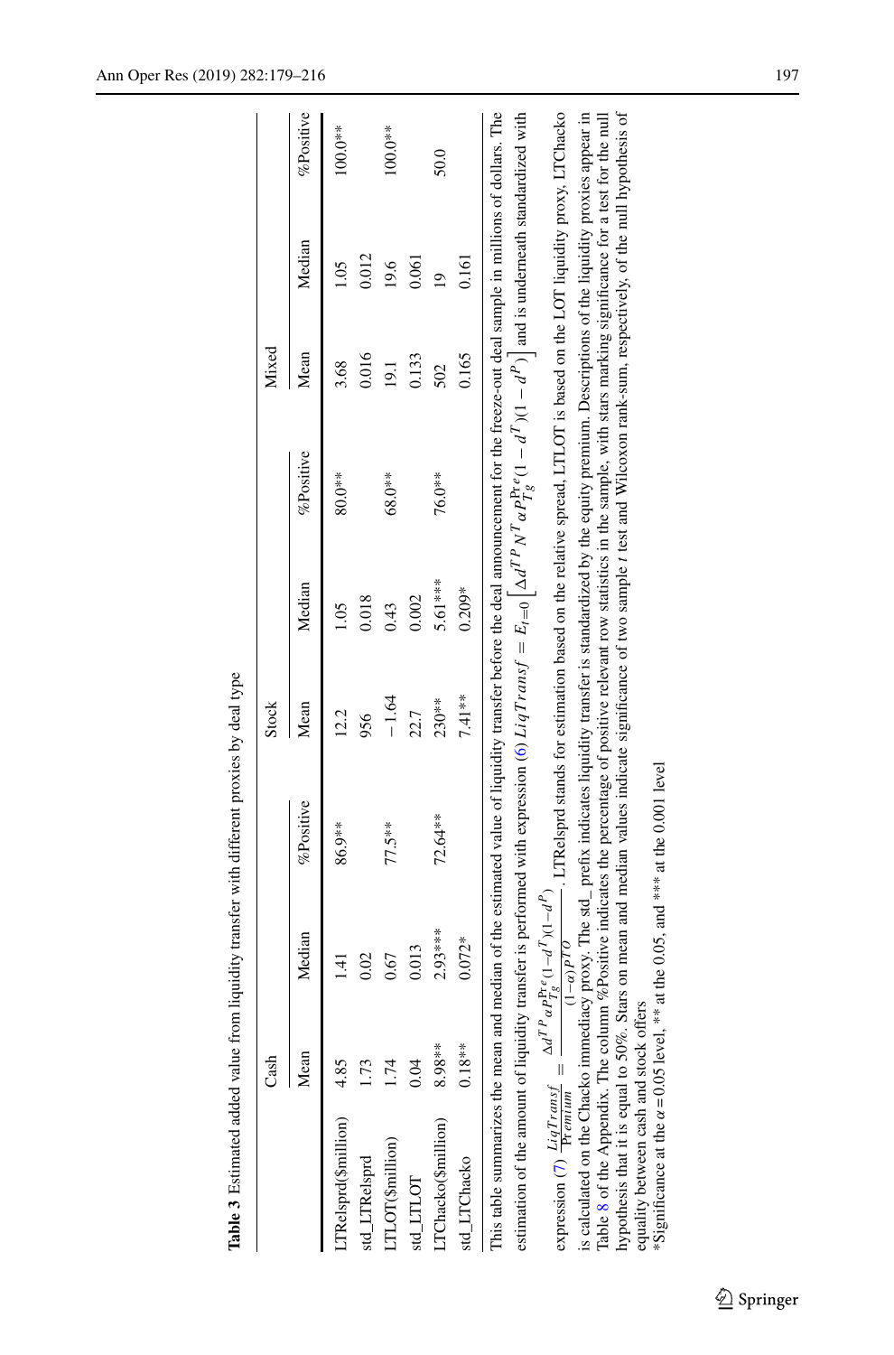**Table 3** Estimated added value from liquidity transfer with different proxies by deal type

| | Cash | | | Stock | | | Mixed | | |
|---|---|---|---|---|---|---|---|---|---|
| | Mean | Median | %Positive | Mean | Median | %Positive | Mean | Median | %Positive |
| LTRelsprd($million) | 4.85 | 1.41 | 86.9** | 12.2 | 1.05 | 80.0** | 3.68 | 1.05 | 100.0** |
| std_LTRelsprd | 1.73 | 0.02 | | 956 | 0.018 | | 0.016 | 0.012 | |
| LTLOT($million) | 1.74 | 0.67 | 77.5** | −1.64 | 0.43 | 68.0** | 19.1 | 19.6 | 100.0** |
| std_LTLOT | 0.04 | 0.013 | | 22.7 | 0.002 | | 0.133 | 0.061 | |
| LTChacko($million) | 8.98** | 2.93*** | 72.64** | 230** | 5.61*** | 76.0** | 502 | 19 | 50.0 |
| std_LTChacko | 0.18** | 0.072* | | 7.41** | 0.209* | | 0.165 | 0.161 | |

This table summarizes the mean and median of the estimated value of liquidity transfer before the deal announcement for the freeze-out deal sample in millions of dollars. The estimation of the amount of liquidity transfer is performed with expression (6) $LiqTransf = E_{t=0}\left[\Delta d^{TP} N^{T} \alpha P_{Tg}^{\mathrm{Pre}}(1-d^{T})(1-d^{P})\right]$ and is underneath standardized with expression (7) $\frac{LiqTransf}{Premium} = \frac{\Delta d^{TP} \alpha P_{Tg}^{\mathrm{Pre}}(1-d^{T})(1-d^{P})}{(1-\alpha)P^{TO}}$. LTRelsprd stands for estimation based on the relative spread, LTLOT is based on the LOT liquidity proxy, LTChacko is calculated on the Chacko immediacy proxy. The std_ prefix indicates liquidity transfer is standardized by the equity premium. Descriptions of the liquidity proxies appear in Table 8 of the Appendix. The column %Positive indicates the percentage of positive relevant row statistics in the sample, with stars marking significance for a test for the null hypothesis that it is equal to 50%. Stars on mean and median values indicate significance of two sample *t* test and Wilcoxon rank-sum, respectively, of the null hypothesis of equality between cash and stock offers

*Significance at the $\alpha = 0.05$ level, ** at the 0.05, and *** at the 0.001 level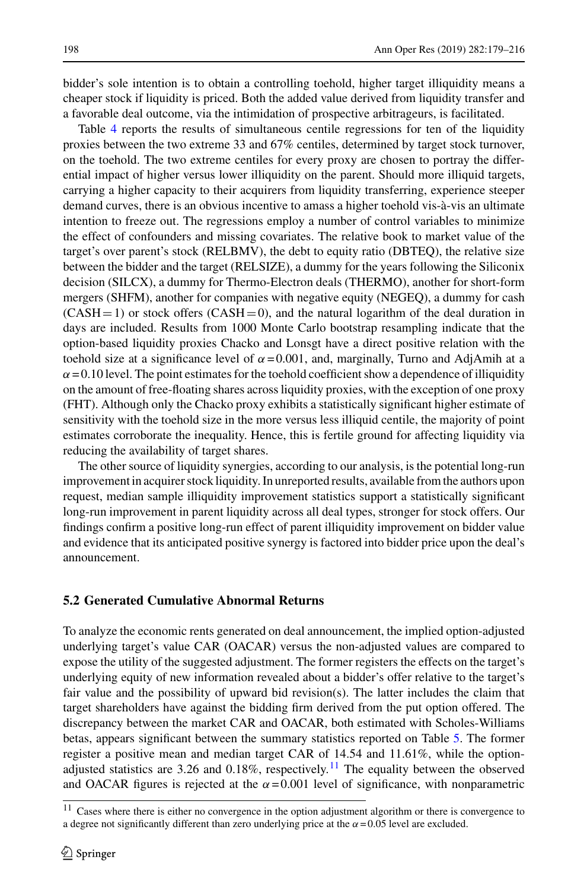bidder's sole intention is to obtain a controlling toehold, higher target illiquidity means a cheaper stock if liquidity is priced. Both the added value derived from liquidity transfer and a favorable deal outcome, via the intimidation of prospective arbitrageurs, is facilitated.

Table 4 reports the results of simultaneous centile regressions for ten of the liquidity proxies between the two extreme 33 and 67% centiles, determined by target stock turnover, on the toehold. The two extreme centiles for every proxy are chosen to portray the differential impact of higher versus lower illiquidity on the parent. Should more illiquid targets, carrying a higher capacity to their acquirers from liquidity transferring, experience steeper demand curves, there is an obvious incentive to amass a higher toehold vis-à-vis an ultimate intention to freeze out. The regressions employ a number of control variables to minimize the effect of confounders and missing covariates. The relative book to market value of the target's over parent's stock (RELBMV), the debt to equity ratio (DBTEQ), the relative size between the bidder and the target (RELSIZE), a dummy for the years following the Siliconix decision (SILCX), a dummy for Thermo-Electron deals (THERMO), another for short-form mergers (SHFM), another for companies with negative equity (NEGEQ), a dummy for cash (CASH = 1) or stock offers (CASH = 0), and the natural logarithm of the deal duration in days are included. Results from 1000 Monte Carlo bootstrap resampling indicate that the option-based liquidity proxies Chacko and Lonsgt have a direct positive relation with the toehold size at a significance level of $\alpha = 0.001$, and, marginally, Turno and AdjAmih at a $\alpha = 0.10$ level. The point estimates for the toehold coefficient show a dependence of illiquidity on the amount of free-floating shares across liquidity proxies, with the exception of one proxy (FHT). Although only the Chacko proxy exhibits a statistically significant higher estimate of sensitivity with the toehold size in the more versus less illiquid centile, the majority of point estimates corroborate the inequality. Hence, this is fertile ground for affecting liquidity via reducing the availability of target shares.

The other source of liquidity synergies, according to our analysis, is the potential long-run improvement in acquirer stock liquidity. In unreported results, available from the authors upon request, median sample illiquidity improvement statistics support a statistically significant long-run improvement in parent liquidity across all deal types, stronger for stock offers. Our findings confirm a positive long-run effect of parent illiquidity improvement on bidder value and evidence that its anticipated positive synergy is factored into bidder price upon the deal's announcement.

### 5.2 Generated Cumulative Abnormal Returns

To analyze the economic rents generated on deal announcement, the implied option-adjusted underlying target's value CAR (OACAR) versus the non-adjusted values are compared to expose the utility of the suggested adjustment. The former registers the effects on the target's underlying equity of new information revealed about a bidder's offer relative to the target's fair value and the possibility of upward bid revision(s). The latter includes the claim that target shareholders have against the bidding firm derived from the put option offered. The discrepancy between the market CAR and OACAR, both estimated with Scholes-Williams betas, appears significant between the summary statistics reported on Table 5. The former register a positive mean and median target CAR of 14.54 and 11.61%, while the option-adjusted statistics are 3.26 and 0.18%, respectively.[11] The equality between the observed and OACAR figures is rejected at the $\alpha = 0.001$ level of significance, with nonparametric

[11] Cases where there is either no convergence in the option adjustment algorithm or there is convergence to a degree not significantly different than zero underlying price at the $\alpha = 0.05$ level are excluded.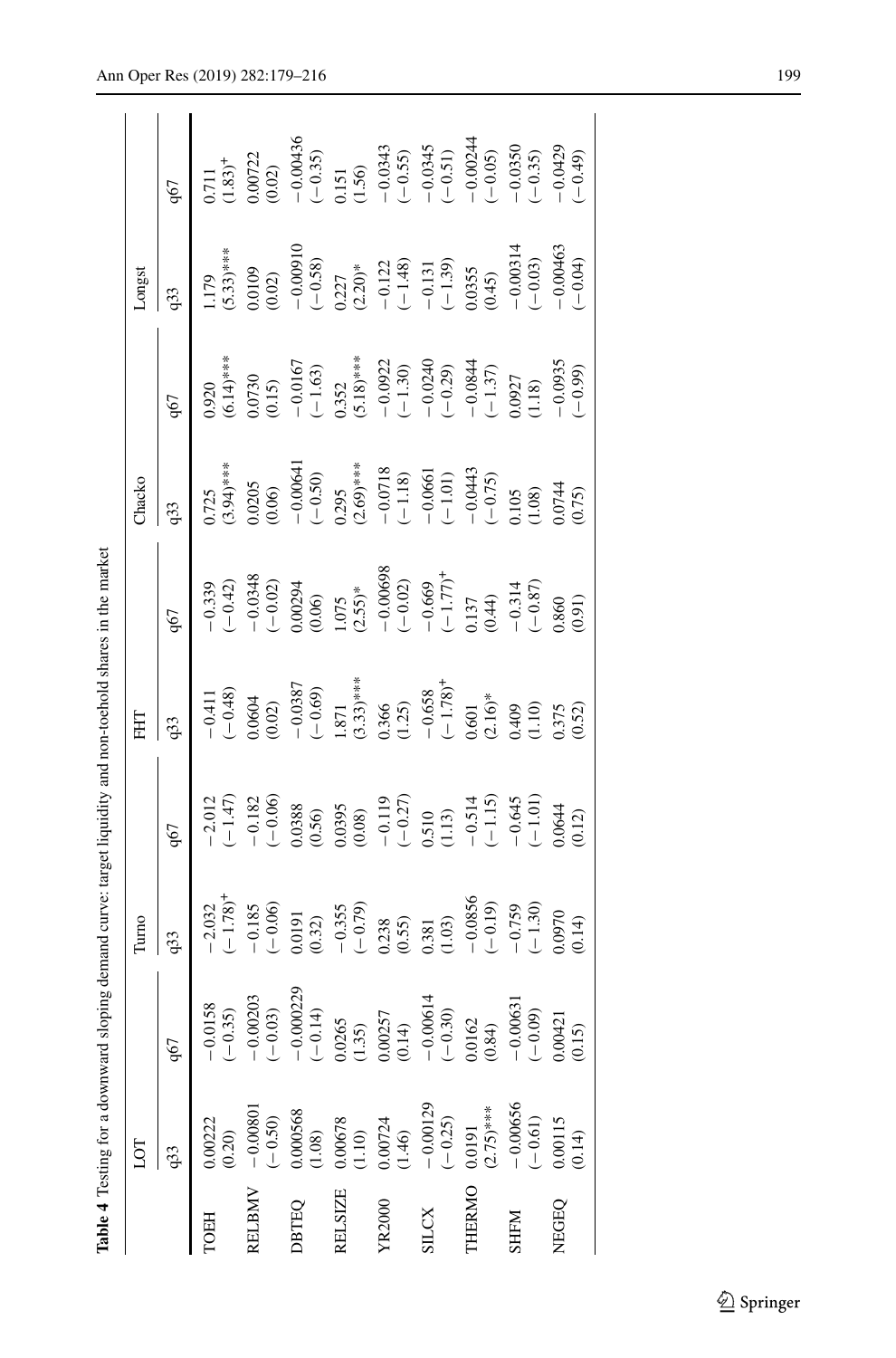**Table 4** Testing for a downward sloping demand curve: target liquidity and non-toehold shares in the market

| | LOT | | Turno | | FHT | | Chacko | | Longst | |
|---|---|---|---|---|---|---|---|---|---|---|
| | q33 | q67 | q33 | q67 | q33 | q67 | q33 | q67 | q33 | q67 |
| TOEH | 0.00222 | −0.0158 | −2.032 | −2.012 | −0.411 | −0.339 | 0.725 | 0.920 | 1.179 | 0.711 |
| | (0.20) | (−0.35) | (−1.78)$^{+}$ | (−1.47) | (−0.48) | (−0.42) | (3.94)*** | (6.14)*** | (5.33)*** | (1.83)$^{+}$ |
| RELBMV | −0.00801 | −0.00203 | −0.185 | −0.182 | 0.0604 | −0.0348 | 0.0205 | 0.0730 | 0.0109 | 0.00722 |
| | (−0.50) | (−0.03) | (−0.06) | (−0.06) | (0.02) | (−0.02) | (0.06) | (0.15) | (0.02) | (0.02) |
| DBTEQ | 0.000568 | −0.000229 | 0.0191 | 0.0388 | −0.0387 | 0.00294 | −0.00641 | −0.0167 | −0.00910 | −0.00436 |
| | (1.08) | (−0.14) | (0.32) | (0.56) | (−0.69) | (0.06) | (−0.50) | (−1.63) | (−0.58) | (−0.35) |
| RELSIZE | 0.00678 | 0.0265 | −0.355 | 0.0395 | 1.871 | 1.075 | 0.295 | 0.352 | 0.227 | 0.151 |
| | (1.10) | (1.35) | (−0.79) | (0.08) | (3.33)*** | (2.55)* | (2.69)*** | (5.18)*** | (2.20)* | (1.56) |
| YR2000 | 0.00724 | 0.00257 | 0.238 | −0.119 | 0.366 | −0.00698 | −0.0718 | −0.0922 | −0.122 | −0.0343 |
| | (1.46) | (0.14) | (0.55) | (−0.27) | (1.25) | (−0.02) | (−1.18) | (−1.30) | (−1.48) | (−0.55) |
| SILCX | −0.00129 | −0.00614 | 0.381 | 0.510 | −0.658 | −0.669 | −0.0661 | −0.0240 | −0.131 | −0.0345 |
| | (−0.25) | (−0.30) | (1.03) | (1.13) | (−1.78)$^{+}$ | (−1.77)$^{+}$ | (−1.01) | (−0.29) | (−1.39) | (−0.51) |
| THERMO | 0.0191 | 0.0162 | −0.0856 | −0.514 | 0.601 | 0.137 | −0.0443 | −0.0844 | 0.0355 | −0.00244 |
| | (2.75)*** | (0.84) | (−0.19) | (−1.15) | (2.16)* | (0.44) | (−0.75) | (−1.37) | (0.45) | (−0.05) |
| SHFM | −0.00656 | −0.00631 | −0.759 | −0.645 | 0.409 | −0.314 | 0.105 | 0.0927 | −0.00314 | −0.0350 |
| | (−0.61) | (−0.09) | (−1.30) | (−1.01) | (1.10) | (−0.87) | (1.08) | (1.18) | (−0.03) | (−0.35) |
| NEGEQ | 0.00115 | 0.00421 | 0.0970 | 0.0644 | 0.375 | 0.860 | 0.0744 | −0.0935 | −0.00463 | −0.0429 |
| | (0.14) | (0.15) | (0.14) | (0.12) | (0.52) | (0.91) | (0.75) | (−0.99) | (−0.04) | (−0.49) |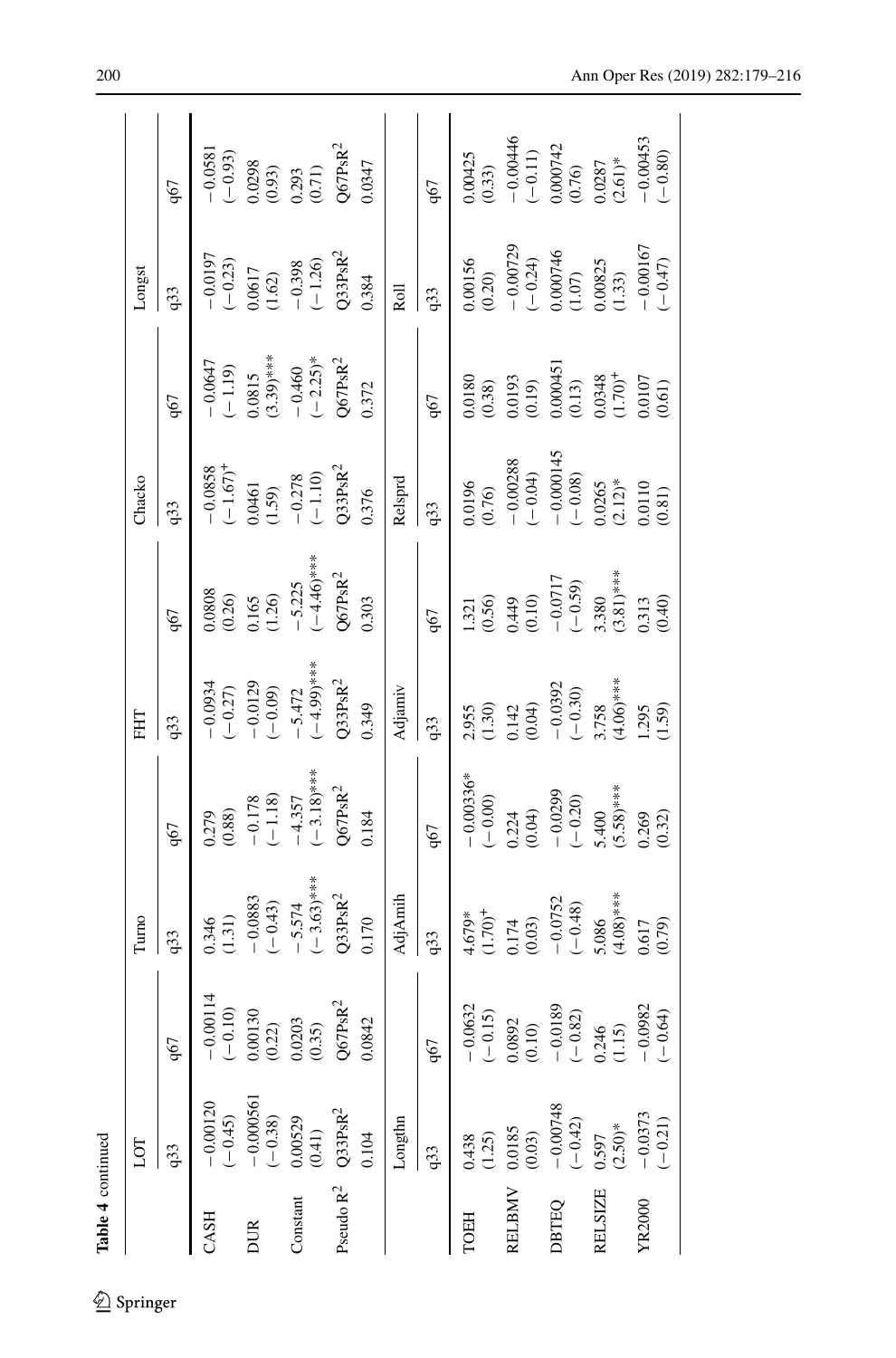**Table 4** continued

| | LOT | | Turno | | FHT | | Chacko | | Longst | |
|---|---|---|---|---|---|---|---|---|---|---|
| | q33 | q67 | q33 | q67 | q33 | q67 | q33 | q67 | q33 | q67 |
| CASH | −0.00120 | −0.00114 | 0.346 | 0.279 | −0.0934 | 0.0808 | −0.0858 | −0.0647 | −0.0197 | −0.0581 |
| | (−0.45) | (−0.10) | (1.31) | (0.88) | (−0.27) | (0.26) | (−1.67)$^{+}$ | (−1.19) | (−0.23) | (−0.93) |
| DUR | −0.000561 | 0.00130 | −0.0883 | −0.178 | −0.0129 | 0.165 | 0.0461 | 0.0815 | 0.0617 | 0.0298 |
| | (−0.38) | (0.22) | (−0.43) | (−1.18) | (−0.09) | (1.26) | (1.59) | (3.39)*** | (1.62) | (0.93) |
| Constant | 0.00529 | 0.0203 | −5.574 | −4.357 | −5.472 | −5.225 | −0.278 | −0.460 | −0.398 | 0.293 |
| | (0.41) | (0.35) | (−3.63)*** | (−3.18)*** | (−4.99)*** | (−4.46)*** | (−1.10) | (−2.25)* | (−1.26) | (0.71) |
| Pseudo $R^2$ | Q33Ps$R^2$ | Q67Ps$R^2$ | Q33Ps$R^2$ | Q67Ps$R^2$ | Q33Ps$R^2$ | Q67Ps$R^2$ | Q33Ps$R^2$ | Q67Ps$R^2$ | Q33Ps$R^2$ | Q67Ps$R^2$ |
| | 0.104 | 0.0842 | 0.170 | 0.184 | 0.349 | 0.303 | 0.376 | 0.372 | 0.384 | 0.0347 |
| | Longthn | | AdjAmih | | Adjamiv | | Relsprd | | Roll | |
| | q33 | q67 | q33 | q67 | q33 | q67 | q33 | q67 | q33 | q67 |
| TOEH | 0.438 | −0.0632 | 4.679* | −0.00336* | 2.955 | 1.321 | 0.0196 | 0.0180 | 0.00156 | 0.00425 |
| | (1.25) | (−0.15) | (1.70)$^{+}$ | (−0.00) | (1.30) | (0.56) | (0.76) | (0.38) | (0.20) | (0.33) |
| RELBMV | 0.0185 | 0.0892 | 0.174 | 0.224 | 0.142 | 0.449 | −0.00288 | 0.0193 | −0.00729 | −0.00446 |
| | (0.03) | (0.10) | (0.03) | (0.04) | (0.04) | (0.10) | (−0.04) | (0.19) | (−0.24) | (−0.11) |
| DBTEQ | −0.00748 | −0.0189 | −0.0752 | −0.0299 | −0.0392 | −0.0717 | −0.000145 | 0.000451 | 0.000746 | 0.000742 |
| | (−0.42) | (−0.82) | (−0.48) | (−0.20) | (−0.30) | (−0.59) | (−0.08) | (0.13) | (1.07) | (0.76) |
| RELSIZE | 0.597 | 0.246 | 5.086 | 5.400 | 3.758 | 3.380 | 0.0265 | 0.0348 | 0.00825 | 0.0287 |
| | (2.50)* | (1.15) | (4.08)*** | (5.58)*** | (4.06)*** | (3.81)*** | (2.12)* | (1.70)$^{+}$ | (1.33) | (2.61)* |
| YR2000 | −0.0373 | −0.0982 | 0.617 | 0.269 | 1.295 | 0.313 | 0.0110 | 0.0107 | −0.00167 | −0.00453 |
| | (−0.21) | (−0.64) | (0.79) | (0.32) | (1.59) | (0.40) | (0.81) | (0.61) | (−0.47) | (−0.80) |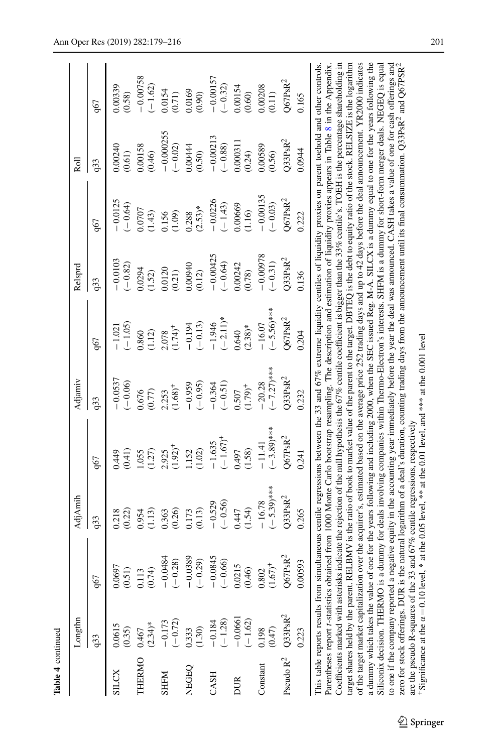**Table 4** continued

| | Longthn | | AdjAmih | | Adjamiv | | Relsprd | | Roll | |
|---|---|---|---|---|---|---|---|---|---|---|
| | q33 | q67 | q33 | q67 | q33 | q67 | q33 | q67 | q33 | q67 |
| SILCX | 0.0615 | 0.0697 | 0.218 | 0.449 | −0.0537 | −1.021 | −0.0103 | −0.0125 | 0.00240 | 0.00339 |
| | (0.35) | (0.51) | (0.22) | (0.41) | (−0.06) | (−1.05) | (−0.82) | (−0.64) | (0.61) | (0.58) |
| THERMO | 0.467 | 0.113 | 0.954 | 1.055 | 0.676 | 0.860 | 0.0294 | 0.0707 | 0.00158 | −0.00758 |
| | (2.34)* | (0.74) | (1.13) | (1.27) | (0.77) | (1.12) | (1.52) | (1.43) | (0.46) | (−1.62) |
| SHFM | −0.173 | −0.0484 | 0.363 | 2.925 | 2.253 | 2.078 | 0.0120 | 0.156 | −0.000255 | 0.0154 |
| | (−0.72) | (−0.28) | (0.26) | (1.92)+ | (1.68)+ | (1.74)+ | (0.21) | (1.09) | (−0.02) | (0.71) |
| NEGEQ | 0.333 | −0.0389 | 0.173 | 1.152 | −0.959 | −0.194 | 0.00940 | 0.288 | 0.00444 | 0.0169 |
| | (1.30) | (−0.29) | (0.13) | (1.02) | (−0.95) | (−0.13) | (0.12) | (2.53)* | (0.50) | (0.90) |
| CASH | −0.184 | −0.0845 | −0.529 | −1.635 | −0.364 | −1.946 | −0.00425 | −0.0226 | −0.00213 | −0.00157 |
| | (−1.28) | (−0.66) | (−0.56) | (−1.67)+ | (−0.51) | (−2.11)* | (−0.64) | (−1.43) | (−0.88) | (−0.32) |
| DUR | −0.0661 | 0.0215 | 0.447 | 0.497 | 0.507 | 0.640 | 0.00242 | 0.00669 | 0.000311 | 0.00154 |
| | (−1.62) | (0.46) | (1.54) | (1.58) | (1.79)+ | (2.38)* | (0.78) | (1.16) | (0.24) | (0.60) |
| Constant | 0.198 | 0.802 | −16.78 | −11.41 | −20.28 | −16.07 | −0.00978 | −0.00135 | 0.00589 | 0.00208 |
| | (0.47) | (1.67)+ | (−5.39)*** | (−3.89)*** | (−7.27)*** | (−5.56)*** | (−0.31) | (−0.03) | (0.56) | (0.11) |
| Pseudo $R^2$ | Q33PsR$^2$ | Q67PsR$^2$ | Q33PsR$^2$ | Q67PsR$^2$ | Q33PsR$^2$ | Q67PsR$^2$ | Q33PsR$^2$ | Q67PsR$^2$ | Q33PsR$^2$ | Q67PsR$^2$ |
| | 0.223 | 0.00593 | 0.265 | 0.241 | 0.232 | 0.204 | 0.136 | 0.222 | 0.0944 | 0.165 |

This table reports results from simultaneous centile regressions between the 33 and 67% extreme liquidity centiles of liquidity proxies on parent toehold and other controls. Parentheses report *t*-statistics obtained from 1000 Monte Carlo bootstrap resampling. The description and estimation of liquidity proxies appears in Table 8 in the Appendix. Coefficients marked with asterisks indicate the rejection of the null hypothesis the 67% centile coefficient is bigger than the 33% centile's. TOEH is the percentage shareholding in target shares held by the parent. RELBMV is the ratio of book to market value of the parent to the target. DBTEQ is the debt to equity ratio of the stock. RELSIZE is the logarithm of the target market capitalization over the acquirer's, estimated based on the average price 252 trading days and up to 42 days before the deal announcement. YR2000 indicates a dummy which takes the value of one for the years following and including 2000, when the SEC issued Reg. M-A. SILCX is a dummy equal to one for the years following the Siliconix decision. THERMO is a dummy for deals involving companies within Thermo-Electron's interests. SHFM is a dummy for short-form merger deals. NEGEQ is equal to one if the company reported a negative equity in the accounting year immediately before the year the deal was announced. CASH takes a value of one for cash offerings and zero for stock offerings. DUR is the natural logarithm of a deal's duration, counting trading days from the announcement until its final consummation. Q33PsR$^2$ and Q67PsR$^2$ are the pseudo R-squares of the 33 and 67% centile regressions, respectively

+Significance at the $\alpha = 0.10$ level, * at the 0.05 level, ** at the 0.01 level, and *** at the 0.001 level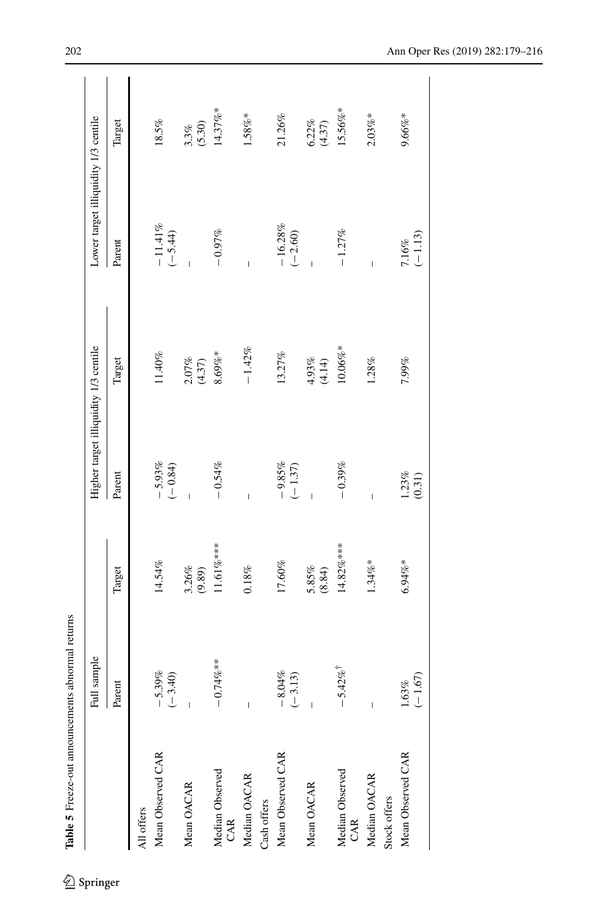Table 5 Freeze-out announcements abnormal returns

| | Full sample | | Higher target illiquidity 1/3 centile | | Lower target illiquidity 1/3 centile | |
|---|---|---|---|---|---|---|
| | Parent | Target | Parent | Target | Parent | Target |
| All offers | | | | | | |
| Mean Observed CAR | −5.39% (−3.40) | 14.54% | −5.93% (−0.84) | 11.40% | −11.41% (−5.44) | 18.5% |
| Mean OACAR | – | 3.26% (9.89) | – | 2.07% (4.37) | – | 3.3% (5.30) |
| Median Observed CAR | −0.74%** | 11.61%*** | −0.54% | 8.69%* | −0.97% | 14.37%* |
| Median OACAR | – | 0.18% | – | −1.42% | – | 1.58%* |
| Cash offers | | | | | | |
| Mean Observed CAR | −8.04% (−3.13) | 17.60% | −9.85% (−1.37) | 13.27% | −16.28% (−2.60) | 21.26% |
| Mean OACAR | – | 5.85% (8.84) | – | 4.93% (4.14) | – | 6.22% (4.37) |
| Median Observed CAR | −5.42%[†] | 14.82%*** | −0.39% | 10.06%* | −1.27% | 15.56%* |
| Median OACAR | – | 1.34%* | – | 1.28% | – | 2.03%* |
| Stock offers | | | | | | |
| Mean Observed CAR | 1.63% (−1.67) | 6.94%* | 1.23% (0.31) | 7.99% | 7.16% (−1.13) | 9.66%* |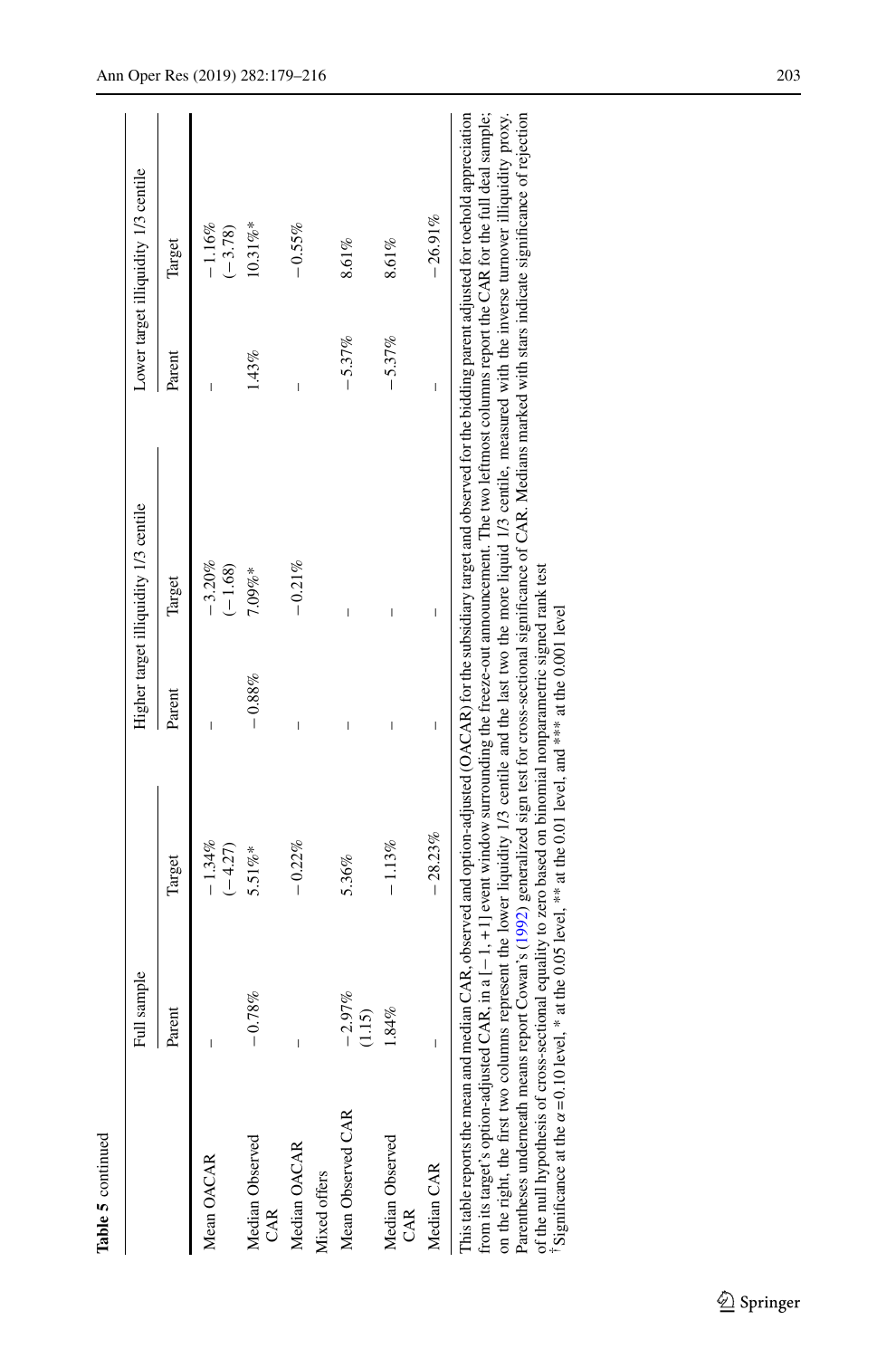**Table 5** continued

| | Full sample | | Higher target illiquidity 1/3 centile | | Lower target illiquidity 1/3 centile | |
|---|---|---|---|---|---|---|
| | Parent | Target | Parent | Target | Parent | Target |
| Mean OACAR | – | −1.34% (−4.27) | – | −3.20% (−1.68) | – | −1.16% (−3.78) |
| Median Observed CAR | −0.78% | 5.51%* | −0.88% | 7.09%* | 1.43% | 10.31%* |
| Median OACAR | – | −0.22% | – | −0.21% | – | −0.55% |
| Mixed offers | | | | | | |
| Mean Observed CAR | −2.97% (1.15) | 5.36% | – | – | −5.37% | 8.61% |
| Median Observed CAR | 1.84% | −1.13% | – | – | −5.37% | 8.61% |
| Median CAR | – | −28.23% | – | – | – | −26.91% |

This table reports the mean and median CAR, observed and option-adjusted (OACAR) for the subsidiary target and observed for the bidding parent adjusted for toehold appreciation from its target's option-adjusted CAR, in a [−1, +1] event window surrounding the freeze-out announcement. The two leftmost columns report the CAR for the full deal sample; on the right, the first two columns represent the lower liquidity 1/3 centile and the last two the more liquid 1/3 centile, measured with the inverse turnover illiquidity proxy. Parentheses underneath means report Cowan's (1992) generalized sign test for cross-sectional significance of CAR. Medians marked with stars indicate significance of rejection of the null hypothesis of cross-sectional equality to zero based on binomial nonparametric signed rank test

†Significance at the $\alpha = 0.10$ level, * at the 0.05 level, ** at the 0.01 level, and *** at the 0.001 level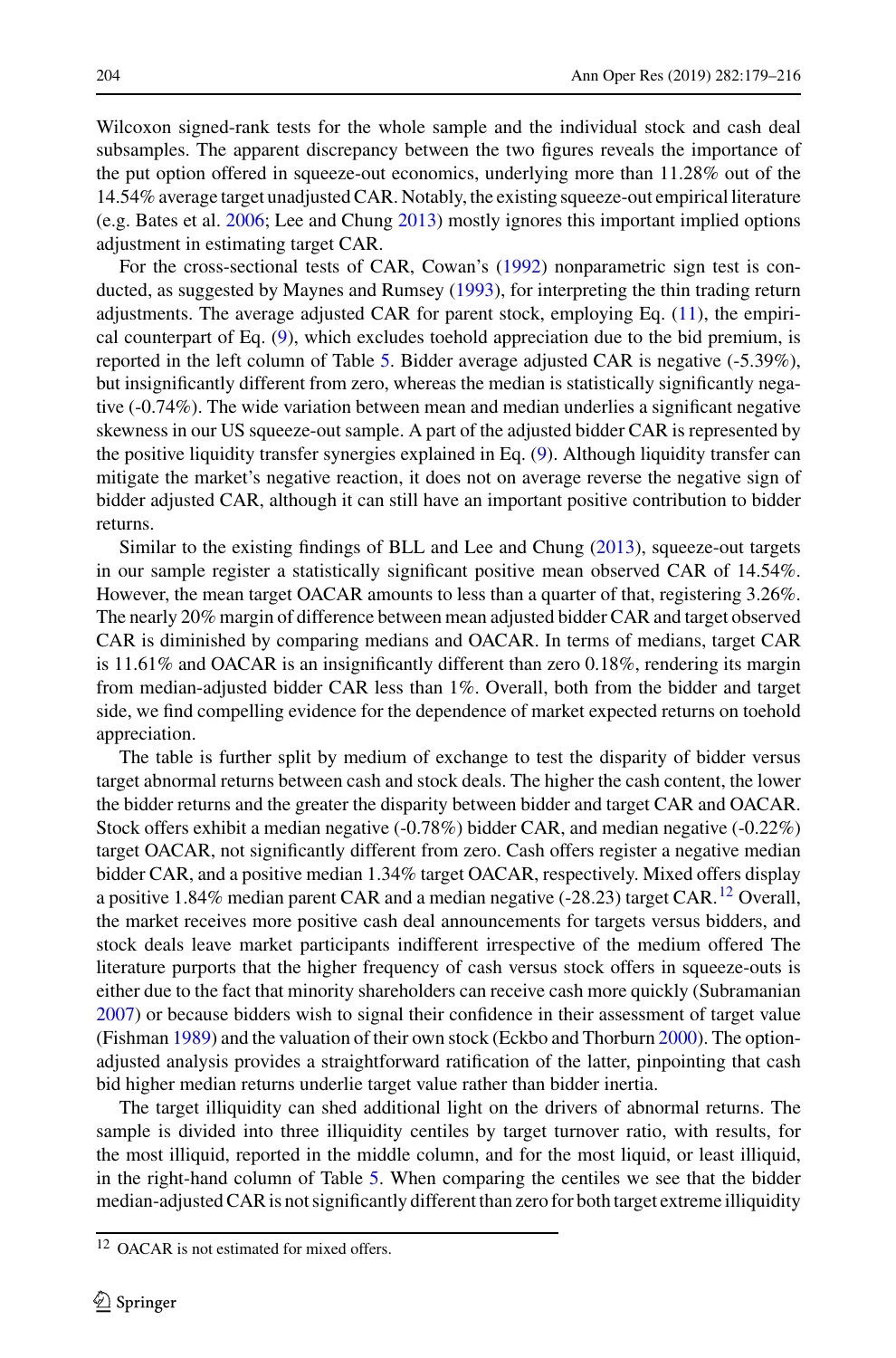Wilcoxon signed-rank tests for the whole sample and the individual stock and cash deal subsamples. The apparent discrepancy between the two figures reveals the importance of the put option offered in squeeze-out economics, underlying more than 11.28% out of the 14.54% average target unadjusted CAR. Notably, the existing squeeze-out empirical literature (e.g. Bates et al. 2006; Lee and Chung 2013) mostly ignores this important implied options adjustment in estimating target CAR.

For the cross-sectional tests of CAR, Cowan's (1992) nonparametric sign test is conducted, as suggested by Maynes and Rumsey (1993), for interpreting the thin trading return adjustments. The average adjusted CAR for parent stock, employing Eq. (11), the empirical counterpart of Eq. (9), which excludes toehold appreciation due to the bid premium, is reported in the left column of Table 5. Bidder average adjusted CAR is negative (-5.39%), but insignificantly different from zero, whereas the median is statistically significantly negative (-0.74%). The wide variation between mean and median underlies a significant negative skewness in our US squeeze-out sample. A part of the adjusted bidder CAR is represented by the positive liquidity transfer synergies explained in Eq. (9). Although liquidity transfer can mitigate the market's negative reaction, it does not on average reverse the negative sign of bidder adjusted CAR, although it can still have an important positive contribution to bidder returns.

Similar to the existing findings of BLL and Lee and Chung (2013), squeeze-out targets in our sample register a statistically significant positive mean observed CAR of 14.54%. However, the mean target OACAR amounts to less than a quarter of that, registering 3.26%. The nearly 20% margin of difference between mean adjusted bidder CAR and target observed CAR is diminished by comparing medians and OACAR. In terms of medians, target CAR is 11.61% and OACAR is an insignificantly different than zero 0.18%, rendering its margin from median-adjusted bidder CAR less than 1%. Overall, both from the bidder and target side, we find compelling evidence for the dependence of market expected returns on toehold appreciation.

The table is further split by medium of exchange to test the disparity of bidder versus target abnormal returns between cash and stock deals. The higher the cash content, the lower the bidder returns and the greater the disparity between bidder and target CAR and OACAR. Stock offers exhibit a median negative (-0.78%) bidder CAR, and median negative (-0.22%) target OACAR, not significantly different from zero. Cash offers register a negative median bidder CAR, and a positive median 1.34% target OACAR, respectively. Mixed offers display a positive 1.84% median parent CAR and a median negative (-28.23) target CAR.[12] Overall, the market receives more positive cash deal announcements for targets versus bidders, and stock deals leave market participants indifferent irrespective of the medium offered The literature purports that the higher frequency of cash versus stock offers in squeeze-outs is either due to the fact that minority shareholders can receive cash more quickly (Subramanian 2007) or because bidders wish to signal their confidence in their assessment of target value (Fishman 1989) and the valuation of their own stock (Eckbo and Thorburn 2000). The option-adjusted analysis provides a straightforward ratification of the latter, pinpointing that cash bid higher median returns underlie target value rather than bidder inertia.

The target illiquidity can shed additional light on the drivers of abnormal returns. The sample is divided into three illiquidity centiles by target turnover ratio, with results, for the most illiquid, reported in the middle column, and for the most liquid, or least illiquid, in the right-hand column of Table 5. When comparing the centiles we see that the bidder median-adjusted CAR is not significantly different than zero for both target extreme illiquidity

[12] OACAR is not estimated for mixed offers.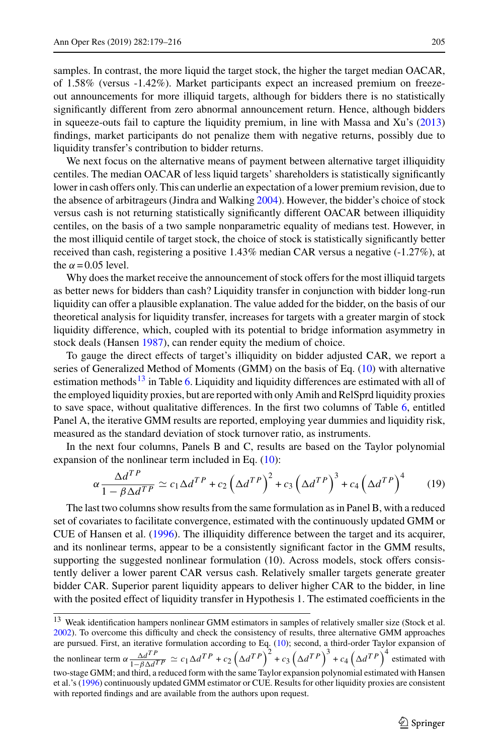samples. In contrast, the more liquid the target stock, the higher the target median OACAR, of 1.58% (versus -1.42%). Market participants expect an increased premium on freeze-out announcements for more illiquid targets, although for bidders there is no statistically significantly different from zero abnormal announcement return. Hence, although bidders in squeeze-outs fail to capture the liquidity premium, in line with Massa and Xu's (2013) findings, market participants do not penalize them with negative returns, possibly due to liquidity transfer's contribution to bidder returns.

We next focus on the alternative means of payment between alternative target illiquidity centiles. The median OACAR of less liquid targets' shareholders is statistically significantly lower in cash offers only. This can underlie an expectation of a lower premium revision, due to the absence of arbitrageurs (Jindra and Walking 2004). However, the bidder's choice of stock versus cash is not returning statistically significant different OACAR between illiquidity centiles, on the basis of a two sample nonparametric equality of medians test. However, in the most illiquid centile of target stock, the choice of stock is statistically significantly better received than cash, registering a positive 1.43% median CAR versus a negative (-1.27%), at the $\alpha = 0.05$ level.

Why does the market receive the announcement of stock offers for the most illiquid targets as better news for bidders than cash? Liquidity transfer in conjunction with bidder long-run liquidity can offer a plausible explanation. The value added for the bidder, on the basis of our theoretical analysis for liquidity transfer, increases for targets with a greater margin of stock liquidity difference, which, coupled with its potential to bridge information asymmetry in stock deals (Hansen 1987), can render equity the medium of choice.

To gauge the direct effects of target's illiquidity on bidder adjusted CAR, we report a series of Generalized Method of Moments (GMM) on the basis of Eq. (10) with alternative estimation methods[13] in Table 6. Liquidity and liquidity differences are estimated with all of the employed liquidity proxies, but are reported with only Amih and RelSprd liquidity proxies to save space, without qualitative differences. In the first two columns of Table 6, entitled Panel A, the iterative GMM results are reported, employing year dummies and liquidity risk, measured as the standard deviation of stock turnover ratio, as instruments.

In the next four columns, Panels B and C, results are based on the Taylor polynomial expansion of the nonlinear term included in Eq. (10):

$$\alpha \frac{\Delta d^{TP}}{1 - \beta \Delta d^{TP}} \simeq c_1 \Delta d^{TP} + c_2 \left(\Delta d^{TP}\right)^2 + c_3 \left(\Delta d^{TP}\right)^3 + c_4 \left(\Delta d^{TP}\right)^4 \tag{19}$$

The last two columns show results from the same formulation as in Panel B, with a reduced set of covariates to facilitate convergence, estimated with the continuously updated GMM or CUE of Hansen et al. (1996). The illiquidity difference between the target and its acquirer, and its nonlinear terms, appear to be a consistently significant factor in the GMM results, supporting the suggested nonlinear formulation (10). Across models, stock offers consistently deliver a lower parent CAR versus cash. Relatively smaller targets generate greater bidder CAR. Superior parent liquidity appears to deliver higher CAR to the bidder, in line with the posited effect of liquidity transfer in Hypothesis 1. The estimated coefficients in the

[13] Weak identification hampers nonlinear GMM estimators in samples of relatively smaller size (Stock et al. 2002). To overcome this difficulty and check the consistency of results, three alternative GMM approaches are pursued. First, an iterative formulation according to Eq. (10); second, a third-order Taylor expansion of the nonlinear term $\alpha \frac{\Delta d^{TP}}{1 - \beta \Delta d^{TP}} \simeq c_1 \Delta d^{TP} + c_2 \left(\Delta d^{TP}\right)^2 + c_3 \left(\Delta d^{TP}\right)^3 + c_4 \left(\Delta d^{TP}\right)^4$ estimated with two-stage GMM; and third, a reduced form with the same Taylor expansion polynomial estimated with Hansen et al.'s (1996) continuously updated GMM estimator or CUE. Results for other liquidity proxies are consistent with reported findings and are available from the authors upon request.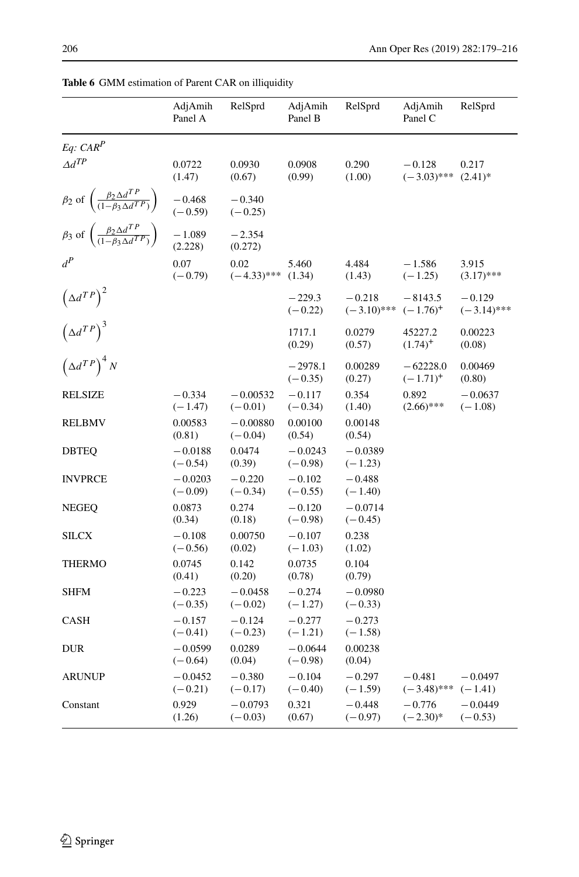**Table 6** GMM estimation of Parent CAR on illiquidity

| | AdjAmih Panel A | RelSprd | AdjAmih Panel B | RelSprd | AdjAmih Panel C | RelSprd |
|---|---|---|---|---|---|---|
| *Eq: $CAR^P$* | | | | | | |
| $\Delta d^{TP}$ | 0.0722 (1.47) | 0.0930 (0.67) | 0.0908 (0.99) | 0.290 (1.00) | −0.128 (−3.03)*** | 0.217 (2.41)* |
| $\beta_2$ of $\left(\frac{\beta_2 \Delta d^{TP}}{(1-\beta_3 \Delta d^{TP})}\right)$ | −0.468 (−0.59) | −0.340 (−0.25) | | | | |
| $\beta_3$ of $\left(\frac{\beta_2 \Delta d^{TP}}{(1-\beta_3 \Delta d^{TP})}\right)$ | −1.089 (2.228) | −2.354 (0.272) | | | | |
| $d^P$ | 0.07 (−0.79) | 0.02 (−4.33)*** | 5.460 (1.34) | 4.484 (1.43) | −1.586 (−1.25) | 3.915 (3.17)*** |
| $\left(\Delta d^{TP}\right)^2$ | | | −229.3 (−0.22) | −0.218 (−3.10)*** | −8143.5 (−1.76)$^+$ | −0.129 (−3.14)*** |
| $\left(\Delta d^{TP}\right)^3$ | | | 1717.1 (0.29) | 0.0279 (0.57) | 45227.2 (1.74)$^+$ | 0.00223 (0.08) |
| $\left(\Delta d^{TP}\right)^4 N$ | | | −2978.1 (−0.35) | 0.00289 (0.27) | −62228.0 (−1.71)$^+$ | 0.00469 (0.80) |
| RELSIZE | −0.334 (−1.47) | −0.00532 (−0.01) | −0.117 (−0.34) | 0.354 (1.40) | 0.892 (2.66)*** | −0.0637 (−1.08) |
| RELBMV | 0.00583 (0.81) | −0.00880 (−0.04) | 0.00100 (0.54) | 0.00148 (0.54) | | |
| DBTEQ | −0.0188 (−0.54) | 0.0474 (0.39) | −0.0243 (−0.98) | −0.0389 (−1.23) | | |
| INVPRCE | −0.0203 (−0.09) | −0.220 (−0.34) | −0.102 (−0.55) | −0.488 (−1.40) | | |
| NEGEQ | 0.0873 (0.34) | 0.274 (0.18) | −0.120 (−0.98) | −0.0714 (−0.45) | | |
| SILCX | −0.108 (−0.56) | 0.00750 (0.02) | −0.107 (−1.03) | 0.238 (1.02) | | |
| THERMO | 0.0745 (0.41) | 0.142 (0.20) | 0.0735 (0.78) | 0.104 (0.79) | | |
| SHFM | −0.223 (−0.35) | −0.0458 (−0.02) | −0.274 (−1.27) | −0.0980 (−0.33) | | |
| CASH | −0.157 (−0.41) | −0.124 (−0.23) | −0.277 (−1.21) | −0.273 (−1.58) | | |
| DUR | −0.0599 (−0.64) | 0.0289 (0.04) | −0.0644 (−0.98) | 0.00238 (0.04) | | |
| ARUNUP | −0.0452 (−0.21) | −0.380 (−0.17) | −0.104 (−0.40) | −0.297 (−1.59) | −0.481 (−3.48)*** | −0.0497 (−1.41) |
| Constant | 0.929 (1.26) | −0.0793 (−0.03) | 0.321 (0.67) | −0.448 (−0.97) | −0.776 (−2.30)* | −0.0449 (−0.53) |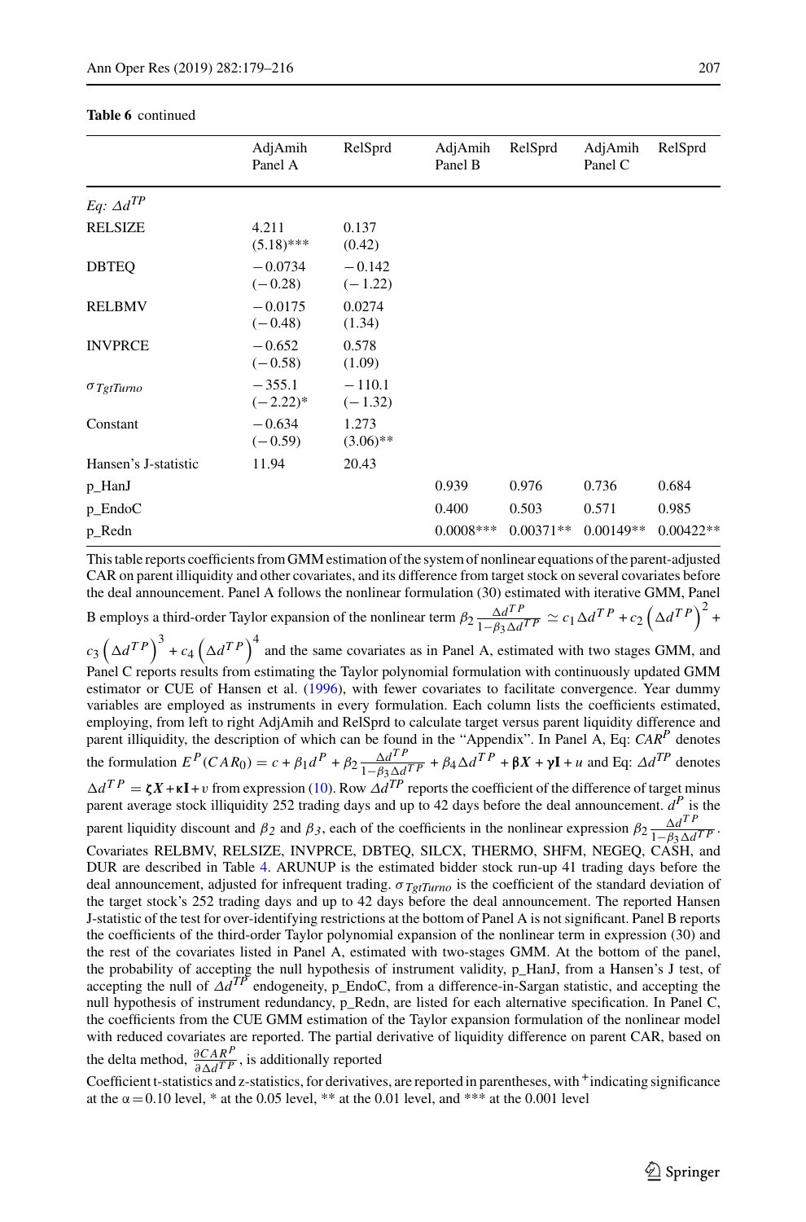**Table 6** continued

| | AdjAmih Panel A | RelSprd | AdjAmih Panel B | RelSprd | AdjAmih Panel C | RelSprd |
|---|---|---|---|---|---|---|
| *Eq: $\Delta d^{TP}$* | | | | | | |
| RELSIZE | 4.211 (5.18)*** | 0.137 (0.42) | | | | |
| DBTEQ | −0.0734 (−0.28) | −0.142 (−1.22) | | | | |
| RELBMV | −0.0175 (−0.48) | 0.0274 (1.34) | | | | |
| INVPRCE | −0.652 (−0.58) | 0.578 (1.09) | | | | |
| $\sigma_{TgtTurno}$ | −355.1 (−2.22)* | −110.1 (−1.32) | | | | |
| Constant | −0.634 (−0.59) | 1.273 (3.06)** | | | | |
| Hansen's J-statistic | 11.94 | 20.43 | | | | |
| p_HanJ | | | 0.939 | 0.976 | 0.736 | 0.684 |
| p_EndoC | | | 0.400 | 0.503 | 0.571 | 0.985 |
| p_Redn | | | 0.0008*** | 0.00371** | 0.00149** | 0.00422** |

This table reports coefficients from GMM estimation of the system of nonlinear equations of the parent-adjusted CAR on parent illiquidity and other covariates, and its difference from target stock on several covariates before the deal announcement. Panel A follows the nonlinear formulation (30) estimated with iterative GMM, Panel B employs a third-order Taylor expansion of the nonlinear term $\beta_2 \frac{\Delta d^{TP}}{1-\beta_3 \Delta d^{TP}} \simeq c_1 \Delta d^{TP} + c_2 \left(\Delta d^{TP}\right)^2 + c_3 \left(\Delta d^{TP}\right)^3 + c_4 \left(\Delta d^{TP}\right)^4$ and the same covariates as in Panel A, estimated with two stages GMM, and Panel C reports results from estimating the Taylor polynomial formulation with continuously updated GMM estimator or CUE of Hansen et al. (1996), with fewer covariates to facilitate convergence. Year dummy variables are employed as instruments in every formulation. Each column lists the coefficients estimated, employing, from left to right AdjAmih and RelSprd to calculate target versus parent liquidity difference and parent illiquidity, the description of which can be found in the "Appendix". In Panel A, Eq: $CAR^P$ denotes the formulation $E^P(CAR_0) = c + \beta_1 d^P + \beta_2 \frac{\Delta d^{TP}}{1-\beta_3 \Delta d^{TP}} + \beta_4 \Delta d^{TP} + \boldsymbol{\beta X} + \boldsymbol{\gamma I} + u$ and Eq: $\Delta d^{TP}$ denotes $\Delta d^{TP} = \boldsymbol{\zeta X} + \boldsymbol{\kappa I} + \upsilon$ from expression (10). Row $\Delta d^{TP}$ reports the coefficient of the difference of target minus parent average stock illiquidity 252 trading days and up to 42 days before the deal announcement. $d^P$ is the parent liquidity discount and $\beta_2$ and $\beta_3$, each of the coefficients in the nonlinear expression $\beta_2 \frac{\Delta d^{TP}}{1-\beta_3 \Delta d^{TP}}$. Covariates RELBMV, RELSIZE, INVPRCE, SHFM, NEGEQ, CASH, and DUR are described in Table 4. ARUNUP is the estimated bidder stock run-up 41 trading days before the deal announcement, adjusted for infrequent trading. $\sigma_{TgtTurno}$ is the coefficient of the standard deviation of the target stock's 252 trading days and up to 42 days before the deal announcement. The reported Hansen J-statistic of the test for over-identifying restrictions at the bottom of Panel A is not significant. Panel B reports the coefficients of the third-order Taylor polynomial expansion of the nonlinear term in expression (30) and the rest of the covariates listed in Panel A, estimated with two-stages GMM. At the bottom of the panel, the probability of accepting the null hypothesis of instrument validity, p_HanJ, from a Hansen's J test, of accepting the null of $\Delta d^{TP}$ endogeneity, p_EndoC, from a difference-in-Sargan statistic, and accepting the null hypothesis of instrument redundancy, p_Redn, are listed for each alternative specification. In Panel C, the coefficients from the CUE GMM estimation of the Taylor expansion formulation of the nonlinear model with reduced covariates are reported. The partial derivative of liquidity difference on parent CAR, based on the delta method, $\frac{\partial CAR^P}{\partial \Delta d^{TP}}$, is additionally reported

Coefficient t-statistics and z-statistics, for derivatives, are reported in parentheses, with + indicating significance at the $\alpha = 0.10$ level, * at the 0.05 level, ** at the 0.01 level, and *** at the 0.001 level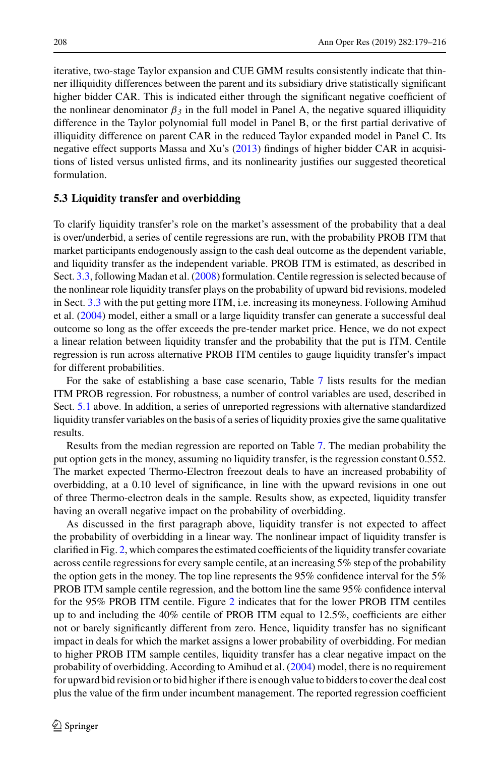iterative, two-stage Taylor expansion and CUE GMM results consistently indicate that thinner illiquidity differences between the parent and its subsidiary drive statistically significant higher bidder CAR. This is indicated either through the significant negative coefficient of the nonlinear denominator $\beta_3$ in the full model in Panel A, the negative squared illiquidity difference in the Taylor polynomial full model in Panel B, or the first partial derivative of illiquidity difference on parent CAR in the reduced Taylor expanded model in Panel C. Its negative effect supports Massa and Xu's (2013) findings of higher bidder CAR in acquisitions of listed versus unlisted firms, and its nonlinearity justifies our suggested theoretical formulation.

### 5.3 Liquidity transfer and overbidding

To clarify liquidity transfer's role on the market's assessment of the probability that a deal is over/underbid, a series of centile regressions are run, with the probability PROB ITM that market participants endogenously assign to the cash deal outcome as the dependent variable, and liquidity transfer as the independent variable. PROB ITM is estimated, as described in Sect. 3.3, following Madan et al. (2008) formulation. Centile regression is selected because of the nonlinear role liquidity transfer plays on the probability of upward bid revisions, modeled in Sect. 3.3 with the put getting more ITM, i.e. increasing its moneyness. Following Amihud et al. (2004) model, either a small or a large liquidity transfer can generate a successful deal outcome so long as the offer exceeds the pre-tender market price. Hence, we do not expect a linear relation between liquidity transfer and the probability that the put is ITM. Centile regression is run across alternative PROB ITM centiles to gauge liquidity transfer's impact for different probabilities.

For the sake of establishing a base case scenario, Table 7 lists results for the median ITM PROB regression. For robustness, a number of control variables are used, described in Sect. 5.1 above. In addition, a series of unreported regressions with alternative standardized liquidity transfer variables on the basis of a series of liquidity proxies give the same qualitative results.

Results from the median regression are reported on Table 7. The median probability the put option gets in the money, assuming no liquidity transfer, is the regression constant 0.552. The market expected Thermo-Electron freezout deals to have an increased probability of overbidding, at a 0.10 level of significance, in line with the upward revisions in one out of three Thermo-electron deals in the sample. Results show, as expected, liquidity transfer having an overall negative impact on the probability of overbidding.

As discussed in the first paragraph above, liquidity transfer is not expected to affect the probability of overbidding in a linear way. The nonlinear impact of liquidity transfer is clarified in Fig. 2, which compares the estimated coefficients of the liquidity transfer covariate across centile regressions for every sample centile, at an increasing 5% step of the probability the option gets in the money. The top line represents the 95% confidence interval for the 5% PROB ITM sample centile regression, and the bottom line the same 95% confidence interval for the 95% PROB ITM centile. Figure 2 indicates that for the lower PROB ITM centiles up to and including the 40% centile of PROB ITM equal to 12.5%, coefficients are either not or barely significantly different from zero. Hence, liquidity transfer has no significant impact in deals for which the market assigns a lower probability of overbidding. For median to higher PROB ITM sample centiles, liquidity transfer has a clear negative impact on the probability of overbidding. According to Amihud et al. (2004) model, there is no requirement for upward bid revision or to bid higher if there is enough value to bidders to cover the deal cost plus the value of the firm under incumbent management. The reported regression coefficient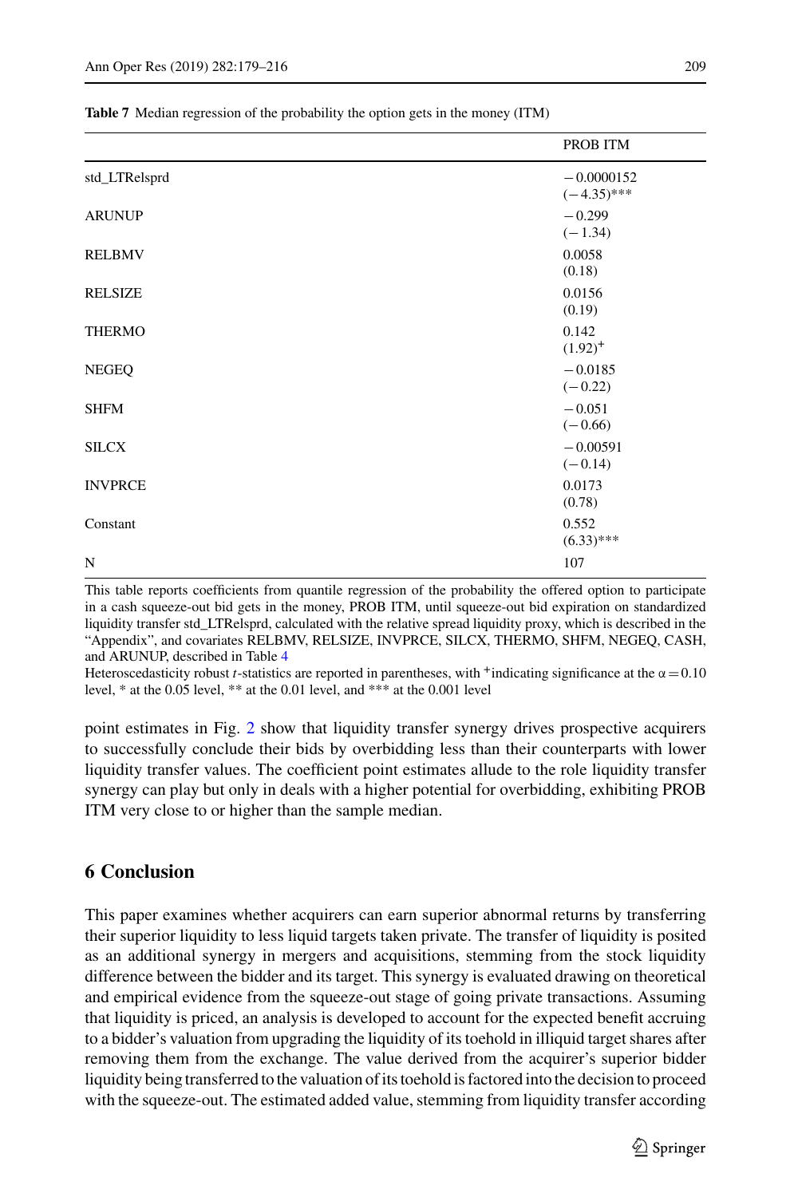**Table 7** Median regression of the probability the option gets in the money (ITM)

| | PROB ITM |
|---|---|
| std_LTRelsprd | −0.0000152 (−4.35)*** |
| ARUNUP | −0.299 (−1.34) |
| RELBMV | 0.0058 (0.18) |
| RELSIZE | 0.0156 (0.19) |
| THERMO | 0.142 (1.92)$^{+}$ |
| NEGEQ | −0.0185 (−0.22) |
| SHFM | −0.051 (−0.66) |
| SILCX | −0.00591 (−0.14) |
| INVPRCE | 0.0173 (0.78) |
| Constant | 0.552 (6.33)*** |
| N | 107 |

This table reports coefficients from quantile regression of the probability the offered option to participate in a cash squeeze-out bid gets in the money, PROB ITM, until squeeze-out bid expiration on standardized liquidity transfer std_LTRelsprd, calculated with the relative spread liquidity proxy, which is described in the "Appendix", and covariates RELBMV, RELSIZE, INVPRCE, SILCX, THERMO, SHFM, NEGEQ, CASH, and ARUNUP, described in Table 4

Heteroscedasticity robust $t$-statistics are reported in parentheses, with $^{+}$indicating significance at the $\alpha = 0.10$ level, * at the 0.05 level, ** at the 0.01 level, and *** at the 0.001 level

point estimates in Fig. 2 show that liquidity transfer synergy drives prospective acquirers to successfully conclude their bids by overbidding less than their counterparts with lower liquidity transfer values. The coefficient point estimates allude to the role liquidity transfer synergy can play but only in deals with a higher potential for overbidding, exhibiting PROB ITM very close to or higher than the sample median.

## 6 Conclusion

This paper examines whether acquirers can earn superior abnormal returns by transferring their superior liquidity to less liquid targets taken private. The transfer of liquidity is posited as an additional synergy in mergers and acquisitions, stemming from the stock liquidity difference between the bidder and its target. This synergy is evaluated drawing on theoretical and empirical evidence from the squeeze-out stage of going private transactions. Assuming that liquidity is priced, an analysis is developed to account for the expected benefit accruing to a bidder's valuation from upgrading the liquidity of its toehold in illiquid target shares after removing them from the exchange. The value derived from the acquirer's superior bidder liquidity being transferred to the valuation of its toehold is factored into the decision to proceed with the squeeze-out. The estimated added value, stemming from liquidity transfer according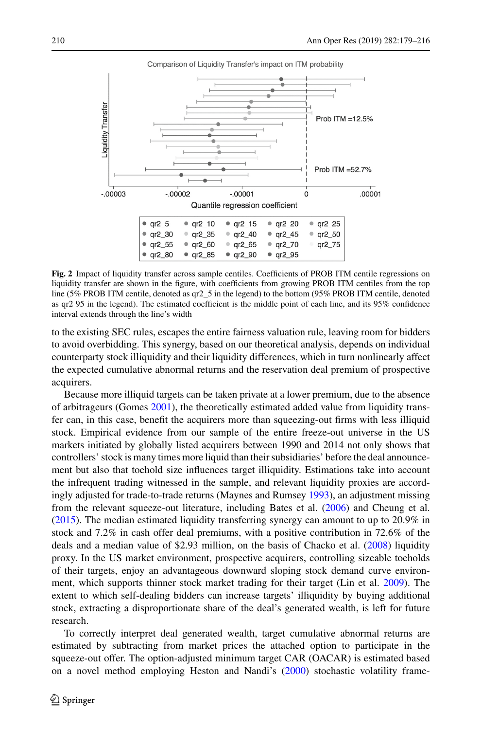Comparison of Liquidity Transfer's impact on ITM probability

Liquidity Transfer

Prob ITM =12.5%

Prob ITM =52.7%

-.00003 -.00002 -.00001 0 .00001

Quantile regression coefficient

| qr2_5 | qr2_10 | qr2_15 | qr2_20 | qr2_25 |
|---|---|---|---|---|
| qr2_30 | qr2_35 | qr2_40 | qr2_45 | qr2_50 |
| qr2_55 | qr2_60 | qr2_65 | qr2_70 | qr2_75 |
| qr2_80 | qr2_85 | qr2_90 | qr2_95 | |

**Fig. 2** Impact of liquidity transfer across sample centiles. Coefficients of PROB ITM centile regressions on liquidity transfer are shown in the figure, with coefficients from growing PROB ITM centiles from the top line (5% PROB ITM centile, denoted as qr2_5 in the legend) to the bottom (95% PROB ITM centile, denoted as qr2 95 in the legend). The estimated coefficient is the middle point of each line, and its 95% confidence interval extends through the line's width

to the existing SEC rules, escapes the entire fairness valuation rule, leaving room for bidders to avoid overbidding. This synergy, based on our theoretical analysis, depends on individual counterparty stock illiquidity and their liquidity differences, which in turn nonlinearly affect the expected cumulative abnormal returns and the reservation deal premium of prospective acquirers.

Because more illiquid targets can be taken private at a lower premium, due to the absence of arbitrageurs (Gomes 2001), the theoretically estimated added value from liquidity transfer can, in this case, benefit the acquirers more than squeezing-out firms with less illiquid stock. Empirical evidence from our sample of the entire freeze-out universe in the US markets initiated by globally listed acquirers between 1990 and 2014 not only shows that controllers' stock is many times more liquid than their subsidiaries' before the deal announcement but also that toehold size influences target illiquidity. Estimations take into account the infrequent trading witnessed in the sample, and relevant liquidity proxies are accordingly adjusted for trade-to-trade returns (Maynes and Rumsey 1993), an adjustment missing from the relevant squeeze-out literature, including Bates et al. (2006) and Cheung et al. (2015). The median estimated liquidity transferring synergy can amount to up to 20.9% in stock and 7.2% in cash offer deal premiums, with a positive contribution in 72.6% of the deals and a median value of \$2.93 million, on the basis of Chacko et al. (2008) liquidity proxy. In the US market environment, prospective acquirers, controlling sizeable toeholds of their targets, enjoy an advantageous downward sloping stock demand curve environment, which supports thinner stock market trading for their target (Lin et al. 2009). The extent to which self-dealing bidders can increase targets' illiquidity by buying additional stock, extracting a disproportionate share of the deal's generated wealth, is left for future research.

To correctly interpret deal generated wealth, target cumulative abnormal returns are estimated by subtracting from market prices the attached option to participate in the squeeze-out offer. The option-adjusted minimum target CAR (OACAR) is estimated based on a novel method employing Heston and Nandi's (2000) stochastic volatility frame-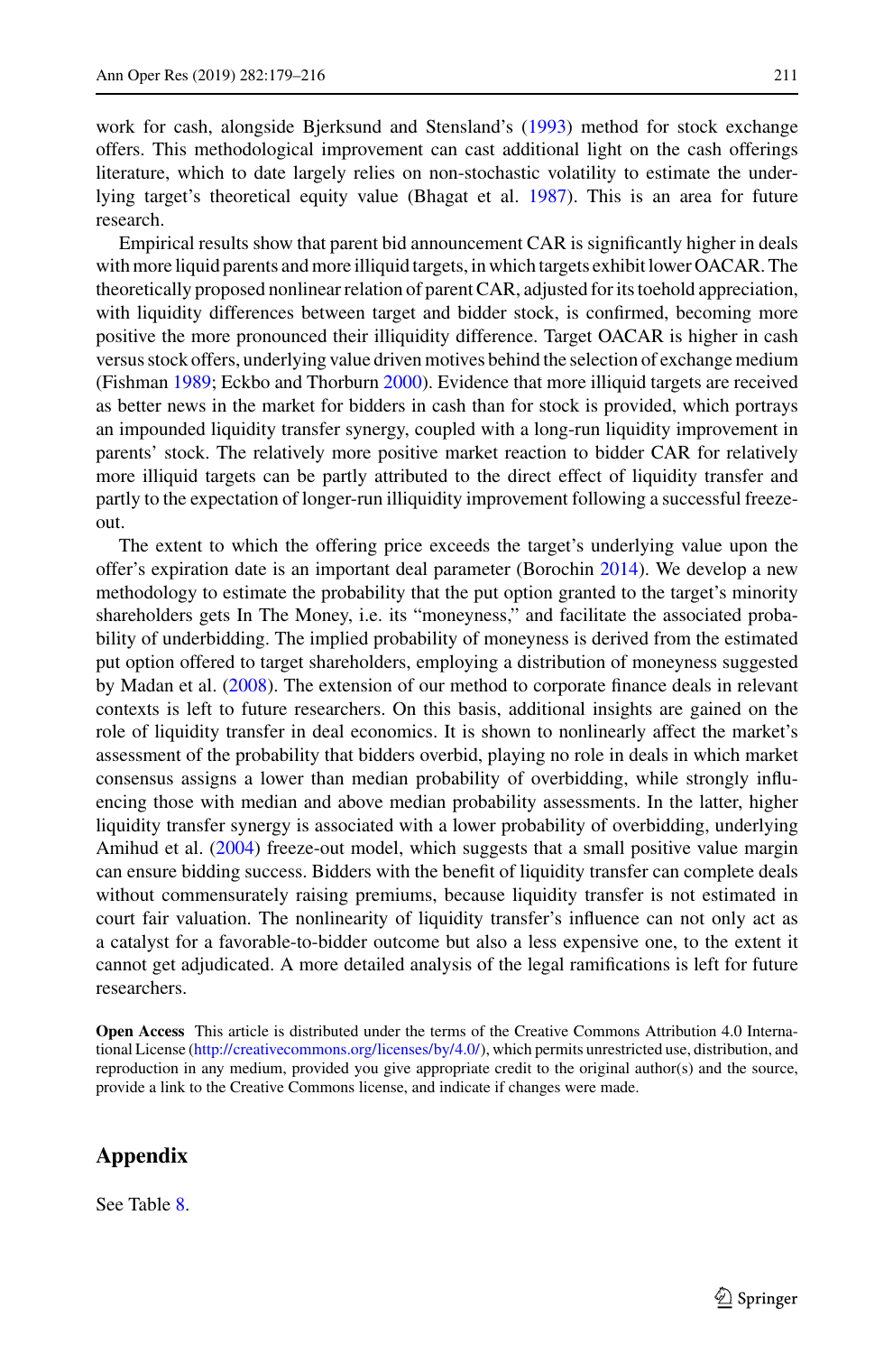work for cash, alongside Bjerksund and Stensland's (1993) method for stock exchange offers. This methodological improvement can cast additional light on the cash offerings literature, which to date largely relies on non-stochastic volatility to estimate the underlying target's theoretical equity value (Bhagat et al. 1987). This is an area for future research.

Empirical results show that parent bid announcement CAR is significantly higher in deals with more liquid parents and more illiquid targets, in which targets exhibit lower OACAR. The theoretically proposed nonlinear relation of parent CAR, adjusted for its toehold appreciation, with liquidity differences between target and bidder stock, is confirmed, becoming more positive the more pronounced their illiquidity difference. Target OACAR is higher in cash versus stock offers, underlying value driven motives behind the selection of exchange medium (Fishman 1989; Eckbo and Thorburn 2000). Evidence that more illiquid targets are received as better news in the market for bidders in cash than for stock is provided, which portrays an impounded liquidity transfer synergy, coupled with a long-run liquidity improvement in parents' stock. The relatively more positive market reaction to bidder CAR for relatively more illiquid targets can be partly attributed to the direct effect of liquidity transfer and partly to the expectation of longer-run illiquidity improvement following a successful freeze-out.

The extent to which the offering price exceeds the target's underlying value upon the offer's expiration date is an important deal parameter (Borochin 2014). We develop a new methodology to estimate the probability that the put option granted to the target's minority shareholders gets In The Money, i.e. its "moneyness," and facilitate the associated probability of underbidding. The implied probability of moneyness is derived from the estimated put option offered to target shareholders, employing a distribution of moneyness suggested by Madan et al. (2008). The extension of our method to corporate finance deals in relevant contexts is left to future researchers. On this basis, additional insights are gained on the role of liquidity transfer in deal economics. It is shown to nonlinearly affect the market's assessment of the probability that bidders overbid, playing no role in deals in which market consensus assigns a lower than median probability of overbidding, while strongly influencing those with median and above median probability assessments. In the latter, higher liquidity transfer synergy is associated with a lower probability of overbidding, underlying Amihud et al. (2004) freeze-out model, which suggests that a small positive value margin can ensure bidding success. Bidders with the benefit of liquidity transfer can complete deals without commensurately raising premiums, because liquidity transfer is not estimated in court fair valuation. The nonlinearity of liquidity transfer's influence can not only act as a catalyst for a favorable-to-bidder outcome but also a less expensive one, to the extent it cannot get adjudicated. A more detailed analysis of the legal ramifications is left for future researchers.

**Open Access** This article is distributed under the terms of the Creative Commons Attribution 4.0 International License (http://creativecommons.org/licenses/by/4.0/), which permits unrestricted use, distribution, and reproduction in any medium, provided you give appropriate credit to the original author(s) and the source, provide a link to the Creative Commons license, and indicate if changes were made.

## Appendix

See Table 8.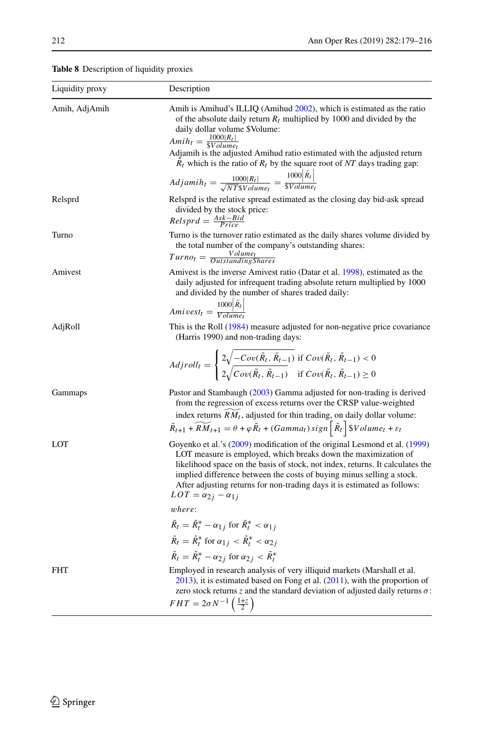**Table 8** Description of liquidity proxies

| Liquidity proxy | Description |
|---|---|
| Amih, AdjAmih | Amih is Amihud's ILLIQ (Amihud 2002), which is estimated as the ratio of the absolute daily return $R_t$ multiplied by 1000 and divided by the daily dollar volume \$Volume: $Amih_t = \frac{1000\lvert R_t \rvert}{\$Volume_t}$ Adjamih is the adjusted Amihud ratio estimated with the adjusted return $\tilde{R}_t$ which is the ratio of $R_t$ by the square root of $NT$ days trading gap: $Adjamih_t = \frac{1000\lvert R_t \rvert}{\sqrt{NT}\$Volume_t} = \frac{1000\lvert \tilde{R}_t \rvert}{\$Volume_t}$ |
| Relsprd | Relsprd is the relative spread estimated as the closing day bid-ask spread divided by the stock price: $Relsprd = \frac{Ask-Bid}{Price}$ |
| Turno | Turno is the turnover ratio estimated as the daily shares volume divided by the total number of the company's outstanding shares: $Turno_t = \frac{Volume_t}{OutstandingShares}$ |
| Amivest | Amivest is the inverse Amivest ratio (Datar et al. 1998), estimated as the daily adjusted for infrequent trading absolute return multiplied by 1000 and divided by the number of shares traded daily: $Amivest_t = \frac{1000\lvert \tilde{R}_t \rvert}{Volume_t}$ |
| AdjRoll | This is the Roll (1984) measure adjusted for non-negative price covariance (Harris 1990) and non-trading days: $Adjroll_t = \begin{cases} 2\sqrt{-Cov(\tilde{R}_t, \tilde{R}_{t-1})} & \text{if } Cov(\tilde{R}_t, \tilde{R}_{t-1}) < 0 \\ 2\sqrt{Cov(\tilde{R}_t, \tilde{R}_{t-1})} & \text{if } Cov(\tilde{R}_t, \tilde{R}_{t-1}) \geq 0 \end{cases}$ |
| Gammaps | Pastor and Stambaugh (2003) Gamma adjusted for non-trading is derived from the regression of excess returns over the CRSP value-weighted index returns $\widetilde{RM}_t$, adjusted for thin trading, on daily dollar volume: $\tilde{R}_{t+1} + \widetilde{RM}_{t+1} = \theta + \varphi \tilde{R}_t + (Gamma_t)\, sign\left[\tilde{R}_t\right] \$Volume_t + \varepsilon_t$ |
| LOT | Goyenko et al.'s (2009) modification of the original Lesmond et al. (1999) LOT measure is employed, which breaks down the maximization of likelihood space on the basis of stock, not index, returns. It calculates the implied difference between the costs of buying minus selling a stock. After adjusting returns for non-trading days it is estimated as follows: $LOT = \alpha_{2j} - \alpha_{1j}$ *where*: $\tilde{R}_t = \tilde{R}_t^* - \alpha_{1j}$ for $\tilde{R}_t^* < \alpha_{1j}$; $\tilde{R}_t = \tilde{R}_t^*$ for $\alpha_{1j} < \tilde{R}_t^* < \alpha_{2j}$; $\tilde{R}_t = \tilde{R}_t^* - \alpha_{2j}$ for $\alpha_{2j} < \tilde{R}_t^*$ |
| FHT | Employed in research analysis of very illiquid markets (Marshall et al. 2013), it is estimated based on Fong et al. (2011), with the proportion of zero stock returns $z$ and the standard deviation of adjusted daily returns $\sigma$: $FHT = 2\sigma N^{-1}\left(\frac{1+z}{2}\right)$ |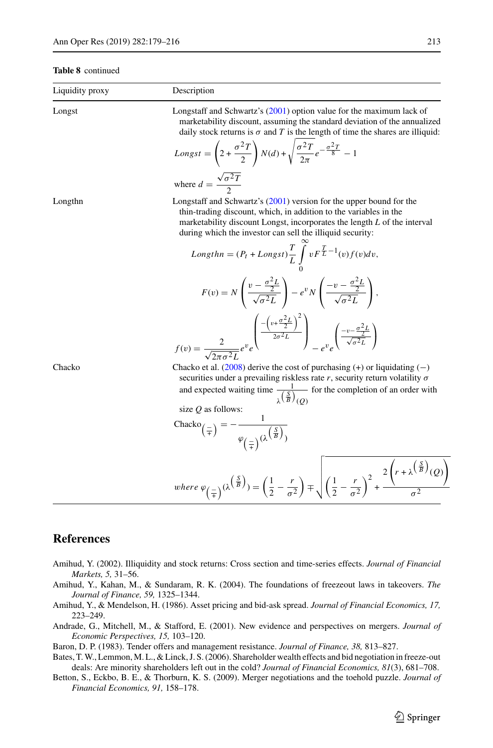**Table 8** continued

| Liquidity proxy | Description |
|---|---|
| Longst | Longstaff and Schwartz's (2001) option value for the maximum lack of marketability discount, assuming the standard deviation of the annualized daily stock returns is $\sigma$ and $T$ is the length of time the shares are illiquid: $Longst = \left(2 + \frac{\sigma^2 T}{2}\right) N(d) + \sqrt{\frac{\sigma^2 T}{2\pi}} e^{-\frac{\sigma^2 T}{8}} - 1$ where $d = \frac{\sqrt{\sigma^2 T}}{2}$ |
| Longthn | Longstaff and Schwartz's (2001) version for the upper bound for the thin-trading discount, which, in addition to the variables in the marketability discount Longst, incorporates the length $L$ of the interval during which the investor can sell the illiquid security: $Longthn = (P_t + Longst)\frac{T}{L}\int_0^{\infty} vF^{\frac{T}{L}-1}(v)f(v)dv,$ $F(v) = N\left(\frac{v - \frac{\sigma^2 L}{2}}{\sqrt{\sigma^2 L}}\right) - e^v N\left(\frac{-v - \frac{\sigma^2 L}{2}}{\sqrt{\sigma^2 L}}\right),$ $f(v) = \frac{2}{\sqrt{2\pi\sigma^2 L}} e^v e^{\left(\frac{-\left(v + \frac{\sigma^2 L}{2}\right)^2}{2\sigma^2 L}\right)} - e^v e^{\left(\frac{-v - \frac{\sigma^2 L}{2}}{\sqrt{\sigma^2 L}}\right)}$ |
| Chacko | Chacko et al. (2008) derive the cost of purchasing (+) or liquidating (−) securities under a prevailing riskless rate $r$, security return volatility $\sigma$ and expected waiting time $\frac{1}{\lambda^{\left(\frac{S}{B}\right)}(Q)}$ for the completion of an order with size $Q$ as follows: $\text{Chacko}_{\left(\frac{-}{+}\right)} = -\frac{1}{\varphi_{\left(\frac{-}{+}\right)}(\lambda^{\left(\frac{S}{B}\right)})}$ $where\ \varphi_{\left(\frac{-}{+}\right)}(\lambda^{\left(\frac{S}{B}\right)}) = \left(\frac{1}{2} - \frac{r}{\sigma^2}\right) \mp \sqrt{\left(\frac{1}{2} - \frac{r}{\sigma^2}\right)^2 + \frac{2\left(r + \lambda^{\left(\frac{S}{B}\right)}(Q)\right)}{\sigma^2}}$ |

## References

Amihud, Y. (2002). Illiquidity and stock returns: Cross section and time-series effects. *Journal of Financial Markets, 5,* 31–56.

Amihud, Y., Kahan, M., & Sundaram, R. K. (2004). The foundations of freezeout laws in takeovers. *The Journal of Finance, 59,* 1325–1344.

Amihud, Y., & Mendelson, H. (1986). Asset pricing and bid-ask spread. *Journal of Financial Economics, 17,* 223–249.

Andrade, G., Mitchell, M., & Stafford, E. (2001). New evidence and perspectives on mergers. *Journal of Economic Perspectives, 15,* 103–120.

Baron, D. P. (1983). Tender offers and management resistance. *Journal of Finance, 38,* 813–827.

Bates, T. W., Lemmon, M. L., & Linck, J. S. (2006). Shareholder wealth effects and bid negotiation in freeze-out deals: Are minority shareholders left out in the cold? *Journal of Financial Economics, 81*(3), 681–708.

Betton, S., Eckbo, B. E., & Thorburn, K. S. (2009). Merger negotiations and the toehold puzzle. *Journal of Financial Economics, 91,* 158–178.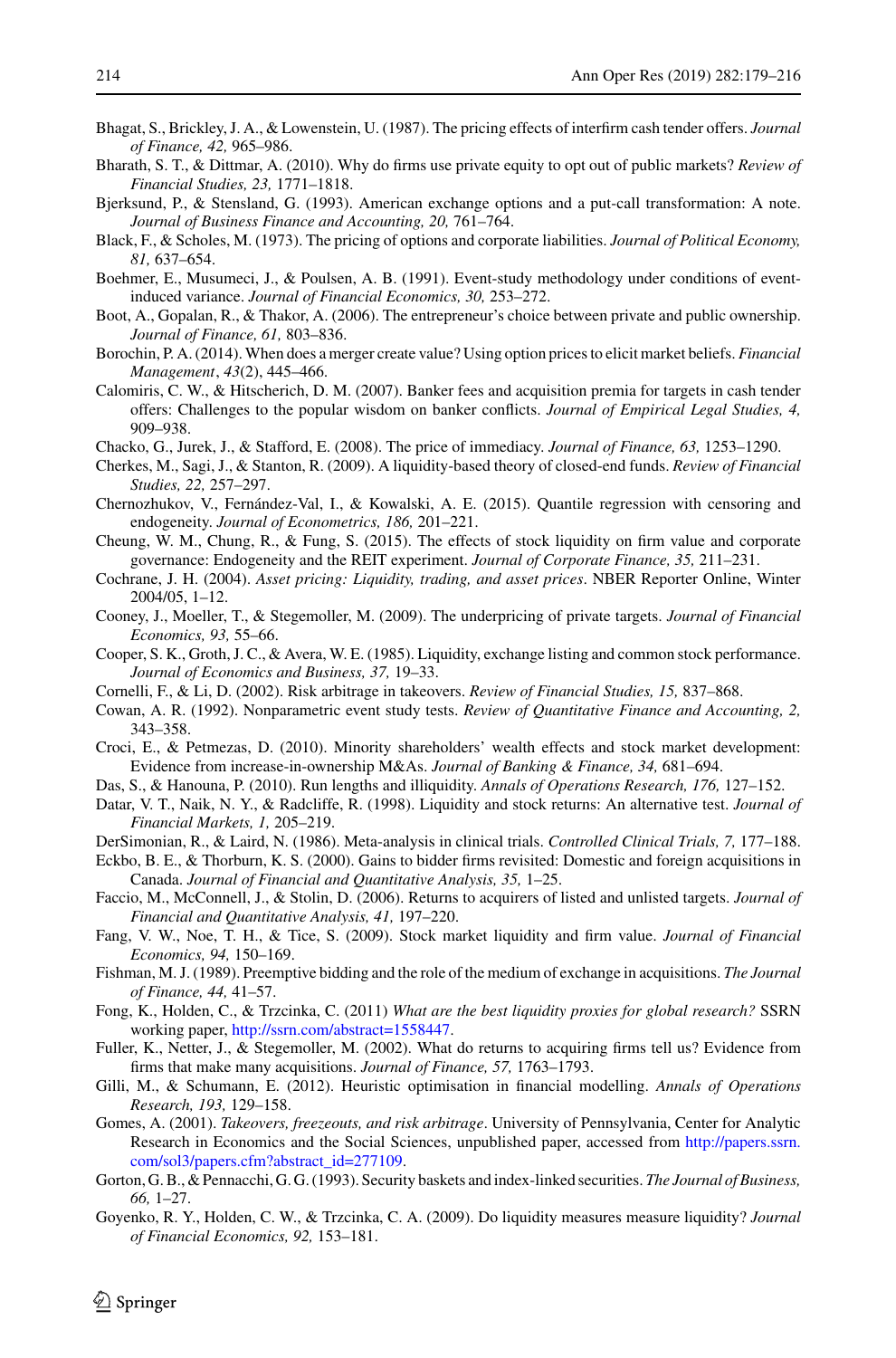Bhagat, S., Brickley, J. A., & Lowenstein, U. (1987). The pricing effects of interfirm cash tender offers. *Journal of Finance, 42,* 965–986.

Bharath, S. T., & Dittmar, A. (2010). Why do firms use private equity to opt out of public markets? *Review of Financial Studies, 23,* 1771–1818.

Bjerksund, P., & Stensland, G. (1993). American exchange options and a put-call transformation: A note. *Journal of Business Finance and Accounting, 20,* 761–764.

Black, F., & Scholes, M. (1973). The pricing of options and corporate liabilities. *Journal of Political Economy, 81,* 637–654.

Boehmer, E., Musumeci, J., & Poulsen, A. B. (1991). Event-study methodology under conditions of event-induced variance. *Journal of Financial Economics, 30,* 253–272.

Boot, A., Gopalan, R., & Thakor, A. (2006). The entrepreneur's choice between private and public ownership. *Journal of Finance, 61,* 803–836.

Borochin, P. A. (2014). When does a merger create value? Using option prices to elicit market beliefs. *Financial Management*, *43*(2), 445–466.

Calomiris, C. W., & Hitscherich, D. M. (2007). Banker fees and acquisition premia for targets in cash tender offers: Challenges to the popular wisdom on banker conflicts. *Journal of Empirical Legal Studies, 4,* 909–938.

Chacko, G., Jurek, J., & Stafford, E. (2008). The price of immediacy. *Journal of Finance, 63,* 1253–1290.

Cherkes, M., Sagi, J., & Stanton, R. (2009). A liquidity-based theory of closed-end funds. *Review of Financial Studies, 22,* 257–297.

Chernozhukov, V., Fernández-Val, I., & Kowalski, A. E. (2015). Quantile regression with censoring and endogeneity. *Journal of Econometrics, 186,* 201–221.

Cheung, W. M., Chung, R., & Fung, S. (2015). The effects of stock liquidity on firm value and corporate governance: Endogeneity and the REIT experiment. *Journal of Corporate Finance, 35,* 211–231.

Cochrane, J. H. (2004). *Asset pricing: Liquidity, trading, and asset prices*. NBER Reporter Online, Winter 2004/05, 1–12.

Cooney, J., Moeller, T., & Stegemoller, M. (2009). The underpricing of private targets. *Journal of Financial Economics, 93,* 55–66.

Cooper, S. K., Groth, J. C., & Avera, W. E. (1985). Liquidity, exchange listing and common stock performance. *Journal of Economics and Business, 37,* 19–33.

Cornelli, F., & Li, D. (2002). Risk arbitrage in takeovers. *Review of Financial Studies, 15,* 837–868.

Cowan, A. R. (1992). Nonparametric event study tests. *Review of Quantitative Finance and Accounting, 2,* 343–358.

Croci, E., & Petmezas, D. (2010). Minority shareholders' wealth effects and stock market development: Evidence from increase-in-ownership M&As. *Journal of Banking & Finance, 34,* 681–694.

Das, S., & Hanouna, P. (2010). Run lengths and illiquidity. *Annals of Operations Research, 176,* 127–152.

Datar, V. T., Naik, N. Y., & Radcliffe, R. (1998). Liquidity and stock returns: An alternative test. *Journal of Financial Markets, 1,* 205–219.

DerSimonian, R., & Laird, N. (1986). Meta-analysis in clinical trials. *Controlled Clinical Trials, 7,* 177–188.

Eckbo, B. E., & Thorburn, K. S. (2000). Gains to bidder firms revisited: Domestic and foreign acquisitions in Canada. *Journal of Financial and Quantitative Analysis, 35,* 1–25.

Faccio, M., McConnell, J., & Stolin, D. (2006). Returns to acquirers of listed and unlisted targets. *Journal of Financial and Quantitative Analysis, 41,* 197–220.

Fang, V. W., Noe, T. H., & Tice, S. (2009). Stock market liquidity and firm value. *Journal of Financial Economics, 94,* 150–169.

Fishman, M. J. (1989). Preemptive bidding and the role of the medium of exchange in acquisitions. *The Journal of Finance, 44,* 41–57.

Fong, K., Holden, C., & Trzcinka, C. (2011) *What are the best liquidity proxies for global research?* SSRN working paper, http://ssrn.com/abstract=1558447.

Fuller, K., Netter, J., & Stegemoller, M. (2002). What do returns to acquiring firms tell us? Evidence from firms that make many acquisitions. *Journal of Finance, 57,* 1763–1793.

Gilli, M., & Schumann, E. (2012). Heuristic optimisation in financial modelling. *Annals of Operations Research, 193,* 129–158.

Gomes, A. (2001). *Takeovers, freezeouts, and risk arbitrage*. University of Pennsylvania, Center for Analytic Research in Economics and the Social Sciences, unpublished paper, accessed from http://papers.ssrn.com/sol3/papers.cfm?abstract_id=277109.

Gorton, G. B., & Pennacchi, G. G. (1993). Security baskets and index-linked securities. *The Journal of Business, 66,* 1–27.

Goyenko, R. Y., Holden, C. W., & Trzcinka, C. A. (2009). Do liquidity measures measure liquidity? *Journal of Financial Economics, 92,* 153–181.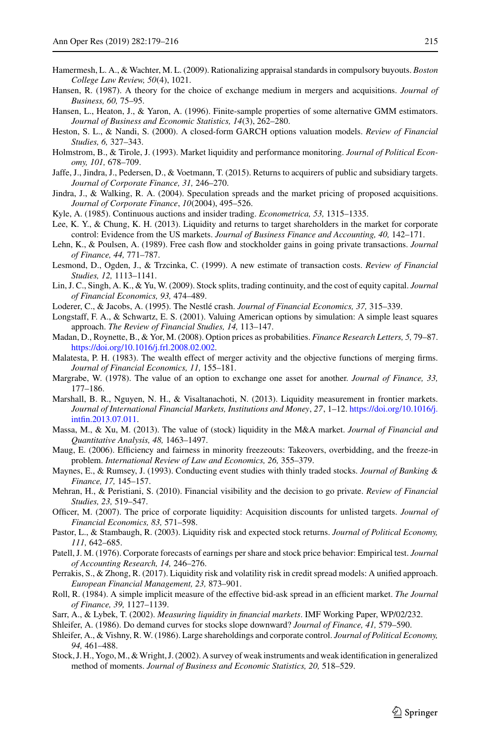Hamermesh, L. A., & Wachter, M. L. (2009). Rationalizing appraisal standards in compulsory buyouts. *Boston College Law Review, 50*(4), 1021.

Hansen, R. (1987). A theory for the choice of exchange medium in mergers and acquisitions. *Journal of Business, 60,* 75–95.

Hansen, L., Heaton, J., & Yaron, A. (1996). Finite-sample properties of some alternative GMM estimators. *Journal of Business and Economic Statistics, 14*(3), 262–280.

Heston, S. L., & Nandi, S. (2000). A closed-form GARCH options valuation models. *Review of Financial Studies, 6,* 327–343.

Holmstrom, B., & Tirole, J. (1993). Market liquidity and performance monitoring. *Journal of Political Economy, 101,* 678–709.

Jaffe, J., Jindra, J., Pedersen, D., & Voetmann, T. (2015). Returns to acquirers of public and subsidiary targets. *Journal of Corporate Finance, 31,* 246–270.

Jindra, J., & Walking, R. A. (2004). Speculation spreads and the market pricing of proposed acquisitions. *Journal of Corporate Finance*, *10*(2004), 495–526.

Kyle, A. (1985). Continuous auctions and insider trading. *Econometrica, 53,* 1315–1335.

Lee, K. Y., & Chung, K. H. (2013). Liquidity and returns to target shareholders in the market for corporate control: Evidence from the US markets. *Journal of Business Finance and Accounting, 40,* 142–171.

Lehn, K., & Poulsen, A. (1989). Free cash flow and stockholder gains in going private transactions. *Journal of Finance, 44,* 771–787.

Lesmond, D., Ogden, J., & Trzcinka, C. (1999). A new estimate of transaction costs. *Review of Financial Studies, 12,* 1113–1141.

Lin, J. C., Singh, A. K., & Yu, W. (2009). Stock splits, trading continuity, and the cost of equity capital. *Journal of Financial Economics, 93,* 474–489.

Loderer, C., & Jacobs, A. (1995). The Nestlé crash. *Journal of Financial Economics, 37,* 315–339.

Longstaff, F. A., & Schwartz, E. S. (2001). Valuing American options by simulation: A simple least squares approach. *The Review of Financial Studies, 14,* 113–147.

Madan, D., Roynette, B., & Yor, M. (2008). Option prices as probabilities. *Finance Research Letters, 5,* 79–87. https://doi.org/10.1016/j.frl.2008.02.002.

Malatesta, P. H. (1983). The wealth effect of merger activity and the objective functions of merging firms. *Journal of Financial Economics, 11,* 155–181.

Margrabe, W. (1978). The value of an option to exchange one asset for another. *Journal of Finance, 33,* 177–186.

Marshall, B. R., Nguyen, N. H., & Visaltanachoti, N. (2013). Liquidity measurement in frontier markets. *Journal of International Financial Markets, Institutions and Money*, *27*, 1–12. https://doi.org/10.1016/j.intfin.2013.07.011.

Massa, M., & Xu, M. (2013). The value of (stock) liquidity in the M&A market. *Journal of Financial and Quantitative Analysis, 48,* 1463–1497.

Maug, E. (2006). Efficiency and fairness in minority freezeouts: Takeovers, overbidding, and the freeze-in problem. *International Review of Law and Economics, 26,* 355–379.

Maynes, E., & Rumsey, J. (1993). Conducting event studies with thinly traded stocks. *Journal of Banking & Finance, 17,* 145–157.

Mehran, H., & Peristiani, S. (2010). Financial visibility and the decision to go private. *Review of Financial Studies, 23,* 519–547.

Officer, M. (2007). The price of corporate liquidity: Acquisition discounts for unlisted targets. *Journal of Financial Economics, 83,* 571–598.

Pastor, L., & Stambaugh, R. (2003). Liquidity risk and expected stock returns. *Journal of Political Economy, 111,* 642–685.

Patell, J. M. (1976). Corporate forecasts of earnings per share and stock price behavior: Empirical test. *Journal of Accounting Research, 14,* 246–276.

Perrakis, S., & Zhong, R. (2017). Liquidity risk and volatility risk in credit spread models: A unified approach. *European Financial Management, 23,* 873–901.

Roll, R. (1984). A simple implicit measure of the effective bid-ask spread in an efficient market. *The Journal of Finance, 39,* 1127–1139.

Sarr, A., & Lybek, T. (2002). *Measuring liquidity in financial markets*. IMF Working Paper, WP/02/232.

Shleifer, A. (1986). Do demand curves for stocks slope downward? *Journal of Finance, 41,* 579–590.

Shleifer, A., & Vishny, R. W. (1986). Large shareholdings and corporate control. *Journal of Political Economy, 94,* 461–488.

Stock, J. H., Yogo, M., & Wright, J. (2002). A survey of weak instruments and weak identification in generalized method of moments. *Journal of Business and Economic Statistics, 20,* 518–529.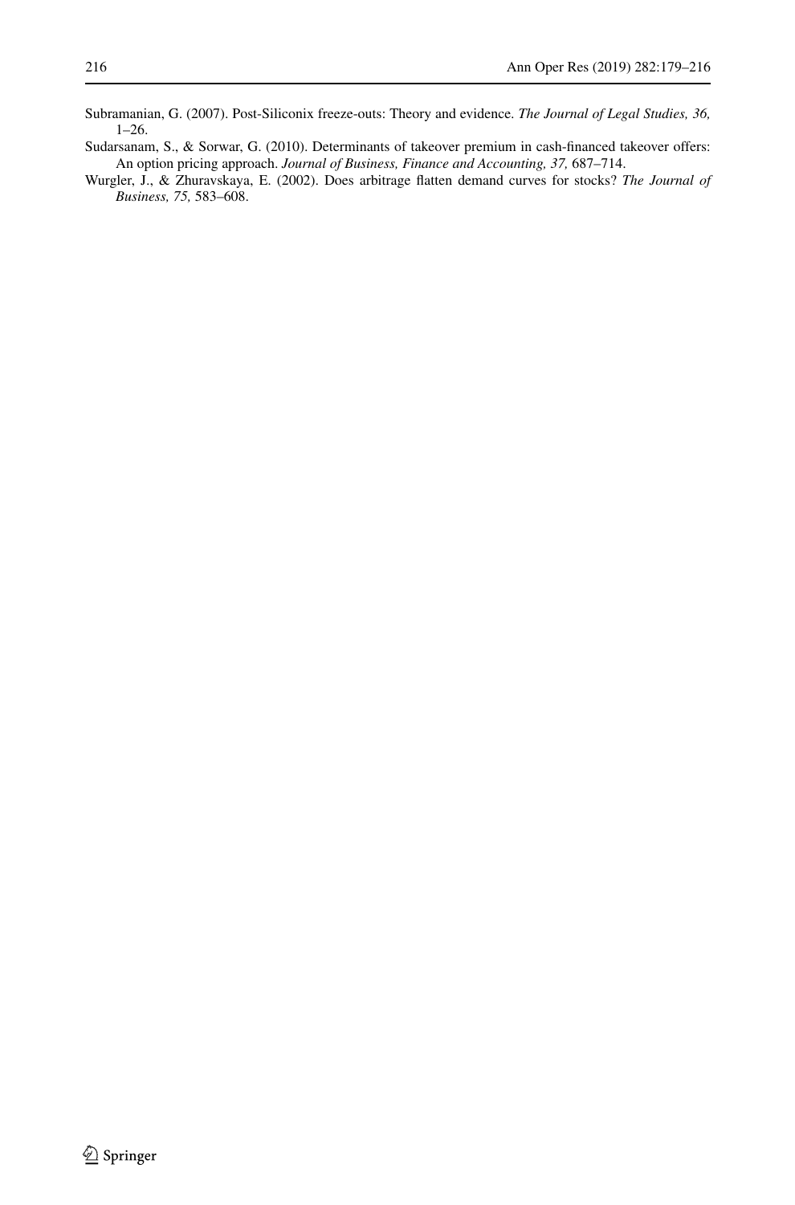Subramanian, G. (2007). Post-Siliconix freeze-outs: Theory and evidence. *The Journal of Legal Studies, 36,* 1–26.

Sudarsanam, S., & Sorwar, G. (2010). Determinants of takeover premium in cash-financed takeover offers: An option pricing approach. *Journal of Business, Finance and Accounting, 37,* 687–714.

Wurgler, J., & Zhuravskaya, E. (2002). Does arbitrage flatten demand curves for stocks? *The Journal of Business, 75,* 583–608.